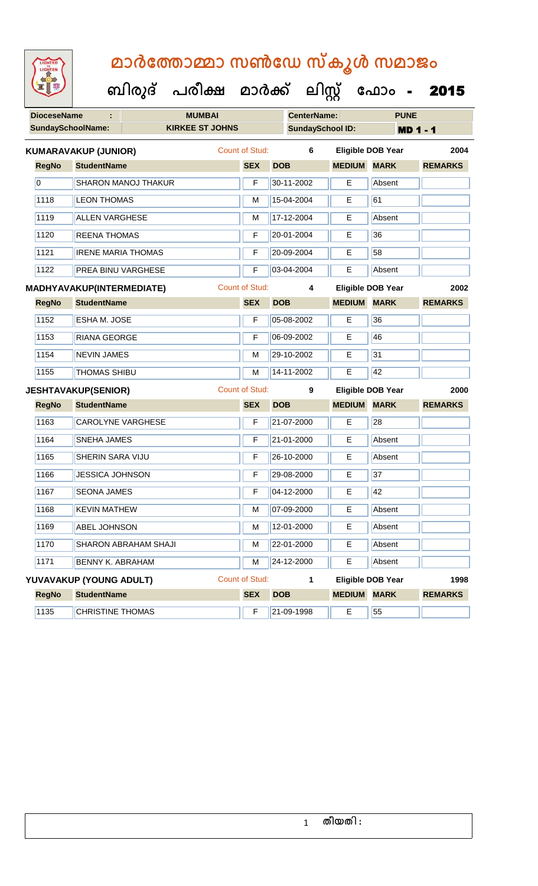# മാർത്തോമ്മാ സൺഡേ സ്കൂൾ സമാജം

## ബിരുദ് പരീക്ഷ മാർക്ക് ലിസ്റ്റ് ഫോം - 2015

| DioceseName : | MUMBAI | CenterName: | PUNE |
|---|---|---|---|
| SundaySchoolName: | KIRKEE ST JOHNS | SundaySchool ID: | MD 1 - 1 |

**KUMARAVAKUP (JUNIOR)** Count of Stud: 6 Eligible DOB Year 2004

| RegNo | StudentName | SEX | DOB | MEDIUM | MARK | REMARKS |
|---|---|---|---|---|---|---|
| 0 | SHARON MANOJ THAKUR | F | 30-11-2002 | E | Absent | |
| 1118 | LEON THOMAS | M | 15-04-2004 | E | 61 | |
| 1119 | ALLEN VARGHESE | M | 17-12-2004 | E | Absent | |
| 1120 | REENA THOMAS | F | 20-01-2004 | E | 36 | |
| 1121 | IRENE MARIA THOMAS | F | 20-09-2004 | E | 58 | |
| 1122 | PREA BINU VARGHESE | F | 03-04-2004 | E | Absent | |

**MADHYAVAKUP(INTERMEDIATE)** Count of Stud: 4 Eligible DOB Year 2002

| RegNo | StudentName | SEX | DOB | MEDIUM | MARK | REMARKS |
|---|---|---|---|---|---|---|
| 1152 | ESHA M. JOSE | F | 05-08-2002 | E | 36 | |
| 1153 | RIANA GEORGE | F | 06-09-2002 | E | 46 | |
| 1154 | NEVIN JAMES | M | 29-10-2002 | E | 31 | |
| 1155 | THOMAS SHIBU | M | 14-11-2002 | E | 42 | |

**JESHTAVAKUP(SENIOR)** Count of Stud: 9 Eligible DOB Year 2000

| RegNo | StudentName | SEX | DOB | MEDIUM | MARK | REMARKS |
|---|---|---|---|---|---|---|
| 1163 | CAROLYNE VARGHESE | F | 21-07-2000 | E | 28 | |
| 1164 | SNEHA JAMES | F | 21-01-2000 | E | Absent | |
| 1165 | SHERIN SARA VIJU | F | 26-10-2000 | E | Absent | |
| 1166 | JESSICA JOHNSON | F | 29-08-2000 | E | 37 | |
| 1167 | SEONA JAMES | F | 04-12-2000 | E | 42 | |
| 1168 | KEVIN MATHEW | M | 07-09-2000 | E | Absent | |
| 1169 | ABEL JOHNSON | M | 12-01-2000 | E | Absent | |
| 1170 | SHARON ABRAHAM SHAJI | M | 22-01-2000 | E | Absent | |
| 1171 | BENNY K. ABRAHAM | M | 24-12-2000 | E | Absent | |

**YUVAVAKUP (YOUNG ADULT)** Count of Stud: 1 Eligible DOB Year 1998

| RegNo | StudentName | SEX | DOB | MEDIUM | MARK | REMARKS |
|---|---|---|---|---|---|---|
| 1135 | CHRISTINE THOMAS | F | 21-09-1998 | E | 55 | |

തീയതി :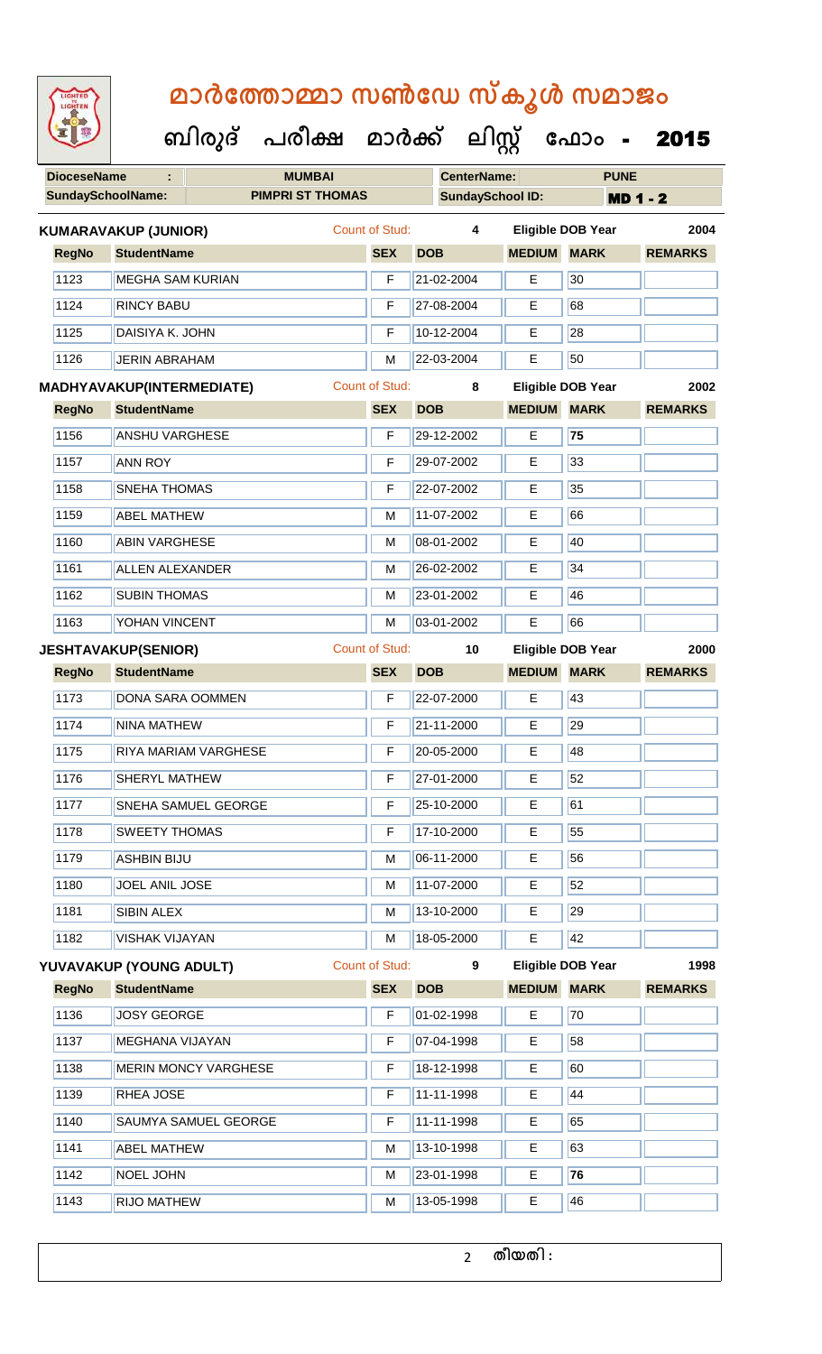# മാർത്തോമ്മാ സൺഡേ സ്കൂൾ സമാജം

## ബിരുദ് പരീക്ഷ മാർക്ക് ലിസ്റ്റ് ഫോം - 2015

| DioceseName : | MUMBAI | CenterName: | PUNE |
|---|---|---|---|
| SundaySchoolName: | PIMPRI ST THOMAS | SundaySchool ID: | MD 1 - 2 |

**KUMARAVAKUP (JUNIOR)** Count of Stud: 4 Eligible DOB Year 2004

| RegNo | StudentName | SEX | DOB | MEDIUM | MARK | REMARKS |
|---|---|---|---|---|---|---|
| 1123 | MEGHA SAM KURIAN | F | 21-02-2004 | E | 30 | |
| 1124 | RINCY BABU | F | 27-08-2004 | E | 68 | |
| 1125 | DAISIYA K. JOHN | F | 10-12-2004 | E | 28 | |
| 1126 | JERIN ABRAHAM | M | 22-03-2004 | E | 50 | |

**MADHYAVAKUP(INTERMEDIATE)** Count of Stud: 8 Eligible DOB Year 2002

| RegNo | StudentName | SEX | DOB | MEDIUM | MARK | REMARKS |
|---|---|---|---|---|---|---|
| 1156 | ANSHU VARGHESE | F | 29-12-2002 | E | **75** | |
| 1157 | ANN ROY | F | 29-07-2002 | E | 33 | |
| 1158 | SNEHA THOMAS | F | 22-07-2002 | E | 35 | |
| 1159 | ABEL MATHEW | M | 11-07-2002 | E | 66 | |
| 1160 | ABIN VARGHESE | M | 08-01-2002 | E | 40 | |
| 1161 | ALLEN ALEXANDER | M | 26-02-2002 | E | 34 | |
| 1162 | SUBIN THOMAS | M | 23-01-2002 | E | 46 | |
| 1163 | YOHAN VINCENT | M | 03-01-2002 | E | 66 | |

**JESHTAVAKUP(SENIOR)** Count of Stud: 10 Eligible DOB Year 2000

| RegNo | StudentName | SEX | DOB | MEDIUM | MARK | REMARKS |
|---|---|---|---|---|---|---|
| 1173 | DONA SARA OOMMEN | F | 22-07-2000 | E | 43 | |
| 1174 | NINA MATHEW | F | 21-11-2000 | E | 29 | |
| 1175 | RIYA MARIAM VARGHESE | F | 20-05-2000 | E | 48 | |
| 1176 | SHERYL MATHEW | F | 27-01-2000 | E | 52 | |
| 1177 | SNEHA SAMUEL GEORGE | F | 25-10-2000 | E | 61 | |
| 1178 | SWEETY THOMAS | F | 17-10-2000 | E | 55 | |
| 1179 | ASHBIN BIJU | M | 06-11-2000 | E | 56 | |
| 1180 | JOEL ANIL JOSE | M | 11-07-2000 | E | 52 | |
| 1181 | SIBIN ALEX | M | 13-10-2000 | E | 29 | |
| 1182 | VISHAK VIJAYAN | M | 18-05-2000 | E | 42 | |

**YUVAVAKUP (YOUNG ADULT)** Count of Stud: 9 Eligible DOB Year 1998

| RegNo | StudentName | SEX | DOB | MEDIUM | MARK | REMARKS |
|---|---|---|---|---|---|---|
| 1136 | JOSY GEORGE | F | 01-02-1998 | E | 70 | |
| 1137 | MEGHANA VIJAYAN | F | 07-04-1998 | E | 58 | |
| 1138 | MERIN MONCY VARGHESE | F | 18-12-1998 | E | 60 | |
| 1139 | RHEA JOSE | F | 11-11-1998 | E | 44 | |
| 1140 | SAUMYA SAMUEL GEORGE | F | 11-11-1998 | E | 65 | |
| 1141 | ABEL MATHEW | M | 13-10-1998 | E | 63 | |
| 1142 | NOEL JOHN | M | 23-01-1998 | E | **76** | |
| 1143 | RIJO MATHEW | M | 13-05-1998 | E | 46 | |

തീയതി :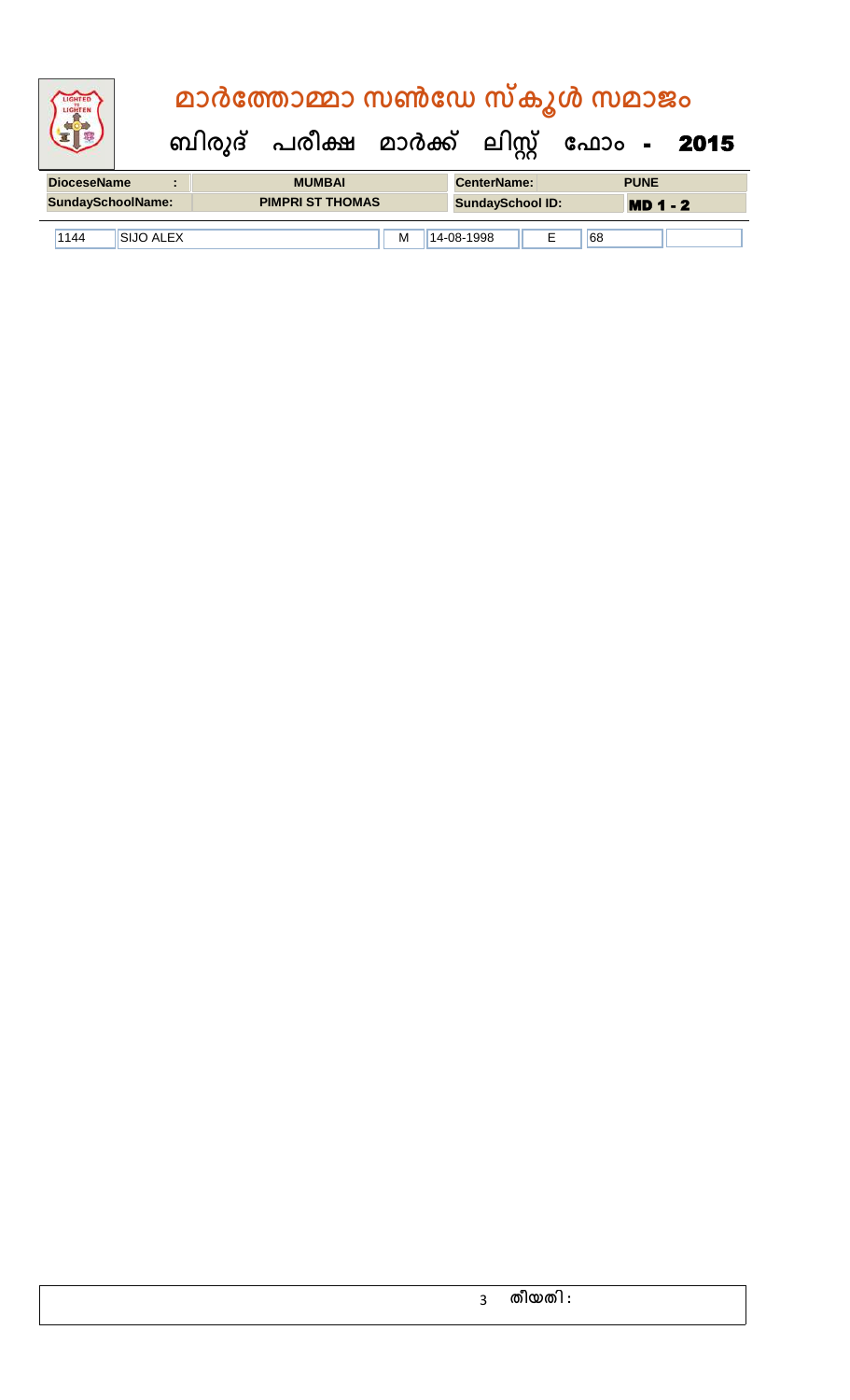# മാർത്തോമ്മാ സൺഡേ സ്കൂൾ സമാജം

## ബിരുദ് പരീക്ഷ മാർക്ക് ലിസ്റ്റ് ഫോം - 2015

| DioceseName : | MUMBAI | CenterName: | PUNE |
|---|---|---|---|
| SundaySchoolName: | PIMPRI ST THOMAS | SundaySchool ID: | MD 1 - 2 |

| | | | | | | |
|---|---|---|---|---|---|---|
| 1144 | SIJO ALEX | M | 14-08-1998 | E | 68 | |

തീയതി :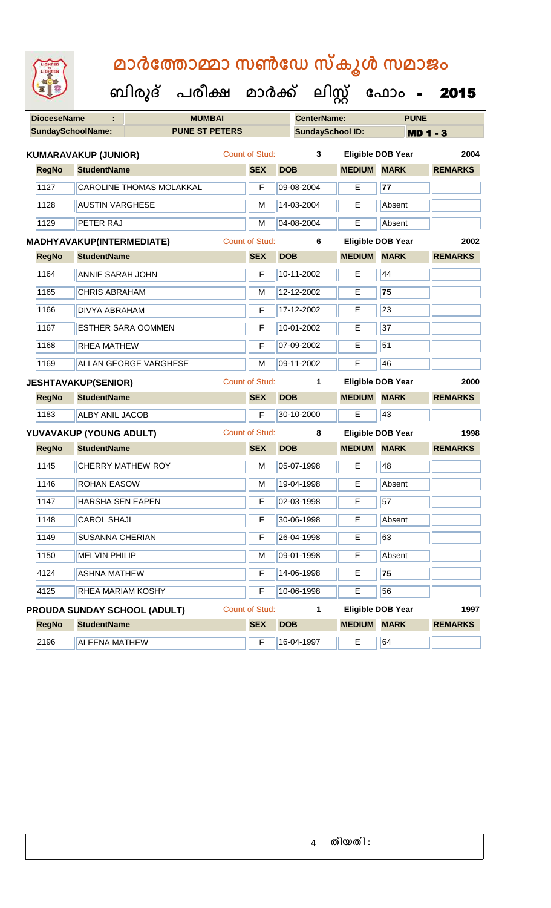# മാർത്തോമ്മാ സൺഡേ സ്കൂൾ സമാജം

## ബിരുദ് പരീക്ഷ മാർക്ക് ലിസ്റ്റ് ഫോം - 2015

| DioceseName | : | MUMBAI | CenterName: | PUNE |
|---|---|---|---|---|
| SundaySchoolName: | | PUNE ST PETERS | SundaySchool ID: | MD 1 - 3 |

**KUMARAVAKUP (JUNIOR)** Count of Stud: 3 Eligible DOB Year 2004

| RegNo | StudentName | SEX | DOB | MEDIUM | MARK | REMARKS |
|---|---|---|---|---|---|---|
| 1127 | CAROLINE THOMAS MOLAKKAL | F | 09-08-2004 | E | 77 | |
| 1128 | AUSTIN VARGHESE | M | 14-03-2004 | E | Absent | |
| 1129 | PETER RAJ | M | 04-08-2004 | E | Absent | |

**MADHYAVAKUP(INTERMEDIATE)** Count of Stud: 6 Eligible DOB Year 2002

| RegNo | StudentName | SEX | DOB | MEDIUM | MARK | REMARKS |
|---|---|---|---|---|---|---|
| 1164 | ANNIE SARAH JOHN | F | 10-11-2002 | E | 44 | |
| 1165 | CHRIS ABRAHAM | M | 12-12-2002 | E | 75 | |
| 1166 | DIVYA ABRAHAM | F | 17-12-2002 | E | 23 | |
| 1167 | ESTHER SARA OOMMEN | F | 10-01-2002 | E | 37 | |
| 1168 | RHEA MATHEW | F | 07-09-2002 | E | 51 | |
| 1169 | ALLAN GEORGE VARGHESE | M | 09-11-2002 | E | 46 | |

**JESHTAVAKUP(SENIOR)** Count of Stud: 1 Eligible DOB Year 2000

| RegNo | StudentName | SEX | DOB | MEDIUM | MARK | REMARKS |
|---|---|---|---|---|---|---|
| 1183 | ALBY ANIL JACOB | F | 30-10-2000 | E | 43 | |

**YUVAVAKUP (YOUNG ADULT)** Count of Stud: 8 Eligible DOB Year 1998

| RegNo | StudentName | SEX | DOB | MEDIUM | MARK | REMARKS |
|---|---|---|---|---|---|---|
| 1145 | CHERRY MATHEW ROY | M | 05-07-1998 | E | 48 | |
| 1146 | ROHAN EASOW | M | 19-04-1998 | E | Absent | |
| 1147 | HARSHA SEN EAPEN | F | 02-03-1998 | E | 57 | |
| 1148 | CAROL SHAJI | F | 30-06-1998 | E | Absent | |
| 1149 | SUSANNA CHERIAN | F | 26-04-1998 | E | 63 | |
| 1150 | MELVIN PHILIP | M | 09-01-1998 | E | Absent | |
| 4124 | ASHNA MATHEW | F | 14-06-1998 | E | 75 | |
| 4125 | RHEA MARIAM KOSHY | F | 10-06-1998 | E | 56 | |

**PROUDA SUNDAY SCHOOL (ADULT)** Count of Stud: 1 Eligible DOB Year 1997

| RegNo | StudentName | SEX | DOB | MEDIUM | MARK | REMARKS |
|---|---|---|---|---|---|---|
| 2196 | ALEENA MATHEW | F | 16-04-1997 | E | 64 | |

തീയതി :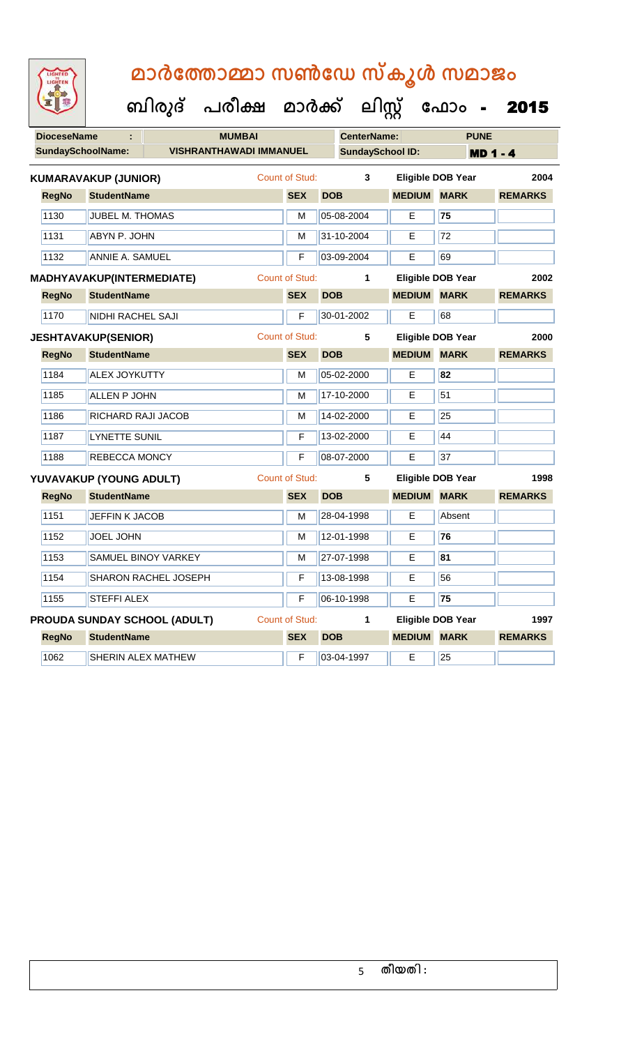# മാർത്തോമ്മാ സൺഡേ സ്കൂൾ സമാജം

## ബിരുദ് പരീക്ഷ മാർക്ക് ലിസ്റ്റ് ഫോം - 2015

| DioceseName : | MUMBAI | CenterName: | PUNE |
|---|---|---|---|
| SundaySchoolName: | VISHRANTHAWADI IMMANUEL | SundaySchool ID: | MD 1 - 4 |

**KUMARAVAKUP (JUNIOR)** Count of Stud: 3 Eligible DOB Year 2004

| RegNo | StudentName | SEX | DOB | MEDIUM | MARK | REMARKS |
|---|---|---|---|---|---|---|
| 1130 | JUBEL M. THOMAS | M | 05-08-2004 | E | 75 | |
| 1131 | ABYN P. JOHN | M | 31-10-2004 | E | 72 | |
| 1132 | ANNIE A. SAMUEL | F | 03-09-2004 | E | 69 | |

**MADHYAVAKUP(INTERMEDIATE)** Count of Stud: 1 Eligible DOB Year 2002

| RegNo | StudentName | SEX | DOB | MEDIUM | MARK | REMARKS |
|---|---|---|---|---|---|---|
| 1170 | NIDHI RACHEL SAJI | F | 30-01-2002 | E | 68 | |

**JESHTAVAKUP(SENIOR)** Count of Stud: 5 Eligible DOB Year 2000

| RegNo | StudentName | SEX | DOB | MEDIUM | MARK | REMARKS |
|---|---|---|---|---|---|---|
| 1184 | ALEX JOYKUTTY | M | 05-02-2000 | E | 82 | |
| 1185 | ALLEN P JOHN | M | 17-10-2000 | E | 51 | |
| 1186 | RICHARD RAJI JACOB | M | 14-02-2000 | E | 25 | |
| 1187 | LYNETTE SUNIL | F | 13-02-2000 | E | 44 | |
| 1188 | REBECCA MONCY | F | 08-07-2000 | E | 37 | |

**YUVAVAKUP (YOUNG ADULT)** Count of Stud: 5 Eligible DOB Year 1998

| RegNo | StudentName | SEX | DOB | MEDIUM | MARK | REMARKS |
|---|---|---|---|---|---|---|
| 1151 | JEFFIN K JACOB | M | 28-04-1998 | E | Absent | |
| 1152 | JOEL JOHN | M | 12-01-1998 | E | 76 | |
| 1153 | SAMUEL BINOY VARKEY | M | 27-07-1998 | E | 81 | |
| 1154 | SHARON RACHEL JOSEPH | F | 13-08-1998 | E | 56 | |
| 1155 | STEFFI ALEX | F | 06-10-1998 | E | 75 | |

**PROUDA SUNDAY SCHOOL (ADULT)** Count of Stud: 1 Eligible DOB Year 1997

| RegNo | StudentName | SEX | DOB | MEDIUM | MARK | REMARKS |
|---|---|---|---|---|---|---|
| 1062 | SHERIN ALEX MATHEW | F | 03-04-1997 | E | 25 | |

തീയതി :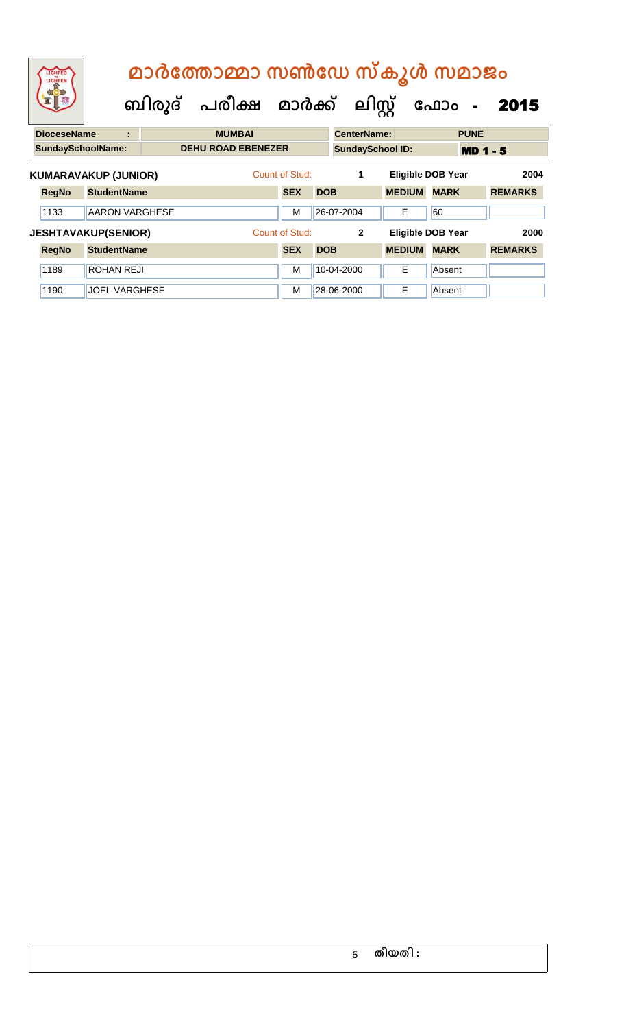# മാർത്തോമ്മാ സൺഡേ സ്കൂൾ സമാജം

## ബിരുദ് പരീക്ഷ മാർക്ക് ലിസ്റ്റ് ഫോം - 2015

| DioceseName : | MUMBAI | CenterName: | PUNE |
|---|---|---|---|
| SundaySchoolName: | DEHU ROAD EBENEZER | SundaySchool ID: | MD 1 - 5 |

**KUMARAVAKUP (JUNIOR)** Count of Stud: 1 Eligible DOB Year 2004

| RegNo | StudentName | SEX | DOB | MEDIUM | MARK | REMARKS |
|---|---|---|---|---|---|---|
| 1133 | AARON VARGHESE | M | 26-07-2004 | E | 60 | |

**JESHTAVAKUP(SENIOR)** Count of Stud: 2 Eligible DOB Year 2000

| RegNo | StudentName | SEX | DOB | MEDIUM | MARK | REMARKS |
|---|---|---|---|---|---|---|
| 1189 | ROHAN REJI | M | 10-04-2000 | E | Absent | |
| 1190 | JOEL VARGHESE | M | 28-06-2000 | E | Absent | |

തീയതി :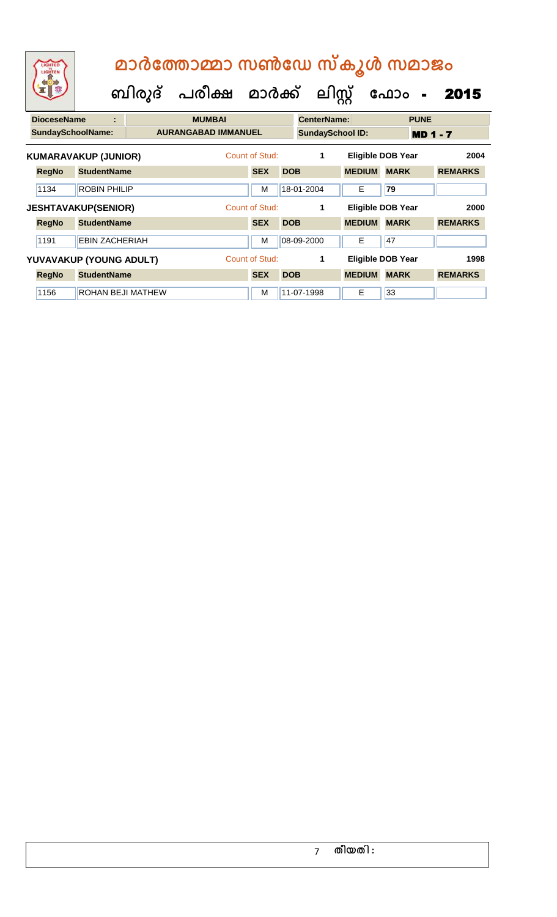# മാർത്തോമ്മാ സൺഡേ സ്കൂൾ സമാജം

## ബിരുദ് പരീക്ഷ മാർക്ക് ലിസ്റ്റ് ഫോം - 2015

| DioceseName | : | MUMBAI | CenterName: | PUNE |
|---|---|---|---|---|
| SundaySchoolName: | | AURANGABAD IMMANUEL | SundaySchool ID: | MD 1 - 7 |

**KUMARAVAKUP (JUNIOR)** — Count of Stud: 1 — Eligible DOB Year: 2004

| RegNo | StudentName | SEX | DOB | MEDIUM | MARK | REMARKS |
|---|---|---|---|---|---|---|
| 1134 | ROBIN PHILIP | M | 18-01-2004 | E | 79 | |

**JESHTAVAKUP(SENIOR)** — Count of Stud: 1 — Eligible DOB Year: 2000

| RegNo | StudentName | SEX | DOB | MEDIUM | MARK | REMARKS |
|---|---|---|---|---|---|---|
| 1191 | EBIN ZACHERIAH | M | 08-09-2000 | E | 47 | |

**YUVAVAKUP (YOUNG ADULT)** — Count of Stud: 1 — Eligible DOB Year: 1998

| RegNo | StudentName | SEX | DOB | MEDIUM | MARK | REMARKS |
|---|---|---|---|---|---|---|
| 1156 | ROHAN BEJI MATHEW | M | 11-07-1998 | E | 33 | |

തീയതി :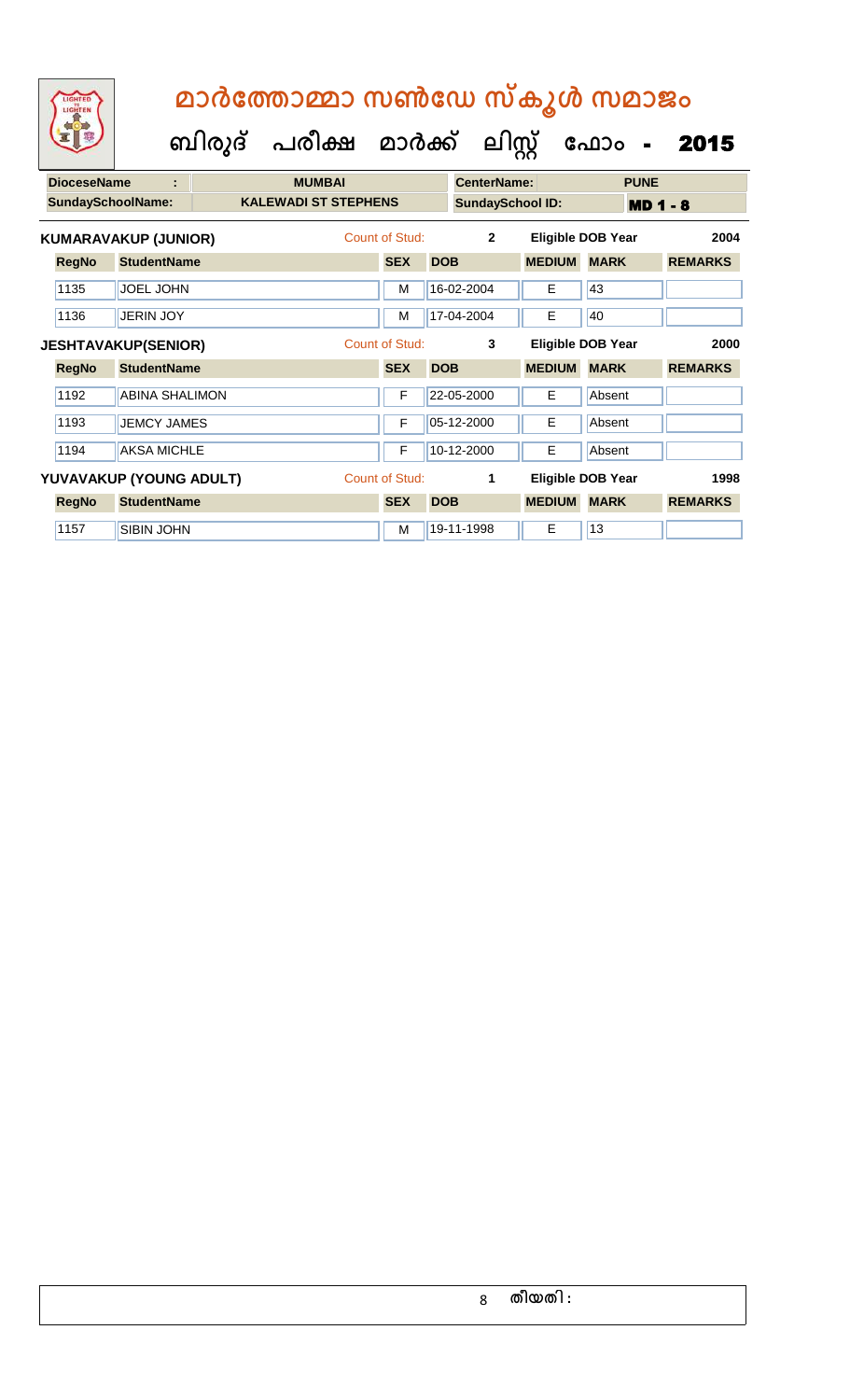# മാർത്തോമ്മാ സൺഡേ സ്കൂൾ സമാജം

## ബിരുദ് പരീക്ഷ മാർക്ക് ലിസ്റ്റ് ഫോം - 2015

| DioceseName : | MUMBAI | CenterName: | PUNE |
|---|---|---|---|
| SundaySchoolName: | KALEWADI ST STEPHENS | SundaySchool ID: | MD 1 - 8 |

**KUMARAVAKUP (JUNIOR)** Count of Stud: 2 Eligible DOB Year 2004

| RegNo | StudentName | SEX | DOB | MEDIUM | MARK | REMARKS |
|---|---|---|---|---|---|---|
| 1135 | JOEL JOHN | M | 16-02-2004 | E | 43 | |
| 1136 | JERIN JOY | M | 17-04-2004 | E | 40 | |

**JESHTAVAKUP(SENIOR)** Count of Stud: 3 Eligible DOB Year 2000

| RegNo | StudentName | SEX | DOB | MEDIUM | MARK | REMARKS |
|---|---|---|---|---|---|---|
| 1192 | ABINA SHALIMON | F | 22-05-2000 | E | Absent | |
| 1193 | JEMCY JAMES | F | 05-12-2000 | E | Absent | |
| 1194 | AKSA MICHLE | F | 10-12-2000 | E | Absent | |

**YUVAVAKUP (YOUNG ADULT)** Count of Stud: 1 Eligible DOB Year 1998

| RegNo | StudentName | SEX | DOB | MEDIUM | MARK | REMARKS |
|---|---|---|---|---|---|---|
| 1157 | SIBIN JOHN | M | 19-11-1998 | E | 13 | |

തീയതി :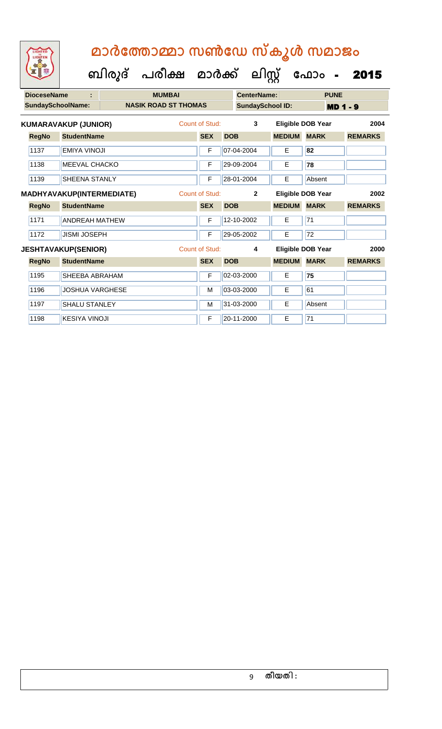# മാർത്തോമ്മാ സൺഡേ സ്കൂൾ സമാജം

## ബിരുദ് പരീക്ഷ മാർക്ക് ലിസ്റ്റ് ഫോം - 2015

| DioceseName : | MUMBAI | CenterName: | PUNE |
|---|---|---|---|
| SundaySchoolName: | NASIK ROAD ST THOMAS | SundaySchool ID: | MD 1 - 9 |

**KUMARAVAKUP (JUNIOR)** Count of Stud: 3 Eligible DOB Year 2004

| RegNo | StudentName | SEX | DOB | MEDIUM | MARK | REMARKS |
|---|---|---|---|---|---|---|
| 1137 | EMIYA VINOJI | F | 07-04-2004 | E | 82 | |
| 1138 | MEEVAL CHACKO | F | 29-09-2004 | E | 78 | |
| 1139 | SHEENA STANLY | F | 28-01-2004 | E | Absent | |

**MADHYAVAKUP(INTERMEDIATE)** Count of Stud: 2 Eligible DOB Year 2002

| RegNo | StudentName | SEX | DOB | MEDIUM | MARK | REMARKS |
|---|---|---|---|---|---|---|
| 1171 | ANDREAH MATHEW | F | 12-10-2002 | E | 71 | |
| 1172 | JISMI JOSEPH | F | 29-05-2002 | E | 72 | |

**JESHTAVAKUP(SENIOR)** Count of Stud: 4 Eligible DOB Year 2000

| RegNo | StudentName | SEX | DOB | MEDIUM | MARK | REMARKS |
|---|---|---|---|---|---|---|
| 1195 | SHEEBA ABRAHAM | F | 02-03-2000 | E | 75 | |
| 1196 | JOSHUA VARGHESE | M | 03-03-2000 | E | 61 | |
| 1197 | SHALU STANLEY | M | 31-03-2000 | E | Absent | |
| 1198 | KESIYA VINOJI | F | 20-11-2000 | E | 71 | |

തീയതി :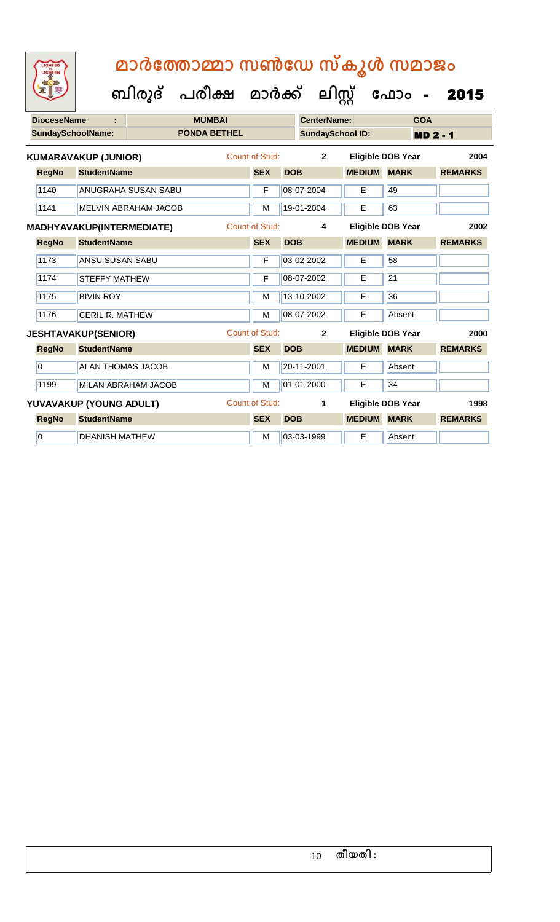# മാർത്തോമ്മാ സൺഡേ സ്കൂൾ സമാജം

**ബിരുദ് പരീക്ഷ മാർക്ക് ലിസ്റ്റ് ഫോം - 2015**

| DioceseName : | MUMBAI | CenterName: | GOA |
|---|---|---|---|
| SundaySchoolName: | PONDA BETHEL | SundaySchool ID: | MD 2 - 1 |

**KUMARAVAKUP (JUNIOR)** Count of Stud: 2 Eligible DOB Year 2004

| RegNo | StudentName | SEX | DOB | MEDIUM | MARK | REMARKS |
|---|---|---|---|---|---|---|
| 1140 | ANUGRAHA SUSAN SABU | F | 08-07-2004 | E | 49 | |
| 1141 | MELVIN ABRAHAM JACOB | M | 19-01-2004 | E | 63 | |

**MADHYAVAKUP(INTERMEDIATE)** Count of Stud: 4 Eligible DOB Year 2002

| RegNo | StudentName | SEX | DOB | MEDIUM | MARK | REMARKS |
|---|---|---|---|---|---|---|
| 1173 | ANSU SUSAN SABU | F | 03-02-2002 | E | 58 | |
| 1174 | STEFFY MATHEW | F | 08-07-2002 | E | 21 | |
| 1175 | BIVIN ROY | M | 13-10-2002 | E | 36 | |
| 1176 | CERIL R. MATHEW | M | 08-07-2002 | E | Absent | |

**JESHTAVAKUP(SENIOR)** Count of Stud: 2 Eligible DOB Year 2000

| RegNo | StudentName | SEX | DOB | MEDIUM | MARK | REMARKS |
|---|---|---|---|---|---|---|
| 0 | ALAN THOMAS JACOB | M | 20-11-2001 | E | Absent | |
| 1199 | MILAN ABRAHAM JACOB | M | 01-01-2000 | E | 34 | |

**YUVAVAKUP (YOUNG ADULT)** Count of Stud: 1 Eligible DOB Year 1998

| RegNo | StudentName | SEX | DOB | MEDIUM | MARK | REMARKS |
|---|---|---|---|---|---|---|
| 0 | DHANISH MATHEW | M | 03-03-1999 | E | Absent | |

തീയതി :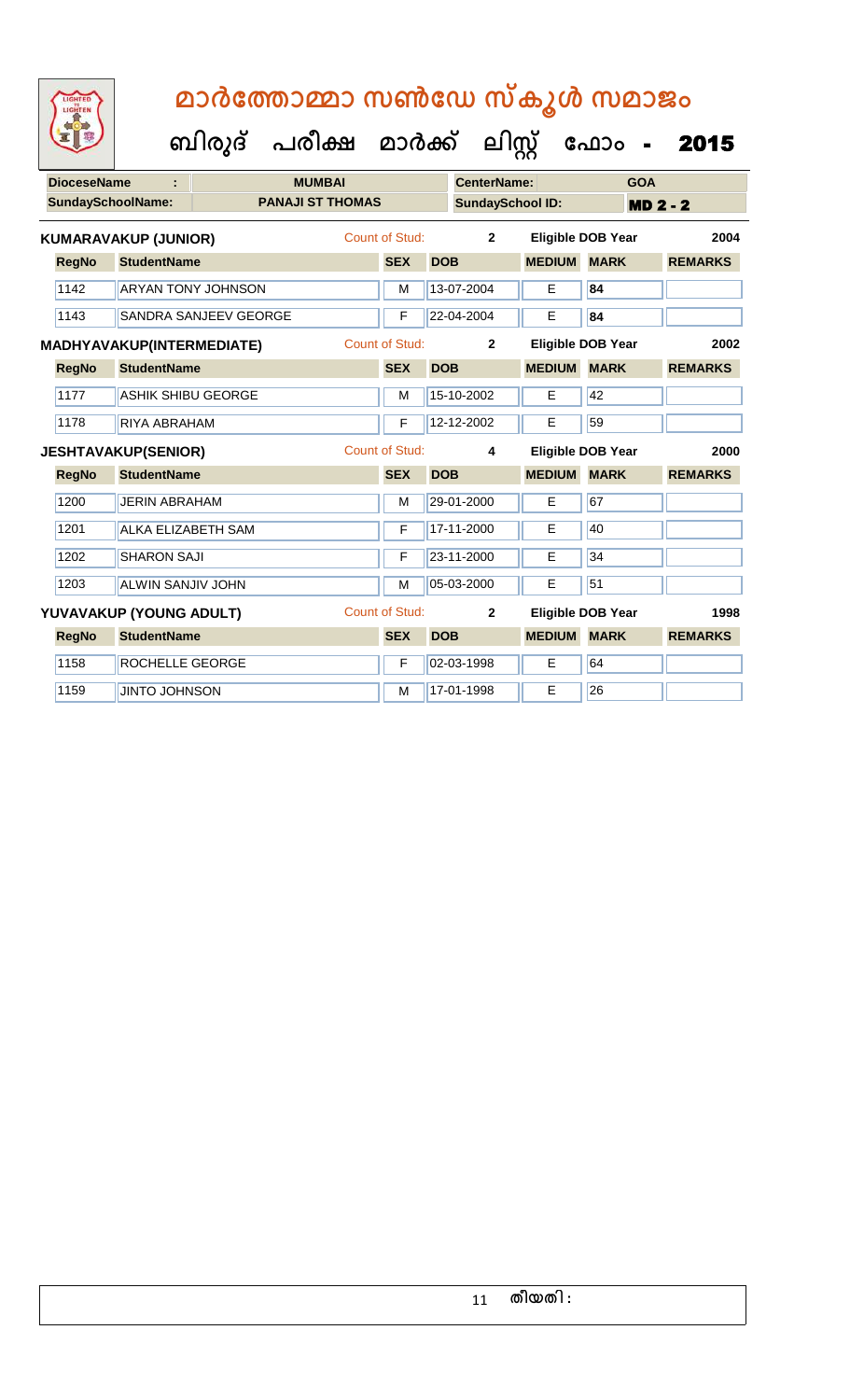# മാർത്തോമ്മാ സൺഡേ സ്കൂൾ സമാജം

## ബിരുദ് പരീക്ഷ മാർക്ക് ലിസ്റ്റ് ഫോം - 2015

| DioceseName : | MUMBAI | CenterName: | GOA |
|---|---|---|---|
| SundaySchoolName: | PANAJI ST THOMAS | SundaySchool ID: | MD 2 - 2 |

**KUMARAVAKUP (JUNIOR)** — Count of Stud: 2 — Eligible DOB Year: 2004

| RegNo | StudentName | SEX | DOB | MEDIUM | MARK | REMARKS |
|---|---|---|---|---|---|---|
| 1142 | ARYAN TONY JOHNSON | M | 13-07-2004 | E | 84 | |
| 1143 | SANDRA SANJEEV GEORGE | F | 22-04-2004 | E | 84 | |

**MADHYAVAKUP(INTERMEDIATE)** — Count of Stud: 2 — Eligible DOB Year: 2002

| RegNo | StudentName | SEX | DOB | MEDIUM | MARK | REMARKS |
|---|---|---|---|---|---|---|
| 1177 | ASHIK SHIBU GEORGE | M | 15-10-2002 | E | 42 | |
| 1178 | RIYA ABRAHAM | F | 12-12-2002 | E | 59 | |

**JESHTAVAKUP(SENIOR)** — Count of Stud: 4 — Eligible DOB Year: 2000

| RegNo | StudentName | SEX | DOB | MEDIUM | MARK | REMARKS |
|---|---|---|---|---|---|---|
| 1200 | JERIN ABRAHAM | M | 29-01-2000 | E | 67 | |
| 1201 | ALKA ELIZABETH SAM | F | 17-11-2000 | E | 40 | |
| 1202 | SHARON SAJI | F | 23-11-2000 | E | 34 | |
| 1203 | ALWIN SANJIV JOHN | M | 05-03-2000 | E | 51 | |

**YUVAVAKUP (YOUNG ADULT)** — Count of Stud: 2 — Eligible DOB Year: 1998

| RegNo | StudentName | SEX | DOB | MEDIUM | MARK | REMARKS |
|---|---|---|---|---|---|---|
| 1158 | ROCHELLE GEORGE | F | 02-03-1998 | E | 64 | |
| 1159 | JINTO JOHNSON | M | 17-01-1998 | E | 26 | |

തീയതി :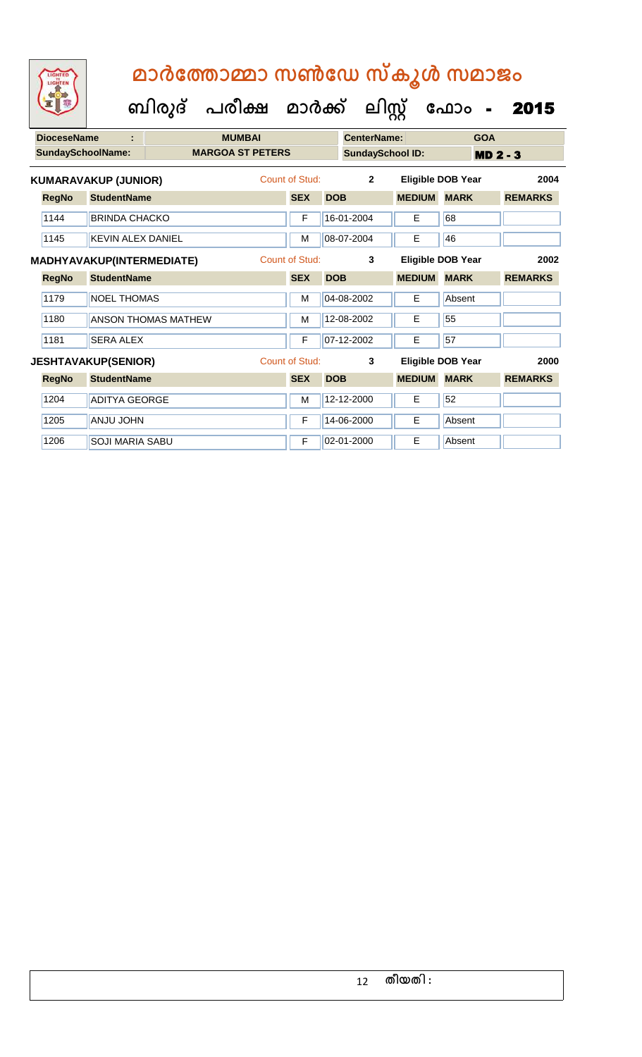# മാർത്തോമ്മാ സൺഡേ സ്കൂൾ സമാജം

## ബിരുദ് പരീക്ഷ മാർക്ക് ലിസ്റ്റ് ഫോം - 2015

| DioceseName : | MUMBAI | CenterName: | GOA |
|---|---|---|---|
| SundaySchoolName: | MARGOA ST PETERS | SundaySchool ID: | MD 2 - 3 |

**KUMARAVAKUP (JUNIOR)** Count of Stud: 2 Eligible DOB Year 2004

| RegNo | StudentName | SEX | DOB | MEDIUM | MARK | REMARKS |
|---|---|---|---|---|---|---|
| 1144 | BRINDA CHACKO | F | 16-01-2004 | E | 68 | |
| 1145 | KEVIN ALEX DANIEL | M | 08-07-2004 | E | 46 | |

**MADHYAVAKUP(INTERMEDIATE)** Count of Stud: 3 Eligible DOB Year 2002

| RegNo | StudentName | SEX | DOB | MEDIUM | MARK | REMARKS |
|---|---|---|---|---|---|---|
| 1179 | NOEL THOMAS | M | 04-08-2002 | E | Absent | |
| 1180 | ANSON THOMAS MATHEW | M | 12-08-2002 | E | 55 | |
| 1181 | SERA ALEX | F | 07-12-2002 | E | 57 | |

**JESHTAVAKUP(SENIOR)** Count of Stud: 3 Eligible DOB Year 2000

| RegNo | StudentName | SEX | DOB | MEDIUM | MARK | REMARKS |
|---|---|---|---|---|---|---|
| 1204 | ADITYA GEORGE | M | 12-12-2000 | E | 52 | |
| 1205 | ANJU JOHN | F | 14-06-2000 | E | Absent | |
| 1206 | SOJI MARIA SABU | F | 02-01-2000 | E | Absent | |

തീയതി :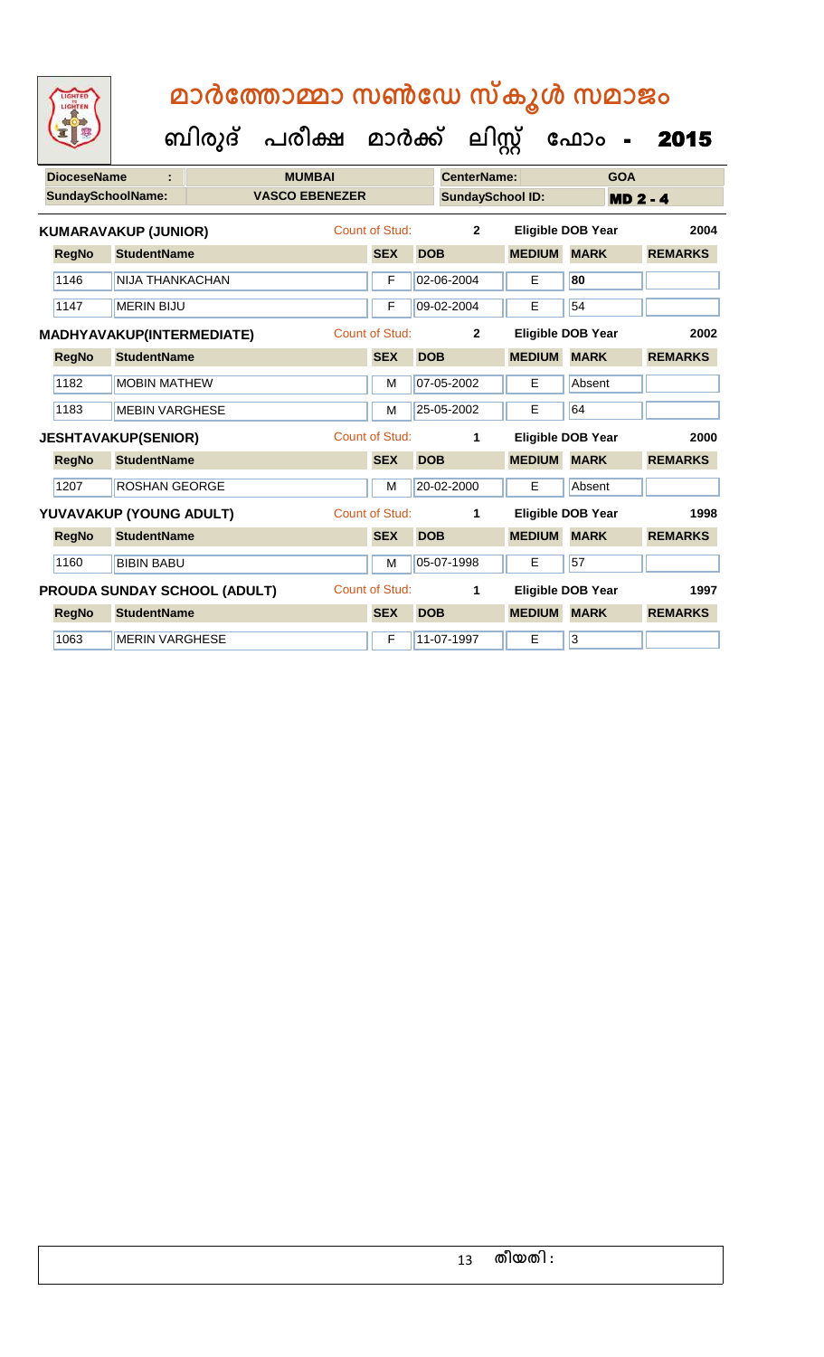# മാർത്തോമ്മാ സൺഡേ സ്കൂൾ സമാജം

**ബിരുദ് പരീക്ഷ മാർക്ക് ലിസ്റ്റ് ഫോം - 2015**

| DioceseName : | MUMBAI | CenterName: | GOA |
|---|---|---|---|
| SundaySchoolName: | VASCO EBENEZER | SundaySchool ID: | MD 2 - 4 |

**KUMARAVAKUP (JUNIOR)** Count of Stud: 2 Eligible DOB Year 2004

| RegNo | StudentName | SEX | DOB | MEDIUM | MARK | REMARKS |
|---|---|---|---|---|---|---|
| 1146 | NIJA THANKACHAN | F | 02-06-2004 | E | 80 | |
| 1147 | MERIN BIJU | F | 09-02-2004 | E | 54 | |

**MADHYAVAKUP(INTERMEDIATE)** Count of Stud: 2 Eligible DOB Year 2002

| RegNo | StudentName | SEX | DOB | MEDIUM | MARK | REMARKS |
|---|---|---|---|---|---|---|
| 1182 | MOBIN MATHEW | M | 07-05-2002 | E | Absent | |
| 1183 | MEBIN VARGHESE | M | 25-05-2002 | E | 64 | |

**JESHTAVAKUP(SENIOR)** Count of Stud: 1 Eligible DOB Year 2000

| RegNo | StudentName | SEX | DOB | MEDIUM | MARK | REMARKS |
|---|---|---|---|---|---|---|
| 1207 | ROSHAN GEORGE | M | 20-02-2000 | E | Absent | |

**YUVAVAKUP (YOUNG ADULT)** Count of Stud: 1 Eligible DOB Year 1998

| RegNo | StudentName | SEX | DOB | MEDIUM | MARK | REMARKS |
|---|---|---|---|---|---|---|
| 1160 | BIBIN BABU | M | 05-07-1998 | E | 57 | |

**PROUDA SUNDAY SCHOOL (ADULT)** Count of Stud: 1 Eligible DOB Year 1997

| RegNo | StudentName | SEX | DOB | MEDIUM | MARK | REMARKS |
|---|---|---|---|---|---|---|
| 1063 | MERIN VARGHESE | F | 11-07-1997 | E | 3 | |

തീയതി :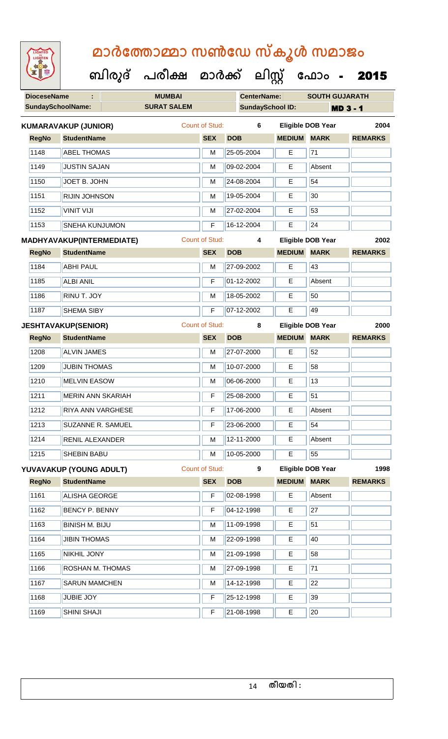# മാർത്തോമ്മാ സൺഡേ സ്കൂൾ സമാജം

## ബിരുദ് പരീക്ഷ മാർക്ക് ലിസ്റ്റ് ഫോം - 2015

| **DioceseName** : | **MUMBAI** | **CenterName:** | **SOUTH GUJARATH** |
|---|---|---|---|
| **SundaySchoolName:** | **SURAT SALEM** | **SundaySchool ID:** | **MD 3 - 1** |

**KUMARAVAKUP (JUNIOR)** Count of Stud: 6 Eligible DOB Year 2004

| RegNo | StudentName | SEX | DOB | MEDIUM | MARK | REMARKS |
|---|---|---|---|---|---|---|
| 1148 | ABEL THOMAS | M | 25-05-2004 | E | 71 | |
| 1149 | JUSTIN SAJAN | M | 09-02-2004 | E | Absent | |
| 1150 | JOET B. JOHN | M | 24-08-2004 | E | 54 | |
| 1151 | RIJIN JOHNSON | M | 19-05-2004 | E | 30 | |
| 1152 | VINIT VIJI | M | 27-02-2004 | E | 53 | |
| 1153 | SNEHA KUNJUMON | F | 16-12-2004 | E | 24 | |

**MADHYAVAKUP(INTERMEDIATE)** Count of Stud: 4 Eligible DOB Year 2002

| RegNo | StudentName | SEX | DOB | MEDIUM | MARK | REMARKS |
|---|---|---|---|---|---|---|
| 1184 | ABHI PAUL | M | 27-09-2002 | E | 43 | |
| 1185 | ALBI ANIL | F | 01-12-2002 | E | Absent | |
| 1186 | RINU T. JOY | M | 18-05-2002 | E | 50 | |
| 1187 | SHEMA SIBY | F | 07-12-2002 | E | 49 | |

**JESHTAVAKUP(SENIOR)** Count of Stud: 8 Eligible DOB Year 2000

| RegNo | StudentName | SEX | DOB | MEDIUM | MARK | REMARKS |
|---|---|---|---|---|---|---|
| 1208 | ALVIN JAMES | M | 27-07-2000 | E | 52 | |
| 1209 | JUBIN THOMAS | M | 10-07-2000 | E | 58 | |
| 1210 | MELVIN EASOW | M | 06-06-2000 | E | 13 | |
| 1211 | MERIN ANN SKARIAH | F | 25-08-2000 | E | 51 | |
| 1212 | RIYA ANN VARGHESE | F | 17-06-2000 | E | Absent | |
| 1213 | SUZANNE R. SAMUEL | F | 23-06-2000 | E | 54 | |
| 1214 | RENIL ALEXANDER | M | 12-11-2000 | E | Absent | |
| 1215 | SHEBIN BABU | M | 10-05-2000 | E | 55 | |

**YUVAVAKUP (YOUNG ADULT)** Count of Stud: 9 Eligible DOB Year 1998

| RegNo | StudentName | SEX | DOB | MEDIUM | MARK | REMARKS |
|---|---|---|---|---|---|---|
| 1161 | ALISHA GEORGE | F | 02-08-1998 | E | Absent | |
| 1162 | BENCY P. BENNY | F | 04-12-1998 | E | 27 | |
| 1163 | BINISH M. BIJU | M | 11-09-1998 | E | 51 | |
| 1164 | JIBIN THOMAS | M | 22-09-1998 | E | 40 | |
| 1165 | NIKHIL JONY | M | 21-09-1998 | E | 58 | |
| 1166 | ROSHAN M. THOMAS | M | 27-09-1998 | E | 71 | |
| 1167 | SARUN MAMCHEN | M | 14-12-1998 | E | 22 | |
| 1168 | JUBIE JOY | F | 25-12-1998 | E | 39 | |
| 1169 | SHINI SHAJI | F | 21-08-1998 | E | 20 | |

തീയതി :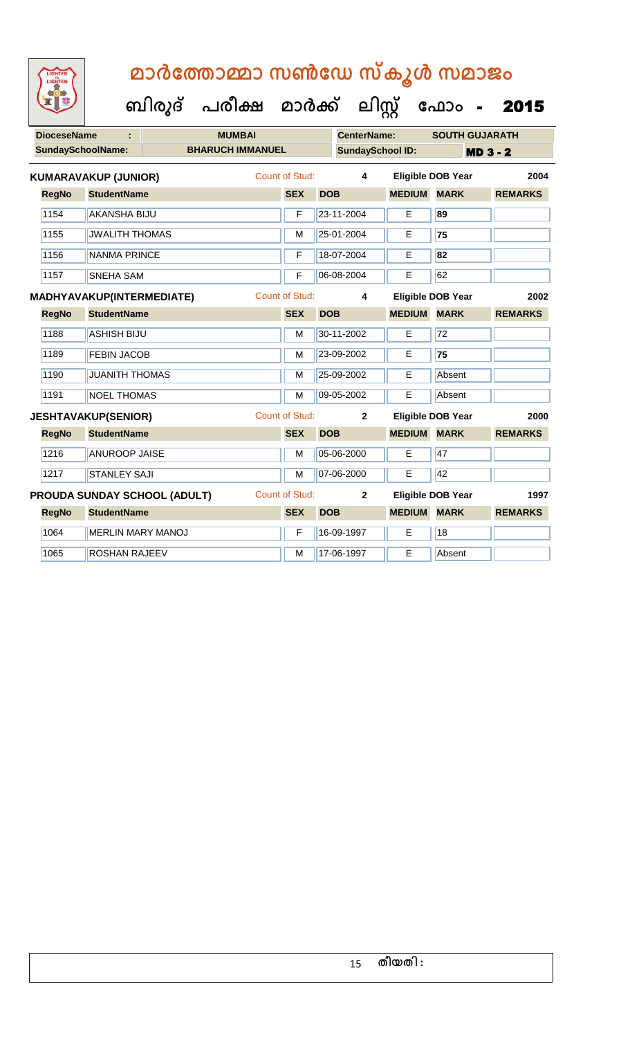# മാർത്തോമ്മാ സൺഡേ സ്കൂൾ സമാജം

## ബിരുദ് പരീക്ഷ മാർക്ക് ലിസ്റ്റ് ഫോം - 2015

**DioceseName :** MUMBAI | **CenterName:** SOUTH GUJARATH

**SundaySchoolName:** BHARUCH IMMANUEL | **SundaySchool ID:** MD 3 - 2

### KUMARAVAKUP (JUNIOR)

Count of Stud: 4 | Eligible DOB Year: 2004

| RegNo | StudentName | SEX | DOB | MEDIUM | MARK | REMARKS |
|---|---|---|---|---|---|---|
| 1154 | AKANSHA BIJU | F | 23-11-2004 | E | **89** | |
| 1155 | JWALITH THOMAS | M | 25-01-2004 | E | **75** | |
| 1156 | NANMA PRINCE | F | 18-07-2004 | E | **82** | |
| 1157 | SNEHA SAM | F | 06-08-2004 | E | 62 | |

### MADHYAVAKUP(INTERMEDIATE)

Count of Stud: 4 | Eligible DOB Year: 2002

| RegNo | StudentName | SEX | DOB | MEDIUM | MARK | REMARKS |
|---|---|---|---|---|---|---|
| 1188 | ASHISH BIJU | M | 30-11-2002 | E | 72 | |
| 1189 | FEBIN JACOB | M | 23-09-2002 | E | **75** | |
| 1190 | JUANITH THOMAS | M | 25-09-2002 | E | Absent | |
| 1191 | NOEL THOMAS | M | 09-05-2002 | E | Absent | |

### JESHTAVAKUP(SENIOR)

Count of Stud: 2 | Eligible DOB Year: 2000

| RegNo | StudentName | SEX | DOB | MEDIUM | MARK | REMARKS |
|---|---|---|---|---|---|---|
| 1216 | ANUROOP JAISE | M | 05-06-2000 | E | 47 | |
| 1217 | STANLEY SAJI | M | 07-06-2000 | E | 42 | |

### PROUDA SUNDAY SCHOOL (ADULT)

Count of Stud: 2 | Eligible DOB Year: 1997

| RegNo | StudentName | SEX | DOB | MEDIUM | MARK | REMARKS |
|---|---|---|---|---|---|---|
| 1064 | MERLIN MARY MANOJ | F | 16-09-1997 | E | 18 | |
| 1065 | ROSHAN RAJEEV | M | 17-06-1997 | E | Absent | |

തീയതി :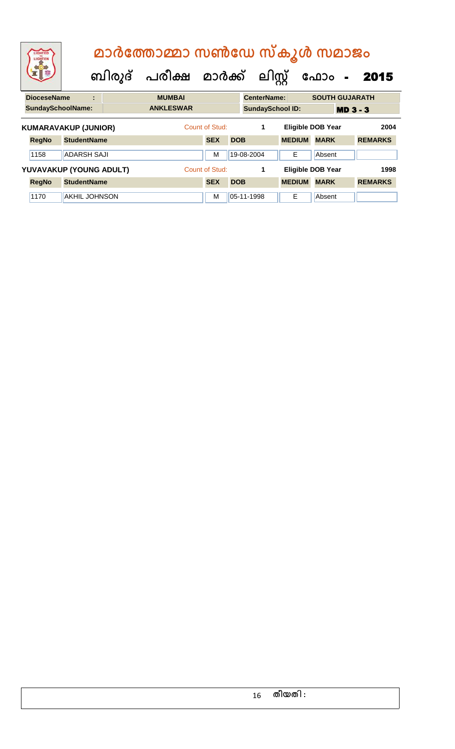# മാർത്തോമ്മാ സൺഡേ സ്കൂൾ സമാജം

## ബിരുദ് പരീക്ഷ മാർക്ക് ലിസ്റ്റ് ഫോം - 2015

| DioceseName : | MUMBAI | CenterName: | SOUTH GUJARATH |
|---|---|---|---|
| SundaySchoolName: | ANKLESWAR | SundaySchool ID: | MD 3 - 3 |

**KUMARAVAKUP (JUNIOR)** Count of Stud: 1 Eligible DOB Year 2004

| RegNo | StudentName | SEX | DOB | MEDIUM | MARK | REMARKS |
|---|---|---|---|---|---|---|
| 1158 | ADARSH SAJI | M | 19-08-2004 | E | Absent | |

**YUVAVAKUP (YOUNG ADULT)** Count of Stud: 1 Eligible DOB Year 1998

| RegNo | StudentName | SEX | DOB | MEDIUM | MARK | REMARKS |
|---|---|---|---|---|---|---|
| 1170 | AKHIL JOHNSON | M | 05-11-1998 | E | Absent | |

തീയതി :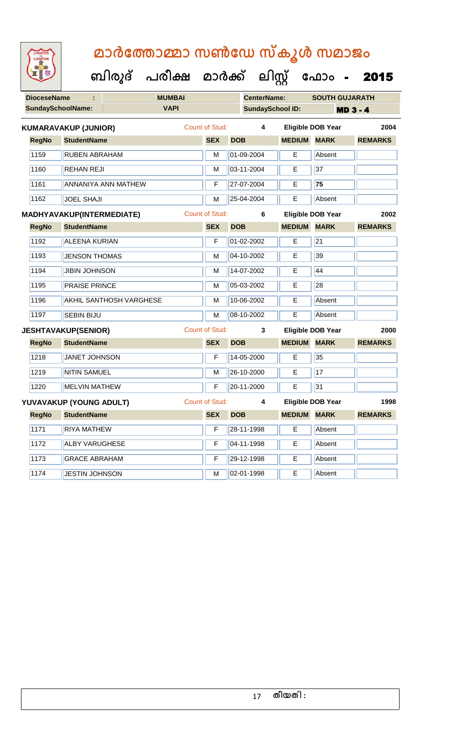# മാർത്തോമ്മാ സൺഡേ സ്കൂൾ സമാജം

## ബിരുദ് പരീക്ഷ മാർക്ക് ലിസ്റ്റ് ഫോം - 2015

| DioceseName : | MUMBAI | CenterName: | SOUTH GUJARATH |
|---|---|---|---|
| SundaySchoolName: | VAPI | SundaySchool ID: | MD 3 - 4 |

**KUMARAVAKUP (JUNIOR)** Count of Stud: 4 Eligible DOB Year 2004

| RegNo | StudentName | SEX | DOB | MEDIUM | MARK | REMARKS |
|---|---|---|---|---|---|---|
| 1159 | RUBEN ABRAHAM | M | 01-09-2004 | E | Absent | |
| 1160 | REHAN REJI | M | 03-11-2004 | E | 37 | |
| 1161 | ANNANIYA ANN MATHEW | F | 27-07-2004 | E | **75** | |
| 1162 | JOEL SHAJI | M | 25-04-2004 | E | Absent | |

**MADHYAVAKUP(INTERMEDIATE)** Count of Stud: 6 Eligible DOB Year 2002

| RegNo | StudentName | SEX | DOB | MEDIUM | MARK | REMARKS |
|---|---|---|---|---|---|---|
| 1192 | ALEENA KURIAN | F | 01-02-2002 | E | 21 | |
| 1193 | JENSON THOMAS | M | 04-10-2002 | E | 39 | |
| 1194 | JIBIN JOHNSON | M | 14-07-2002 | E | 44 | |
| 1195 | PRAISE PRINCE | M | 05-03-2002 | E | 28 | |
| 1196 | AKHIL SANTHOSH VARGHESE | M | 10-06-2002 | E | Absent | |
| 1197 | SEBIN BIJU | M | 08-10-2002 | E | Absent | |

**JESHTAVAKUP(SENIOR)** Count of Stud: 3 Eligible DOB Year 2000

| RegNo | StudentName | SEX | DOB | MEDIUM | MARK | REMARKS |
|---|---|---|---|---|---|---|
| 1218 | JANET JOHNSON | F | 14-05-2000 | E | 35 | |
| 1219 | NITIN SAMUEL | M | 26-10-2000 | E | 17 | |
| 1220 | MELVIN MATHEW | F | 20-11-2000 | E | 31 | |

**YUVAVAKUP (YOUNG ADULT)** Count of Stud: 4 Eligible DOB Year 1998

| RegNo | StudentName | SEX | DOB | MEDIUM | MARK | REMARKS |
|---|---|---|---|---|---|---|
| 1171 | RIYA MATHEW | F | 28-11-1998 | E | Absent | |
| 1172 | ALBY VARUGHESE | F | 04-11-1998 | E | Absent | |
| 1173 | GRACE ABRAHAM | F | 29-12-1998 | E | Absent | |
| 1174 | JESTIN JOHNSON | M | 02-01-1998 | E | Absent | |

തീയതി :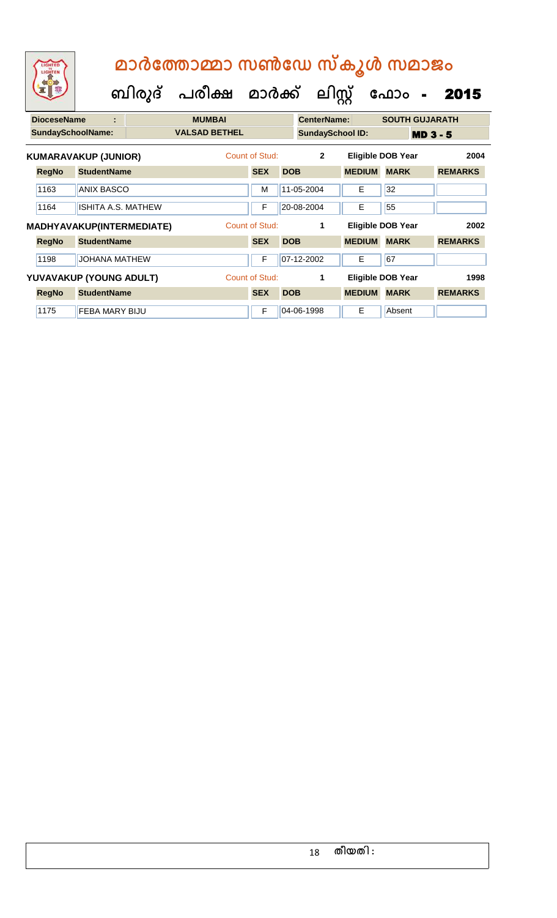# മാർത്തോമ്മാ സൺഡേ സ്കൂൾ സമാജം

## ബിരുദ് പരീക്ഷ മാർക്ക് ലിസ്റ്റ് ഫോം - 2015

| DioceseName : | MUMBAI | CenterName: | SOUTH GUJARATH |
|---|---|---|---|
| SundaySchoolName: | VALSAD BETHEL | SundaySchool ID: | MD 3 - 5 |

**KUMARAVAKUP (JUNIOR)** Count of Stud: **2** Eligible DOB Year **2004**

| RegNo | StudentName | SEX | DOB | MEDIUM | MARK | REMARKS |
|---|---|---|---|---|---|---|
| 1163 | ANIX BASCO | M | 11-05-2004 | E | 32 | |
| 1164 | ISHITA A.S. MATHEW | F | 20-08-2004 | E | 55 | |

**MADHYAVAKUP(INTERMEDIATE)** Count of Stud: **1** Eligible DOB Year **2002**

| RegNo | StudentName | SEX | DOB | MEDIUM | MARK | REMARKS |
|---|---|---|---|---|---|---|
| 1198 | JOHANA MATHEW | F | 07-12-2002 | E | 67 | |

**YUVAVAKUP (YOUNG ADULT)** Count of Stud: **1** Eligible DOB Year **1998**

| RegNo | StudentName | SEX | DOB | MEDIUM | MARK | REMARKS |
|---|---|---|---|---|---|---|
| 1175 | FEBA MARY BIJU | F | 04-06-1998 | E | Absent | |

തീയതി :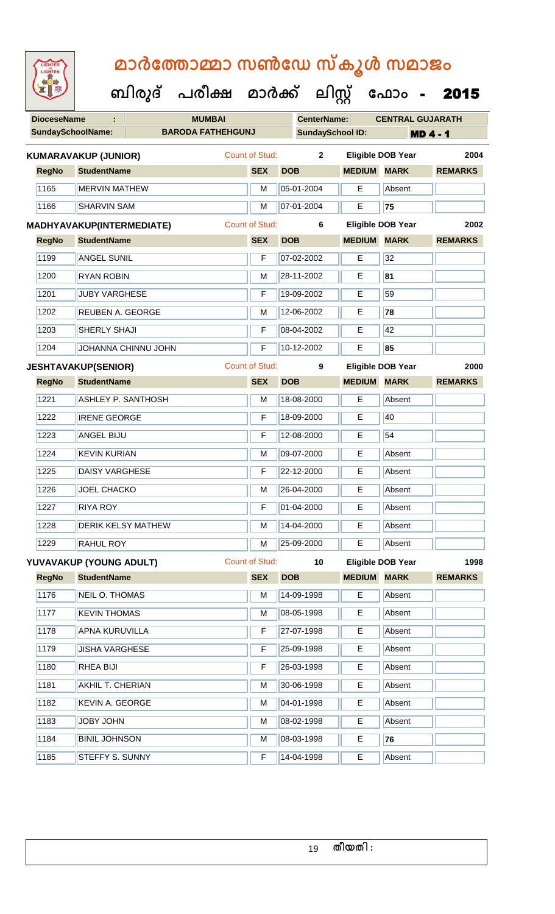# മാർത്തോമ്മാ സൺഡേ സ്കൂൾ സമാജം

## ബിരുദ് പരീക്ഷ മാർക്ക് ലിസ്റ്റ് ഫോം - 2015

| DioceseName : | MUMBAI | CenterName: | CENTRAL GUJARATH |
|---|---|---|---|
| SundaySchoolName: | BARODA FATHEHGUNJ | SundaySchool ID: | MD 4 - 1 |

**KUMARAVAKUP (JUNIOR)** Count of Stud: 2 Eligible DOB Year 2004

| RegNo | StudentName | SEX | DOB | MEDIUM | MARK | REMARKS |
|---|---|---|---|---|---|---|
| 1165 | MERVIN MATHEW | M | 05-01-2004 | E | Absent | |
| 1166 | SHARVIN SAM | M | 07-01-2004 | E | 75 | |

**MADHYAVAKUP(INTERMEDIATE)** Count of Stud: 6 Eligible DOB Year 2002

| RegNo | StudentName | SEX | DOB | MEDIUM | MARK | REMARKS |
|---|---|---|---|---|---|---|
| 1199 | ANGEL SUNIL | F | 07-02-2002 | E | 32 | |
| 1200 | RYAN ROBIN | M | 28-11-2002 | E | 81 | |
| 1201 | JUBY VARGHESE | F | 19-09-2002 | E | 59 | |
| 1202 | REUBEN A. GEORGE | M | 12-06-2002 | E | 78 | |
| 1203 | SHERLY SHAJI | F | 08-04-2002 | E | 42 | |
| 1204 | JOHANNA CHINNU JOHN | F | 10-12-2002 | E | 85 | |

**JESHTAVAKUP(SENIOR)** Count of Stud: 9 Eligible DOB Year 2000

| RegNo | StudentName | SEX | DOB | MEDIUM | MARK | REMARKS |
|---|---|---|---|---|---|---|
| 1221 | ASHLEY P. SANTHOSH | M | 18-08-2000 | E | Absent | |
| 1222 | IRENE GEORGE | F | 18-09-2000 | E | 40 | |
| 1223 | ANGEL BIJU | F | 12-08-2000 | E | 54 | |
| 1224 | KEVIN KURIAN | M | 09-07-2000 | E | Absent | |
| 1225 | DAISY VARGHESE | F | 22-12-2000 | E | Absent | |
| 1226 | JOEL CHACKO | M | 26-04-2000 | E | Absent | |
| 1227 | RIYA ROY | F | 01-04-2000 | E | Absent | |
| 1228 | DERIK KELSY MATHEW | M | 14-04-2000 | E | Absent | |
| 1229 | RAHUL ROY | M | 25-09-2000 | E | Absent | |

**YUVAVAKUP (YOUNG ADULT)** Count of Stud: 10 Eligible DOB Year 1998

| RegNo | StudentName | SEX | DOB | MEDIUM | MARK | REMARKS |
|---|---|---|---|---|---|---|
| 1176 | NEIL O. THOMAS | M | 14-09-1998 | E | Absent | |
| 1177 | KEVIN THOMAS | M | 08-05-1998 | E | Absent | |
| 1178 | APNA KURUVILLA | F | 27-07-1998 | E | Absent | |
| 1179 | JISHA VARGHESE | F | 25-09-1998 | E | Absent | |
| 1180 | RHEA BIJI | F | 26-03-1998 | E | Absent | |
| 1181 | AKHIL T. CHERIAN | M | 30-06-1998 | E | Absent | |
| 1182 | KEVIN A. GEORGE | M | 04-01-1998 | E | Absent | |
| 1183 | JOBY JOHN | M | 08-02-1998 | E | Absent | |
| 1184 | BINIL JOHNSON | M | 08-03-1998 | E | 76 | |
| 1185 | STEFFY S. SUNNY | F | 14-04-1998 | E | Absent | |

തീയതി :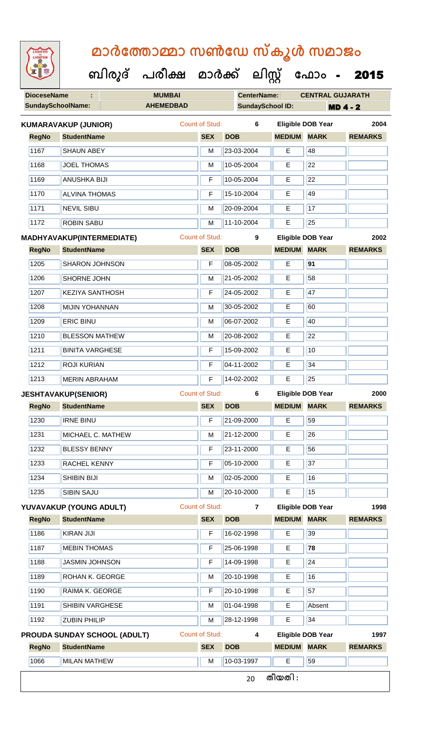# മാർത്തോമ്മാ സൺഡേ സ്കൂൾ സമാജം

## ബിരുദ് പരീക്ഷ മാർക്ക് ലിസ്റ്റ് ഫോം - 2015

**DioceseName :** MUMBAI **CenterName:** CENTRAL GUJARATH

**SundaySchoolName:** AHEMEDBAD **SundaySchool ID:** MD 4 - 2

### KUMARAVAKUP (JUNIOR)
Count of Stud: 6 | Eligible DOB Year: 2004

| RegNo | StudentName | SEX | DOB | MEDIUM | MARK | REMARKS |
|---|---|---|---|---|---|---|
| 1167 | SHAUN ABEY | M | 23-03-2004 | E | 48 | |
| 1168 | JOEL THOMAS | M | 10-05-2004 | E | 22 | |
| 1169 | ANUSHKA BIJI | F | 10-05-2004 | E | 22 | |
| 1170 | ALVINA THOMAS | F | 15-10-2004 | E | 49 | |
| 1171 | NEVIL SIBU | M | 20-09-2004 | E | 17 | |
| 1172 | ROBIN SABU | M | 11-10-2004 | E | 25 | |

### MADHYAVAKUP(INTERMEDIATE)
Count of Stud: 9 | Eligible DOB Year: 2002

| RegNo | StudentName | SEX | DOB | MEDIUM | MARK | REMARKS |
|---|---|---|---|---|---|---|
| 1205 | SHARON JOHNSON | F | 08-05-2002 | E | **91** | |
| 1206 | SHORNE JOHN | M | 21-05-2002 | E | 58 | |
| 1207 | KEZIYA SANTHOSH | F | 24-05-2002 | E | 47 | |
| 1208 | MIJIN YOHANNAN | M | 30-05-2002 | E | 60 | |
| 1209 | ERIC BINU | M | 06-07-2002 | E | 40 | |
| 1210 | BLESSON MATHEW | M | 20-08-2002 | E | 22 | |
| 1211 | BINITA VARGHESE | F | 15-09-2002 | E | 10 | |
| 1212 | ROJI KURIAN | F | 04-11-2002 | E | 34 | |
| 1213 | MERIN ABRAHAM | F | 14-02-2002 | E | 25 | |

### JESHTAVAKUP(SENIOR)
Count of Stud: 6 | Eligible DOB Year: 2000

| RegNo | StudentName | SEX | DOB | MEDIUM | MARK | REMARKS |
|---|---|---|---|---|---|---|
| 1230 | IRNE BINU | F | 21-09-2000 | E | 59 | |
| 1231 | MICHAEL C. MATHEW | M | 21-12-2000 | E | 26 | |
| 1232 | BLESSY BENNY | F | 23-11-2000 | E | 56 | |
| 1233 | RACHEL KENNY | F | 05-10-2000 | E | 37 | |
| 1234 | SHIBIN BIJI | M | 02-05-2000 | E | 16 | |
| 1235 | SIBIN SAJU | M | 20-10-2000 | E | 15 | |

### YUVAVAKUP (YOUNG ADULT)
Count of Stud: 7 | Eligible DOB Year: 1998

| RegNo | StudentName | SEX | DOB | MEDIUM | MARK | REMARKS |
|---|---|---|---|---|---|---|
| 1186 | KIRAN JIJI | F | 16-02-1998 | E | 39 | |
| 1187 | MEBIN THOMAS | F | 25-06-1998 | E | **78** | |
| 1188 | JASMIN JOHNSON | F | 14-09-1998 | E | 24 | |
| 1189 | ROHAN K. GEORGE | M | 20-10-1998 | E | 16 | |
| 1190 | RAIMA K. GEORGE | F | 20-10-1998 | E | 57 | |
| 1191 | SHIBIN VARGHESE | M | 01-04-1998 | E | Absent | |
| 1192 | ZUBIN PHILIP | M | 28-12-1998 | E | 34 | |

### PROUDA SUNDAY SCHOOL (ADULT)
Count of Stud: 4 | Eligible DOB Year: 1997

| RegNo | StudentName | SEX | DOB | MEDIUM | MARK | REMARKS |
|---|---|---|---|---|---|---|
| 1066 | MILAN MATHEW | M | 10-03-1997 | E | 59 | |

തീയതി :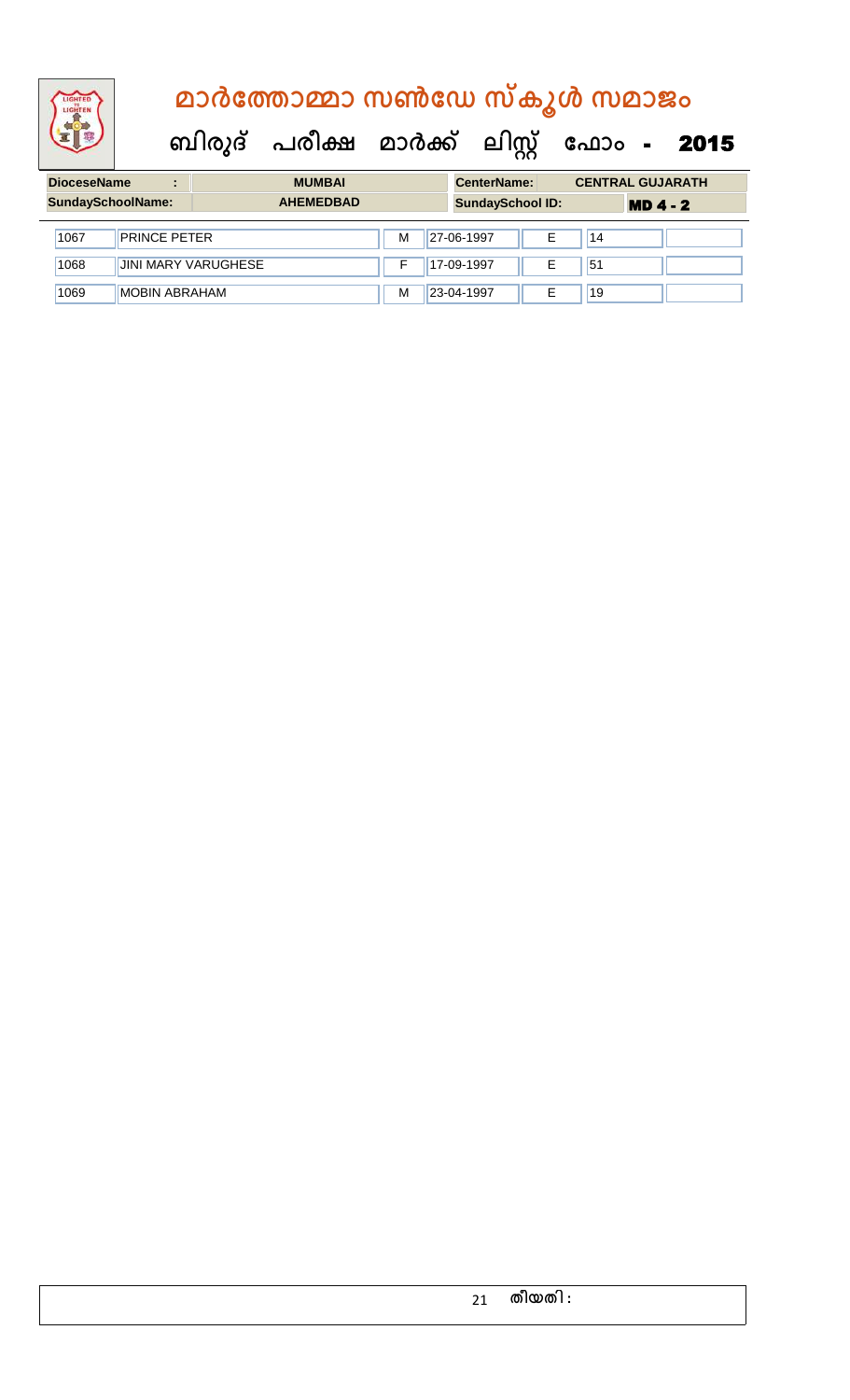# മാർത്തോമ്മാ സൺഡേ സ്കൂൾ സമാജം

## ബിരുദ് പരീക്ഷ മാർക്ക് ലിസ്റ്റ് ഫോം - 2015

| DioceseName : | MUMBAI | CenterName: | CENTRAL GUJARATH |
|---|---|---|---|
| SundaySchoolName: | AHEMEDBAD | SundaySchool ID: | MD 4 - 2 |

| | | | | | | |
|---|---|---|---|---|---|---|
| 1067 | PRINCE PETER | M | 27-06-1997 | E | 14 | |
| 1068 | JINI MARY VARUGHESE | F | 17-09-1997 | E | 51 | |
| 1069 | MOBIN ABRAHAM | M | 23-04-1997 | E | 19 | |

തീയതി :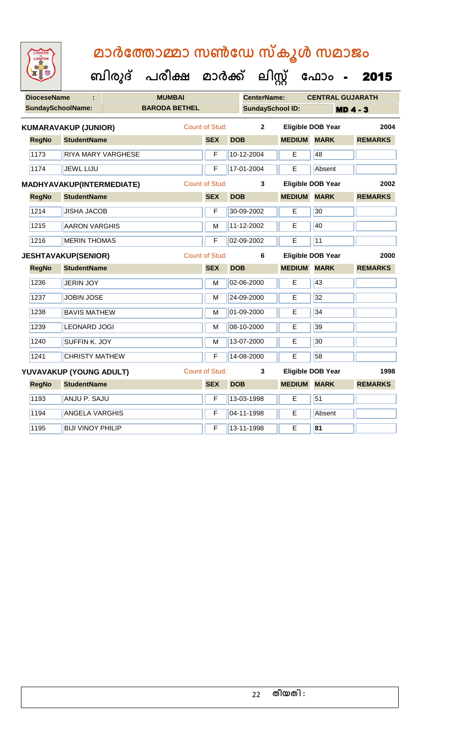# മാർത്തോമ്മാ സൺഡേ സ്കൂൾ സമാജം

## ബിരുദ് പരീക്ഷ മാർക്ക് ലിസ്റ്റ് ഫോം - 2015

| DioceseName : | MUMBAI | CenterName: | CENTRAL GUJARATH |
|---|---|---|---|
| SundaySchoolName: | BARODA BETHEL | SundaySchool ID: | MD 4 - 3 |

**KUMARAVAKUP (JUNIOR)** Count of Stud: 2 Eligible DOB Year 2004

| RegNo | StudentName | SEX | DOB | MEDIUM | MARK | REMARKS |
|---|---|---|---|---|---|---|
| 1173 | RIYA MARY VARGHESE | F | 10-12-2004 | E | 48 | |
| 1174 | JEWL LIJU | F | 17-01-2004 | E | Absent | |

**MADHYAVAKUP(INTERMEDIATE)** Count of Stud: 3 Eligible DOB Year 2002

| RegNo | StudentName | SEX | DOB | MEDIUM | MARK | REMARKS |
|---|---|---|---|---|---|---|
| 1214 | JISHA JACOB | F | 30-09-2002 | E | 30 | |
| 1215 | AARON VARGHIS | M | 11-12-2002 | E | 40 | |
| 1216 | MERIN THOMAS | F | 02-09-2002 | E | 11 | |

**JESHTAVAKUP(SENIOR)** Count of Stud: 6 Eligible DOB Year 2000

| RegNo | StudentName | SEX | DOB | MEDIUM | MARK | REMARKS |
|---|---|---|---|---|---|---|
| 1236 | JERIN JOY | M | 02-06-2000 | E | 43 | |
| 1237 | JOBIN JOSE | M | 24-09-2000 | E | 32 | |
| 1238 | BAVIS MATHEW | M | 01-09-2000 | E | 34 | |
| 1239 | LEONARD JOGI | M | 08-10-2000 | E | 39 | |
| 1240 | SUFFIN K. JOY | M | 13-07-2000 | E | 30 | |
| 1241 | CHRISTY MATHEW | F | 14-08-2000 | E | 58 | |

**YUVAVAKUP (YOUNG ADULT)** Count of Stud: 3 Eligible DOB Year 1998

| RegNo | StudentName | SEX | DOB | MEDIUM | MARK | REMARKS |
|---|---|---|---|---|---|---|
| 1193 | ANJU P. SAJU | F | 13-03-1998 | E | 51 | |
| 1194 | ANGELA VARGHIS | F | 04-11-1998 | E | Absent | |
| 1195 | BIJI VINOY PHILIP | F | 13-11-1998 | E | **81** | |

തീയതി :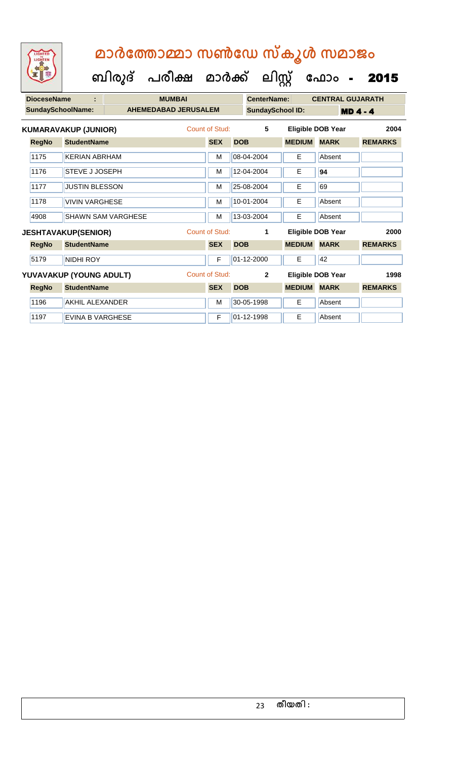# മാർത്തോമ്മാ സൺഡേ സ്കൂൾ സമാജം

## ബിരുദ് പരീക്ഷ മാർക്ക് ലിസ്റ്റ് ഫോം - 2015

| DioceseName : | MUMBAI | CenterName: | CENTRAL GUJARATH |
|---|---|---|---|
| SundaySchoolName: | AHEMEDABAD JERUSALEM | SundaySchool ID: | MD 4 - 4 |

**KUMARAVAKUP (JUNIOR)** Count of Stud: 5 Eligible DOB Year 2004

| RegNo | StudentName | SEX | DOB | MEDIUM | MARK | REMARKS |
|---|---|---|---|---|---|---|
| 1175 | KERIAN ABRHAM | M | 08-04-2004 | E | Absent | |
| 1176 | STEVE J JOSEPH | M | 12-04-2004 | E | 94 | |
| 1177 | JUSTIN BLESSON | M | 25-08-2004 | E | 69 | |
| 1178 | VIVIN VARGHESE | M | 10-01-2004 | E | Absent | |
| 4908 | SHAWN SAM VARGHESE | M | 13-03-2004 | E | Absent | |

**JESHTAVAKUP(SENIOR)** Count of Stud: 1 Eligible DOB Year 2000

| RegNo | StudentName | SEX | DOB | MEDIUM | MARK | REMARKS |
|---|---|---|---|---|---|---|
| 5179 | NIDHI ROY | F | 01-12-2000 | E | 42 | |

**YUVAVAKUP (YOUNG ADULT)** Count of Stud: 2 Eligible DOB Year 1998

| RegNo | StudentName | SEX | DOB | MEDIUM | MARK | REMARKS |
|---|---|---|---|---|---|---|
| 1196 | AKHIL ALEXANDER | M | 30-05-1998 | E | Absent | |
| 1197 | EVINA B VARGHESE | F | 01-12-1998 | E | Absent | |

തീയതി :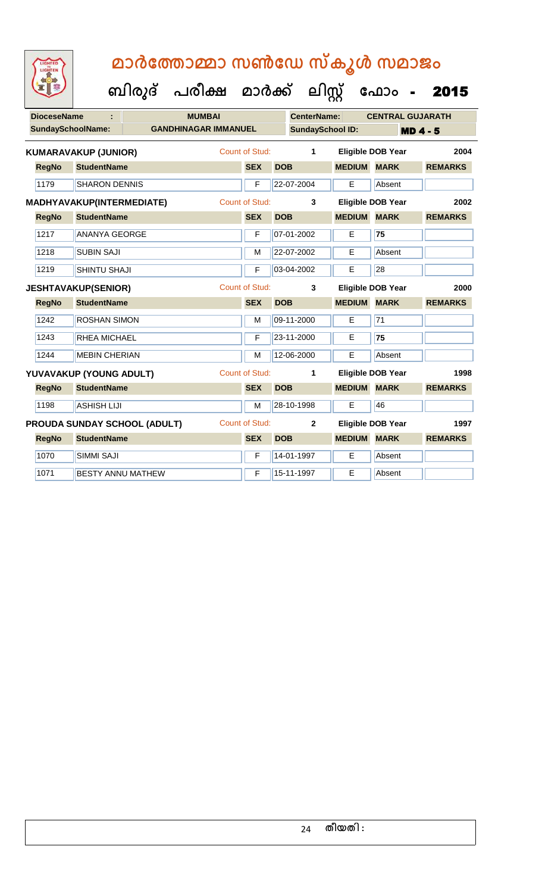# മാർത്തോമ്മാ സൺഡേ സ്കൂൾ സമാജം

## ബിരുദ് പരീക്ഷ മാർക്ക് ലിസ്റ്റ് ഫോം - 2015

| **DioceseName** | : | **MUMBAI** | **CenterName:** | **CENTRAL GUJARATH** |
|---|---|---|---|---|
| **SundaySchoolName:** | | **GANDHINAGAR IMMANUEL** | **SundaySchool ID:** | **MD 4 - 5** |

**KUMARAVAKUP (JUNIOR)** — Count of Stud: 1 — Eligible DOB Year: 2004

| RegNo | StudentName | SEX | DOB | MEDIUM | MARK | REMARKS |
|---|---|---|---|---|---|---|
| 1179 | SHARON DENNIS | F | 22-07-2004 | E | Absent | |

**MADHYAVAKUP(INTERMEDIATE)** — Count of Stud: 3 — Eligible DOB Year: 2002

| RegNo | StudentName | SEX | DOB | MEDIUM | MARK | REMARKS |
|---|---|---|---|---|---|---|
| 1217 | ANANYA GEORGE | F | 07-01-2002 | E | 75 | |
| 1218 | SUBIN SAJI | M | 22-07-2002 | E | Absent | |
| 1219 | SHINTU SHAJI | F | 03-04-2002 | E | 28 | |

**JESHTAVAKUP(SENIOR)** — Count of Stud: 3 — Eligible DOB Year: 2000

| RegNo | StudentName | SEX | DOB | MEDIUM | MARK | REMARKS |
|---|---|---|---|---|---|---|
| 1242 | ROSHAN SIMON | M | 09-11-2000 | E | 71 | |
| 1243 | RHEA MICHAEL | F | 23-11-2000 | E | 75 | |
| 1244 | MEBIN CHERIAN | M | 12-06-2000 | E | Absent | |

**YUVAVAKUP (YOUNG ADULT)** — Count of Stud: 1 — Eligible DOB Year: 1998

| RegNo | StudentName | SEX | DOB | MEDIUM | MARK | REMARKS |
|---|---|---|---|---|---|---|
| 1198 | ASHISH LIJI | M | 28-10-1998 | E | 46 | |

**PROUDA SUNDAY SCHOOL (ADULT)** — Count of Stud: 2 — Eligible DOB Year: 1997

| RegNo | StudentName | SEX | DOB | MEDIUM | MARK | REMARKS |
|---|---|---|---|---|---|---|
| 1070 | SIMMI SAJI | F | 14-01-1997 | E | Absent | |
| 1071 | BESTY ANNU MATHEW | F | 15-11-1997 | E | Absent | |

തീയതി :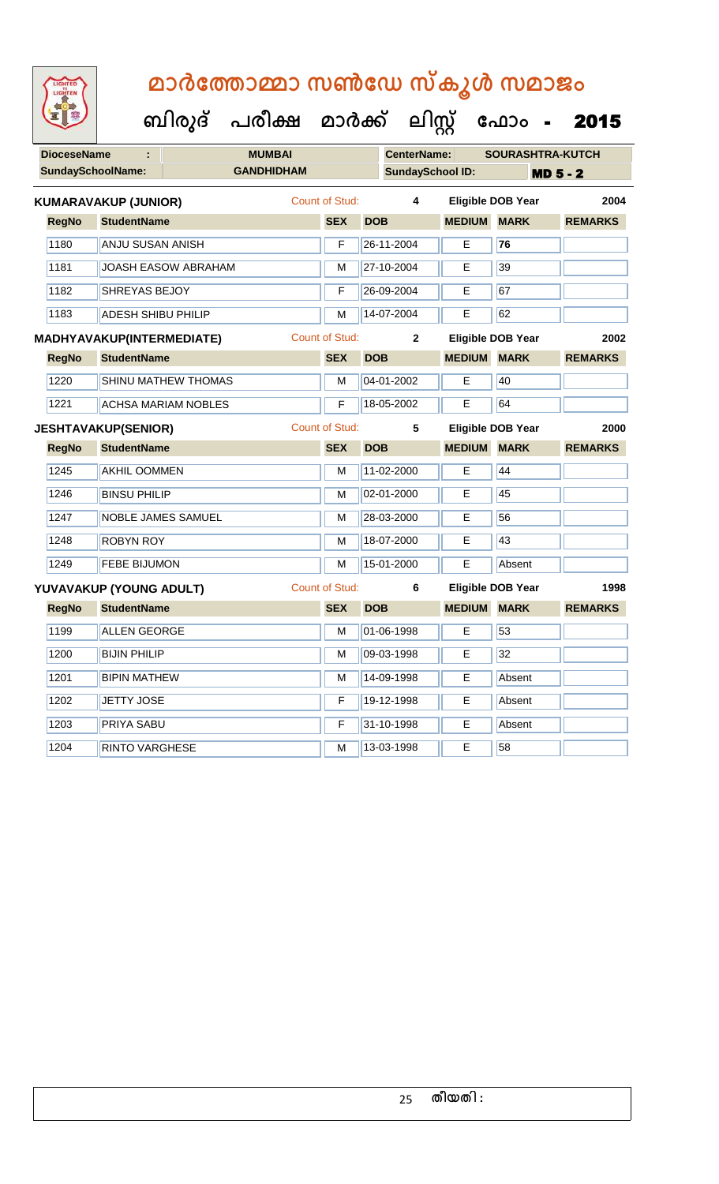# മാർത്തോമ്മാ സൺഡേ സ്കൂൾ സമാജം

## ബിരുദ് പരീക്ഷ മാർക്ക് ലിസ്റ്റ് ഫോം - 2015

| DioceseName : | MUMBAI | CenterName: | SOURASHTRA-KUTCH |
|---|---|---|---|
| SundaySchoolName: | GANDHIDHAM | SundaySchool ID: | MD 5 - 2 |

**KUMARAVAKUP (JUNIOR)** — Count of Stud: 4 — Eligible DOB Year: 2004

| RegNo | StudentName | SEX | DOB | MEDIUM | MARK | REMARKS |
|---|---|---|---|---|---|---|
| 1180 | ANJU SUSAN ANISH | F | 26-11-2004 | E | 76 | |
| 1181 | JOASH EASOW ABRAHAM | M | 27-10-2004 | E | 39 | |
| 1182 | SHREYAS BEJOY | F | 26-09-2004 | E | 67 | |
| 1183 | ADESH SHIBU PHILIP | M | 14-07-2004 | E | 62 | |

**MADHYAVAKUP(INTERMEDIATE)** — Count of Stud: 2 — Eligible DOB Year: 2002

| RegNo | StudentName | SEX | DOB | MEDIUM | MARK | REMARKS |
|---|---|---|---|---|---|---|
| 1220 | SHINU MATHEW THOMAS | M | 04-01-2002 | E | 40 | |
| 1221 | ACHSA MARIAM NOBLES | F | 18-05-2002 | E | 64 | |

**JESHTAVAKUP(SENIOR)** — Count of Stud: 5 — Eligible DOB Year: 2000

| RegNo | StudentName | SEX | DOB | MEDIUM | MARK | REMARKS |
|---|---|---|---|---|---|---|
| 1245 | AKHIL OOMMEN | M | 11-02-2000 | E | 44 | |
| 1246 | BINSU PHILIP | M | 02-01-2000 | E | 45 | |
| 1247 | NOBLE JAMES SAMUEL | M | 28-03-2000 | E | 56 | |
| 1248 | ROBYN ROY | M | 18-07-2000 | E | 43 | |
| 1249 | FEBE BIJUMON | M | 15-01-2000 | E | Absent | |

**YUVAVAKUP (YOUNG ADULT)** — Count of Stud: 6 — Eligible DOB Year: 1998

| RegNo | StudentName | SEX | DOB | MEDIUM | MARK | REMARKS |
|---|---|---|---|---|---|---|
| 1199 | ALLEN GEORGE | M | 01-06-1998 | E | 53 | |
| 1200 | BIJIN PHILIP | M | 09-03-1998 | E | 32 | |
| 1201 | BIPIN MATHEW | M | 14-09-1998 | E | Absent | |
| 1202 | JETTY JOSE | F | 19-12-1998 | E | Absent | |
| 1203 | PRIYA SABU | F | 31-10-1998 | E | Absent | |
| 1204 | RINTO VARGHESE | M | 13-03-1998 | E | 58 | |

തീയതി :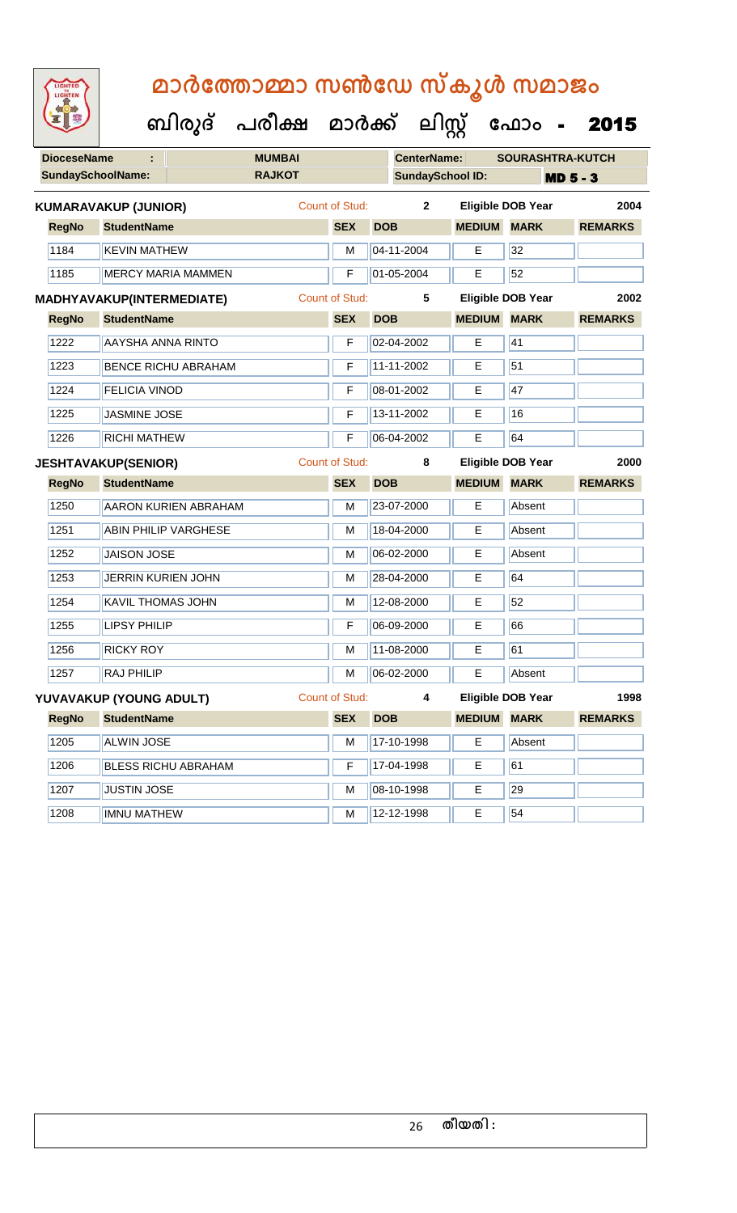# മാർത്തോമ്മാ സൺഡേ സ്കൂൾ സമാജം

## ബിരുദ് പരീക്ഷ മാർക്ക് ലിസ്റ്റ് ഫോം - 2015

| DioceseName : | MUMBAI | CenterName: | SOURASHTRA-KUTCH |
|---|---|---|---|
| SundaySchoolName: | RAJKOT | SundaySchool ID: | MD 5 - 3 |

**KUMARAVAKUP (JUNIOR)** — Count of Stud: 2 — Eligible DOB Year: 2004

| RegNo | StudentName | SEX | DOB | MEDIUM | MARK | REMARKS |
|---|---|---|---|---|---|---|
| 1184 | KEVIN MATHEW | M | 04-11-2004 | E | 32 | |
| 1185 | MERCY MARIA MAMMEN | F | 01-05-2004 | E | 52 | |

**MADHYAVAKUP(INTERMEDIATE)** — Count of Stud: 5 — Eligible DOB Year: 2002

| RegNo | StudentName | SEX | DOB | MEDIUM | MARK | REMARKS |
|---|---|---|---|---|---|---|
| 1222 | AAYSHA ANNA RINTO | F | 02-04-2002 | E | 41 | |
| 1223 | BENCE RICHU ABRAHAM | F | 11-11-2002 | E | 51 | |
| 1224 | FELICIA VINOD | F | 08-01-2002 | E | 47 | |
| 1225 | JASMINE JOSE | F | 13-11-2002 | E | 16 | |
| 1226 | RICHI MATHEW | F | 06-04-2002 | E | 64 | |

**JESHTAVAKUP(SENIOR)** — Count of Stud: 8 — Eligible DOB Year: 2000

| RegNo | StudentName | SEX | DOB | MEDIUM | MARK | REMARKS |
|---|---|---|---|---|---|---|
| 1250 | AARON KURIEN ABRAHAM | M | 23-07-2000 | E | Absent | |
| 1251 | ABIN PHILIP VARGHESE | M | 18-04-2000 | E | Absent | |
| 1252 | JAISON JOSE | M | 06-02-2000 | E | Absent | |
| 1253 | JERRIN KURIEN JOHN | M | 28-04-2000 | E | 64 | |
| 1254 | KAVIL THOMAS JOHN | M | 12-08-2000 | E | 52 | |
| 1255 | LIPSY PHILIP | F | 06-09-2000 | E | 66 | |
| 1256 | RICKY ROY | M | 11-08-2000 | E | 61 | |
| 1257 | RAJ PHILIP | M | 06-02-2000 | E | Absent | |

**YUVAVAKUP (YOUNG ADULT)** — Count of Stud: 4 — Eligible DOB Year: 1998

| RegNo | StudentName | SEX | DOB | MEDIUM | MARK | REMARKS |
|---|---|---|---|---|---|---|
| 1205 | ALWIN JOSE | M | 17-10-1998 | E | Absent | |
| 1206 | BLESS RICHU ABRAHAM | F | 17-04-1998 | E | 61 | |
| 1207 | JUSTIN JOSE | M | 08-10-1998 | E | 29 | |
| 1208 | IMNU MATHEW | M | 12-12-1998 | E | 54 | |

തീയതി :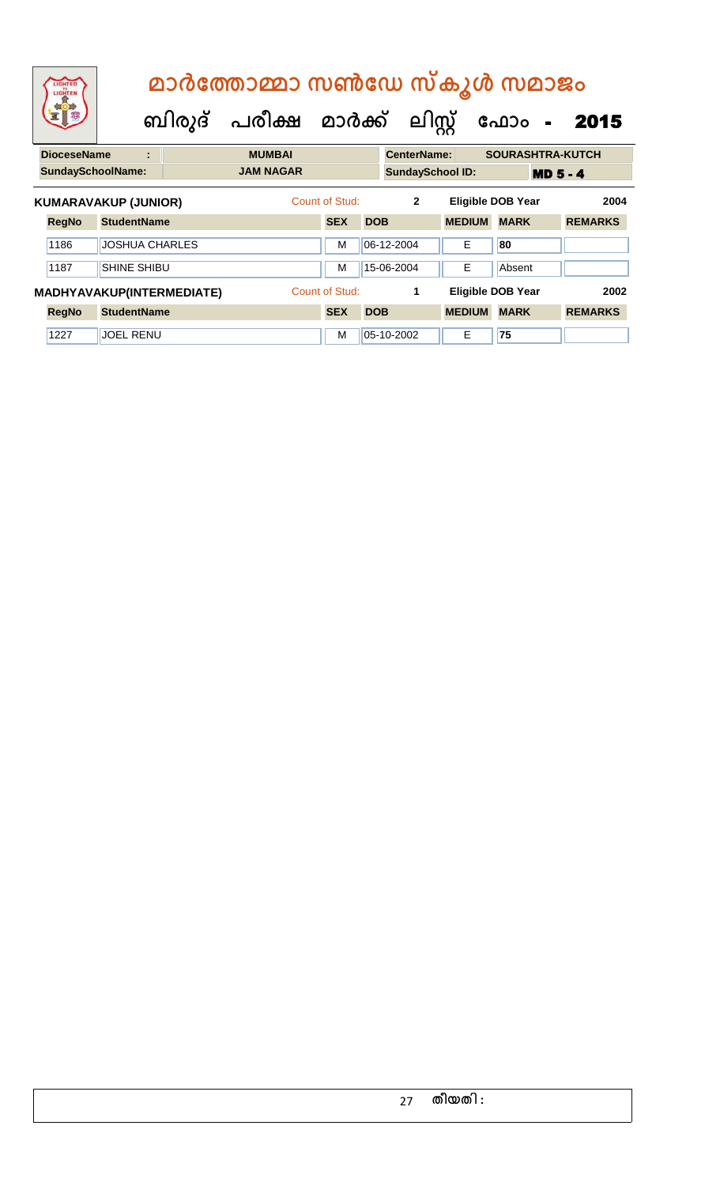# മാർത്തോമ്മാ സൺഡേ സ്കൂൾ സമാജം

## ബിരുദ് പരീക്ഷ മാർക്ക് ലിസ്റ്റ് ഫോം - 2015

| DioceseName : | MUMBAI | CenterName: | SOURASHTRA-KUTCH |
|---|---|---|---|
| SundaySchoolName: | JAM NAGAR | SundaySchool ID: | MD 5 - 4 |

**KUMARAVAKUP (JUNIOR)** — Count of Stud: 2 — Eligible DOB Year: 2004

| RegNo | StudentName | SEX | DOB | MEDIUM | MARK | REMARKS |
|---|---|---|---|---|---|---|
| 1186 | JOSHUA CHARLES | M | 06-12-2004 | E | 80 | |
| 1187 | SHINE SHIBU | M | 15-06-2004 | E | Absent | |

**MADHYAVAKUP(INTERMEDIATE)** — Count of Stud: 1 — Eligible DOB Year: 2002

| RegNo | StudentName | SEX | DOB | MEDIUM | MARK | REMARKS |
|---|---|---|---|---|---|---|
| 1227 | JOEL RENU | M | 05-10-2002 | E | 75 | |

തീയതി :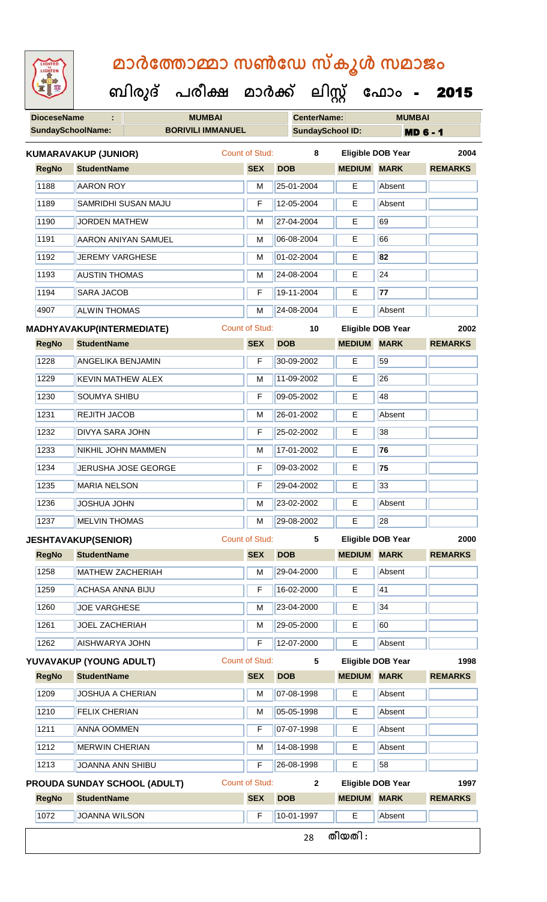# മാർത്തോമ്മാ സൺഡേ സ്കൂൾ സമാജം

**ബിരുദ് പരീക്ഷ മാർക്ക് ലിസ്റ്റ് ഫോം - 2015**

| DioceseName : | MUMBAI | CenterName: | MUMBAI |
|---|---|---|---|
| SundaySchoolName: | BORIVILI IMMANUEL | SundaySchool ID: | MD 6 - 1 |

**KUMARAVAKUP (JUNIOR)** Count of Stud: 8 Eligible DOB Year 2004

| RegNo | StudentName | SEX | DOB | MEDIUM | MARK | REMARKS |
|---|---|---|---|---|---|---|
| 1188 | AARON ROY | M | 25-01-2004 | E | Absent | |
| 1189 | SAMRIDHI SUSAN MAJU | F | 12-05-2004 | E | Absent | |
| 1190 | JORDEN MATHEW | M | 27-04-2004 | E | 69 | |
| 1191 | AARON ANIYAN SAMUEL | M | 06-08-2004 | E | 66 | |
| 1192 | JEREMY VARGHESE | M | 01-02-2004 | E | **82** | |
| 1193 | AUSTIN THOMAS | M | 24-08-2004 | E | 24 | |
| 1194 | SARA JACOB | F | 19-11-2004 | E | **77** | |
| 4907 | ALWIN THOMAS | M | 24-08-2004 | E | Absent | |

**MADHYAVAKUP(INTERMEDIATE)** Count of Stud: 10 Eligible DOB Year 2002

| RegNo | StudentName | SEX | DOB | MEDIUM | MARK | REMARKS |
|---|---|---|---|---|---|---|
| 1228 | ANGELIKA BENJAMIN | F | 30-09-2002 | E | 59 | |
| 1229 | KEVIN MATHEW ALEX | M | 11-09-2002 | E | 26 | |
| 1230 | SOUMYA SHIBU | F | 09-05-2002 | E | 48 | |
| 1231 | REJITH JACOB | M | 26-01-2002 | E | Absent | |
| 1232 | DIVYA SARA JOHN | F | 25-02-2002 | E | 38 | |
| 1233 | NIKHIL JOHN MAMMEN | M | 17-01-2002 | E | **76** | |
| 1234 | JERUSHA JOSE GEORGE | F | 09-03-2002 | E | **75** | |
| 1235 | MARIA NELSON | F | 29-04-2002 | E | 33 | |
| 1236 | JOSHUA JOHN | M | 23-02-2002 | E | Absent | |
| 1237 | MELVIN THOMAS | M | 29-08-2002 | E | 28 | |

**JESHTAVAKUP(SENIOR)** Count of Stud: 5 Eligible DOB Year 2000

| RegNo | StudentName | SEX | DOB | MEDIUM | MARK | REMARKS |
|---|---|---|---|---|---|---|
| 1258 | MATHEW ZACHERIAH | M | 29-04-2000 | E | Absent | |
| 1259 | ACHASA ANNA BIJU | F | 16-02-2000 | E | 41 | |
| 1260 | JOE VARGHESE | M | 23-04-2000 | E | 34 | |
| 1261 | JOEL ZACHERIAH | M | 29-05-2000 | E | 60 | |
| 1262 | AISHWARYA JOHN | F | 12-07-2000 | E | Absent | |

**YUVAVAKUP (YOUNG ADULT)** Count of Stud: 5 Eligible DOB Year 1998

| RegNo | StudentName | SEX | DOB | MEDIUM | MARK | REMARKS |
|---|---|---|---|---|---|---|
| 1209 | JOSHUA A CHERIAN | M | 07-08-1998 | E | Absent | |
| 1210 | FELIX CHERIAN | M | 05-05-1998 | E | Absent | |
| 1211 | ANNA OOMMEN | F | 07-07-1998 | E | Absent | |
| 1212 | MERWIN CHERIAN | M | 14-08-1998 | E | Absent | |
| 1213 | JOANNA ANN SHIBU | F | 26-08-1998 | E | 58 | |

**PROUDA SUNDAY SCHOOL (ADULT)** Count of Stud: 2 Eligible DOB Year 1997

| RegNo | StudentName | SEX | DOB | MEDIUM | MARK | REMARKS |
|---|---|---|---|---|---|---|
| 1072 | JOANNA WILSON | F | 10-01-1997 | E | Absent | |

തീയതി :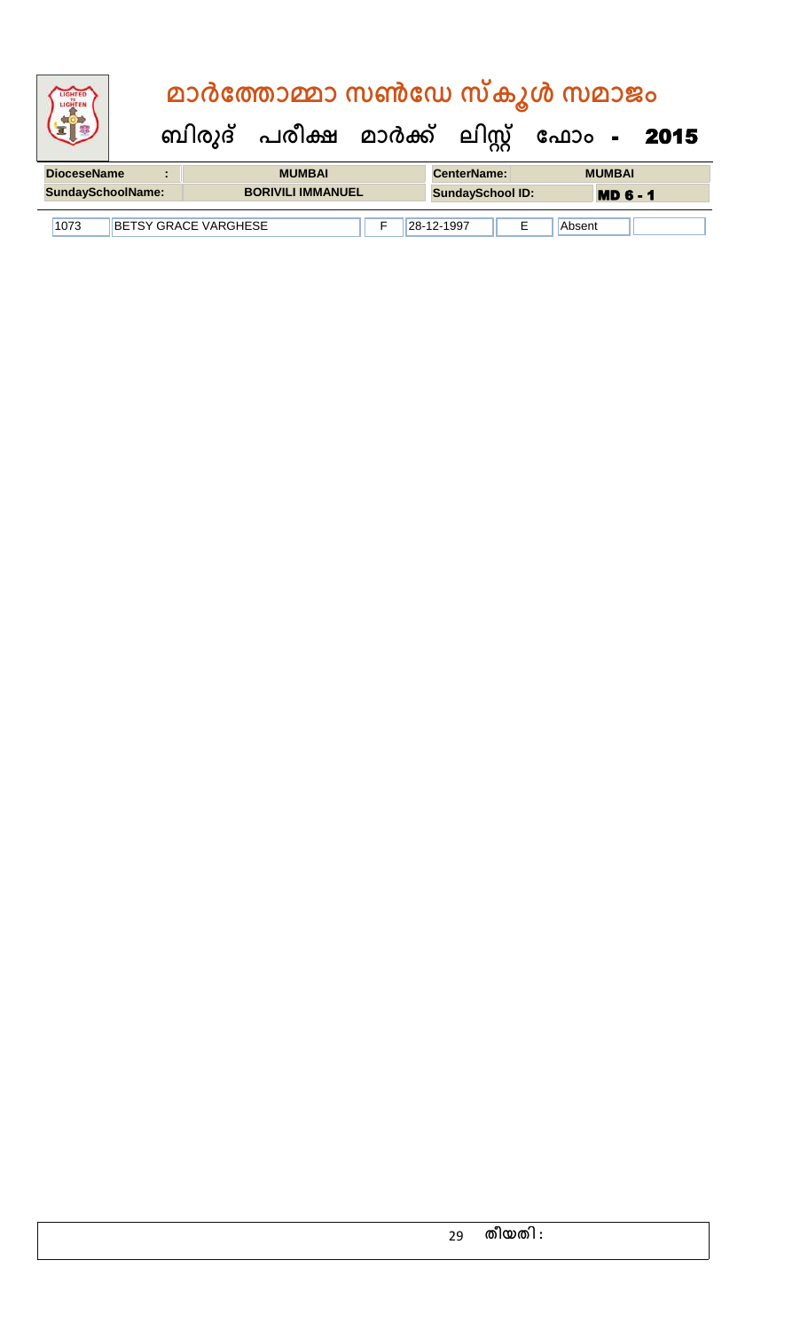# മാർത്തോമ്മാ സൺഡേ സ്കൂൾ സമാജം

## ബിരുദ് പരീക്ഷ മാർക്ക് ലിസ്റ്റ് ഫോം - 2015

| DioceseName : | MUMBAI | CenterName: | MUMBAI |
|---|---|---|---|
| SundaySchoolName: | BORIVILI IMMANUEL | SundaySchool ID: | MD 6 - 1 |

| | | | | | | |
|---|---|---|---|---|---|---|
| 1073 | BETSY GRACE VARGHESE | F | 28-12-1997 | E | Absent | |

തീയതി :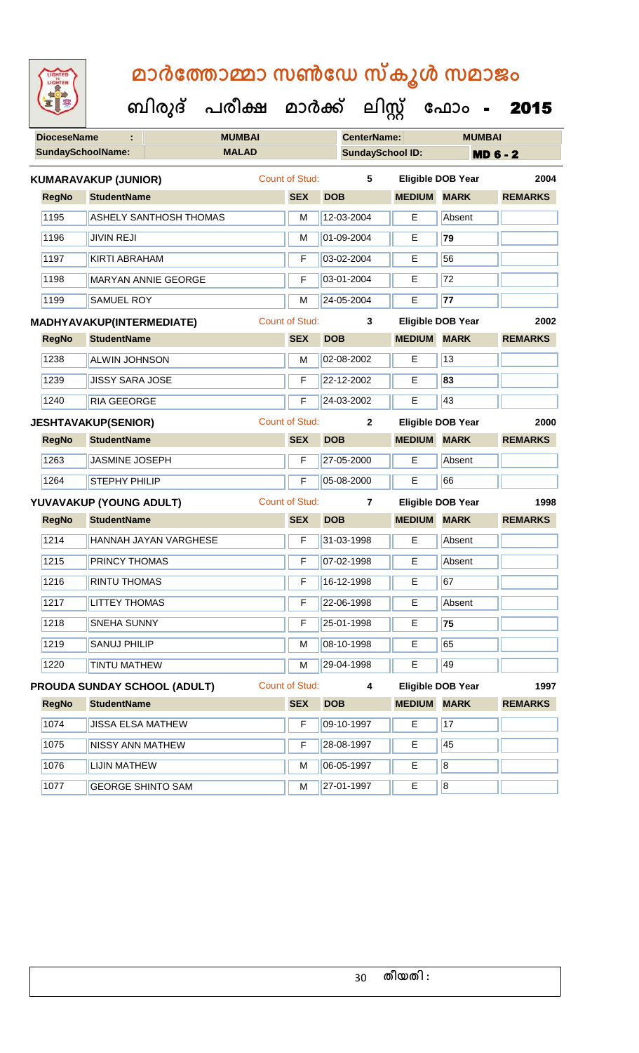# മാർത്തോമ്മാ സൺഡേ സ്കൂൾ സമാജം

**ബിരുദ് പരീക്ഷ മാർക്ക് ലിസ്റ്റ് ഫോം - 2015**

| **DioceseName** : | MUMBAI | **CenterName:** | MUMBAI |
|---|---|---|---|
| **SundaySchoolName:** | MALAD | **SundaySchool ID:** | MD 6 - 2 |

**KUMARAVAKUP (JUNIOR)** Count of Stud: 5 Eligible DOB Year 2004

| RegNo | StudentName | SEX | DOB | MEDIUM | MARK | REMARKS |
|---|---|---|---|---|---|---|
| 1195 | ASHELY SANTHOSH THOMAS | M | 12-03-2004 | E | Absent | |
| 1196 | JIVIN REJI | M | 01-09-2004 | E | 79 | |
| 1197 | KIRTI ABRAHAM | F | 03-02-2004 | E | 56 | |
| 1198 | MARYAN ANNIE GEORGE | F | 03-01-2004 | E | 72 | |
| 1199 | SAMUEL ROY | M | 24-05-2004 | E | 77 | |

**MADHYAVAKUP(INTERMEDIATE)** Count of Stud: 3 Eligible DOB Year 2002

| RegNo | StudentName | SEX | DOB | MEDIUM | MARK | REMARKS |
|---|---|---|---|---|---|---|
| 1238 | ALWIN JOHNSON | M | 02-08-2002 | E | 13 | |
| 1239 | JISSY SARA JOSE | F | 22-12-2002 | E | 83 | |
| 1240 | RIA GEEORGE | F | 24-03-2002 | E | 43 | |

**JESHTAVAKUP(SENIOR)** Count of Stud: 2 Eligible DOB Year 2000

| RegNo | StudentName | SEX | DOB | MEDIUM | MARK | REMARKS |
|---|---|---|---|---|---|---|
| 1263 | JASMINE JOSEPH | F | 27-05-2000 | E | Absent | |
| 1264 | STEPHY PHILIP | F | 05-08-2000 | E | 66 | |

**YUVAVAKUP (YOUNG ADULT)** Count of Stud: 7 Eligible DOB Year 1998

| RegNo | StudentName | SEX | DOB | MEDIUM | MARK | REMARKS |
|---|---|---|---|---|---|---|
| 1214 | HANNAH JAYAN VARGHESE | F | 31-03-1998 | E | Absent | |
| 1215 | PRINCY THOMAS | F | 07-02-1998 | E | Absent | |
| 1216 | RINTU THOMAS | F | 16-12-1998 | E | 67 | |
| 1217 | LITTEY THOMAS | F | 22-06-1998 | E | Absent | |
| 1218 | SNEHA SUNNY | F | 25-01-1998 | E | 75 | |
| 1219 | SANUJ PHILIP | M | 08-10-1998 | E | 65 | |
| 1220 | TINTU MATHEW | M | 29-04-1998 | E | 49 | |

**PROUDA SUNDAY SCHOOL (ADULT)** Count of Stud: 4 Eligible DOB Year 1997

| RegNo | StudentName | SEX | DOB | MEDIUM | MARK | REMARKS |
|---|---|---|---|---|---|---|
| 1074 | JISSA ELSA MATHEW | F | 09-10-1997 | E | 17 | |
| 1075 | NISSY ANN MATHEW | F | 28-08-1997 | E | 45 | |
| 1076 | LIJIN MATHEW | M | 06-05-1997 | E | 8 | |
| 1077 | GEORGE SHINTO SAM | M | 27-01-1997 | E | 8 | |

തീയതി :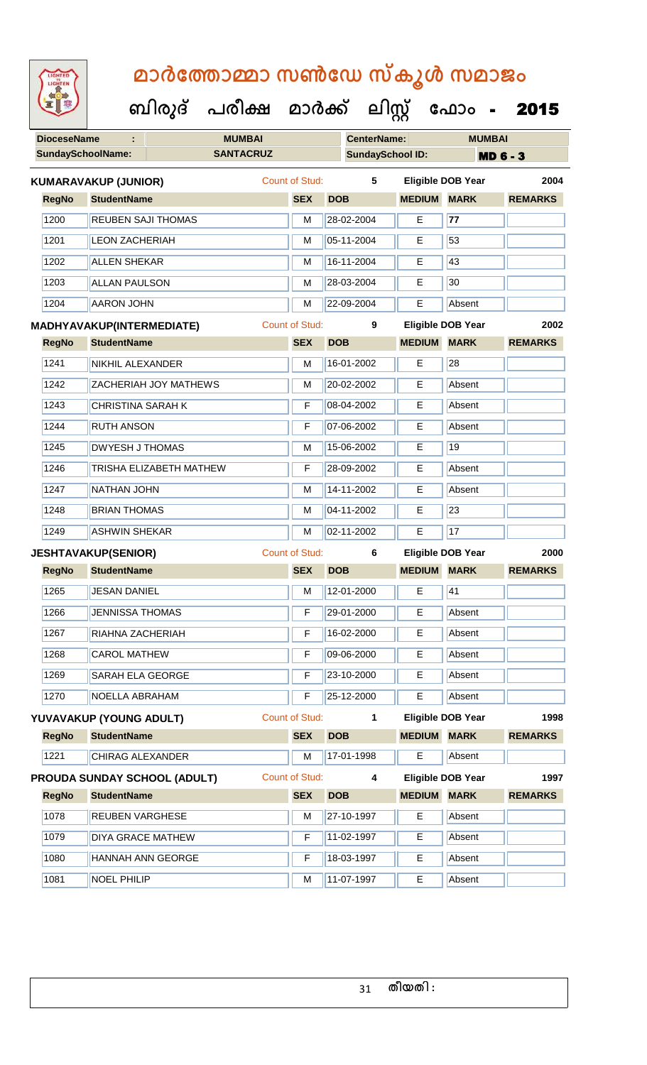# മാർത്തോമ്മാ സൺഡേ സ്കൂൾ സമാജം

## ബിരുദ് പരീക്ഷ മാർക്ക് ലിസ്റ്റ് ഫോം - 2015

| **DioceseName** | : | **MUMBAI** | **CenterName:** | **MUMBAI** |
|---|---|---|---|---|
| **SundaySchoolName:** | | **SANTACRUZ** | **SundaySchool ID:** | **MD 6 - 3** |

**KUMARAVAKUP (JUNIOR)** Count of Stud: **5** **Eligible DOB Year** **2004**

| RegNo | StudentName | SEX | DOB | MEDIUM | MARK | REMARKS |
|---|---|---|---|---|---|---|
| 1200 | REUBEN SAJI THOMAS | M | 28-02-2004 | E | 77 | |
| 1201 | LEON ZACHERIAH | M | 05-11-2004 | E | 53 | |
| 1202 | ALLEN SHEKAR | M | 16-11-2004 | E | 43 | |
| 1203 | ALLAN PAULSON | M | 28-03-2004 | E | 30 | |
| 1204 | AARON JOHN | M | 22-09-2004 | E | Absent | |

**MADHYAVAKUP(INTERMEDIATE)** Count of Stud: **9** **Eligible DOB Year** **2002**

| RegNo | StudentName | SEX | DOB | MEDIUM | MARK | REMARKS |
|---|---|---|---|---|---|---|
| 1241 | NIKHIL ALEXANDER | M | 16-01-2002 | E | 28 | |
| 1242 | ZACHERIAH JOY MATHEWS | M | 20-02-2002 | E | Absent | |
| 1243 | CHRISTINA SARAH K | F | 08-04-2002 | E | Absent | |
| 1244 | RUTH ANSON | F | 07-06-2002 | E | Absent | |
| 1245 | DWYESH J THOMAS | M | 15-06-2002 | E | 19 | |
| 1246 | TRISHA ELIZABETH MATHEW | F | 28-09-2002 | E | Absent | |
| 1247 | NATHAN JOHN | M | 14-11-2002 | E | Absent | |
| 1248 | BRIAN THOMAS | M | 04-11-2002 | E | 23 | |
| 1249 | ASHWIN SHEKAR | M | 02-11-2002 | E | 17 | |

**JESHTAVAKUP(SENIOR)** Count of Stud: **6** **Eligible DOB Year** **2000**

| RegNo | StudentName | SEX | DOB | MEDIUM | MARK | REMARKS |
|---|---|---|---|---|---|---|
| 1265 | JESAN DANIEL | M | 12-01-2000 | E | 41 | |
| 1266 | JENNISSA THOMAS | F | 29-01-2000 | E | Absent | |
| 1267 | RIAHNA ZACHERIAH | F | 16-02-2000 | E | Absent | |
| 1268 | CAROL MATHEW | F | 09-06-2000 | E | Absent | |
| 1269 | SARAH ELA GEORGE | F | 23-10-2000 | E | Absent | |
| 1270 | NOELLA ABRAHAM | F | 25-12-2000 | E | Absent | |

**YUVAVAKUP (YOUNG ADULT)** Count of Stud: **1** **Eligible DOB Year** **1998**

| RegNo | StudentName | SEX | DOB | MEDIUM | MARK | REMARKS |
|---|---|---|---|---|---|---|
| 1221 | CHIRAG ALEXANDER | M | 17-01-1998 | E | Absent | |

**PROUDA SUNDAY SCHOOL (ADULT)** Count of Stud: **4** **Eligible DOB Year** **1997**

| RegNo | StudentName | SEX | DOB | MEDIUM | MARK | REMARKS |
|---|---|---|---|---|---|---|
| 1078 | REUBEN VARGHESE | M | 27-10-1997 | E | Absent | |
| 1079 | DIYA GRACE MATHEW | F | 11-02-1997 | E | Absent | |
| 1080 | HANNAH ANN GEORGE | F | 18-03-1997 | E | Absent | |
| 1081 | NOEL PHILIP | M | 11-07-1997 | E | Absent | |

തീയതി :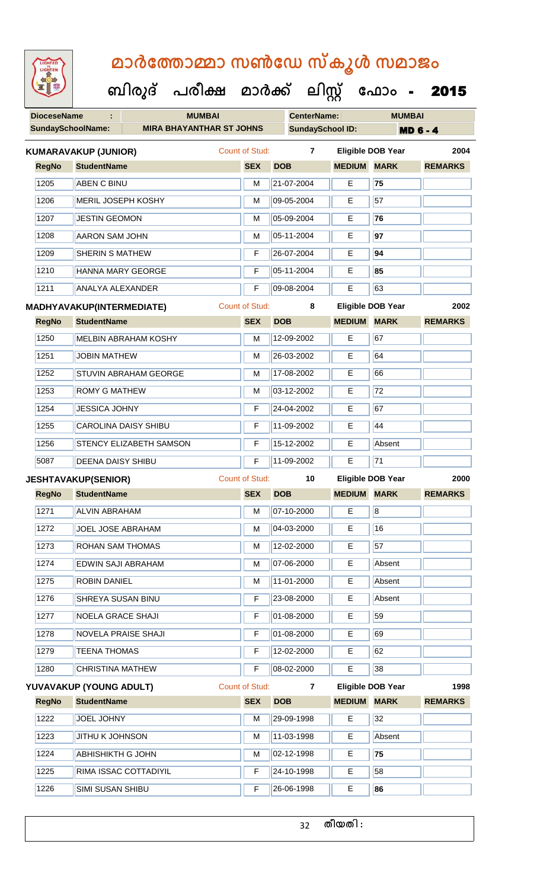# മാർത്തോമ്മാ സൺഡേ സ്കൂൾ സമാജം

## ബിരുദ് പരീക്ഷ മാർക്ക് ലിസ്റ്റ് ഫോം - 2015

| DioceseName | : | MUMBAI | CenterName: | MUMBAI |
|---|---|---|---|---|
| SundaySchoolName: | | MIRA BHAYANTHAR ST JOHNS | SundaySchool ID: | MD 6 - 4 |

**KUMARAVAKUP (JUNIOR)** Count of Stud: 7 Eligible DOB Year 2004

| RegNo | StudentName | SEX | DOB | MEDIUM | MARK | REMARKS |
|---|---|---|---|---|---|---|
| 1205 | ABEN C BINU | M | 21-07-2004 | E | 75 | |
| 1206 | MERIL JOSEPH KOSHY | M | 09-05-2004 | E | 57 | |
| 1207 | JESTIN GEOMON | M | 05-09-2004 | E | 76 | |
| 1208 | AARON SAM JOHN | M | 05-11-2004 | E | 97 | |
| 1209 | SHERIN S MATHEW | F | 26-07-2004 | E | 94 | |
| 1210 | HANNA MARY GEORGE | F | 05-11-2004 | E | 85 | |
| 1211 | ANALYA ALEXANDER | F | 09-08-2004 | E | 63 | |

**MADHYAVAKUP(INTERMEDIATE)** Count of Stud: 8 Eligible DOB Year 2002

| RegNo | StudentName | SEX | DOB | MEDIUM | MARK | REMARKS |
|---|---|---|---|---|---|---|
| 1250 | MELBIN ABRAHAM KOSHY | M | 12-09-2002 | E | 67 | |
| 1251 | JOBIN MATHEW | M | 26-03-2002 | E | 64 | |
| 1252 | STUVIN ABRAHAM GEORGE | M | 17-08-2002 | E | 66 | |
| 1253 | ROMY G MATHEW | M | 03-12-2002 | E | 72 | |
| 1254 | JESSICA JOHNY | F | 24-04-2002 | E | 67 | |
| 1255 | CAROLINA DAISY SHIBU | F | 11-09-2002 | E | 44 | |
| 1256 | STENCY ELIZABETH SAMSON | F | 15-12-2002 | E | Absent | |
| 5087 | DEENA DAISY SHIBU | F | 11-09-2002 | E | 71 | |

**JESHTAVAKUP(SENIOR)** Count of Stud: 10 Eligible DOB Year 2000

| RegNo | StudentName | SEX | DOB | MEDIUM | MARK | REMARKS |
|---|---|---|---|---|---|---|
| 1271 | ALVIN ABRAHAM | M | 07-10-2000 | E | 8 | |
| 1272 | JOEL JOSE ABRAHAM | M | 04-03-2000 | E | 16 | |
| 1273 | ROHAN SAM THOMAS | M | 12-02-2000 | E | 57 | |
| 1274 | EDWIN SAJI ABRAHAM | M | 07-06-2000 | E | Absent | |
| 1275 | ROBIN DANIEL | M | 11-01-2000 | E | Absent | |
| 1276 | SHREYA SUSAN BINU | F | 23-08-2000 | E | Absent | |
| 1277 | NOELA GRACE SHAJI | F | 01-08-2000 | E | 59 | |
| 1278 | NOVELA PRAISE SHAJI | F | 01-08-2000 | E | 69 | |
| 1279 | TEENA THOMAS | F | 12-02-2000 | E | 62 | |
| 1280 | CHRISTINA MATHEW | F | 08-02-2000 | E | 38 | |

**YUVAVAKUP (YOUNG ADULT)** Count of Stud: 7 Eligible DOB Year 1998

| RegNo | StudentName | SEX | DOB | MEDIUM | MARK | REMARKS |
|---|---|---|---|---|---|---|
| 1222 | JOEL JOHNY | M | 29-09-1998 | E | 32 | |
| 1223 | JITHU K JOHNSON | M | 11-03-1998 | E | Absent | |
| 1224 | ABHISHIKTH G JOHN | M | 02-12-1998 | E | 75 | |
| 1225 | RIMA ISSAC COTTADIYIL | F | 24-10-1998 | E | 58 | |
| 1226 | SIMI SUSAN SHIBU | F | 26-06-1998 | E | 86 | |

തീയതി :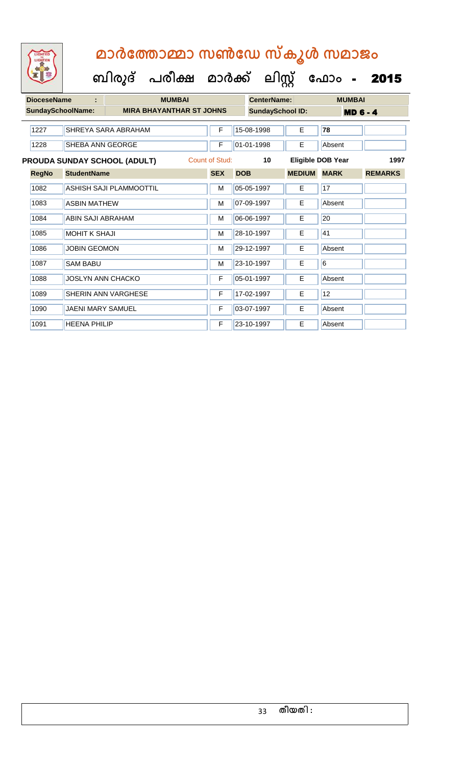# മാർത്തോമ്മാ സൺഡേ സ്കൂൾ സമാജം

## ബിരുദ് പരീക്ഷ മാർക്ക് ലിസ്റ്റ് ഫോം - 2015

| DioceseName : | MUMBAI | CenterName: | MUMBAI |
|---|---|---|---|
| SundaySchoolName: | MIRA BHAYANTHAR ST JOHNS | SundaySchool ID: | MD 6 - 4 |

| RegNo | StudentName | SEX | DOB | MEDIUM | MARK | REMARKS |
|---|---|---|---|---|---|---|
| 1227 | SHREYA SARA ABRAHAM | F | 15-08-1998 | E | 78 | |
| 1228 | SHEBA ANN GEORGE | F | 01-01-1998 | E | Absent | |

**PROUDA SUNDAY SCHOOL (ADULT)** Count of Stud: 10 Eligible DOB Year 1997

| RegNo | StudentName | SEX | DOB | MEDIUM | MARK | REMARKS |
|---|---|---|---|---|---|---|
| 1082 | ASHISH SAJI PLAMMOOTTIL | M | 05-05-1997 | E | 17 | |
| 1083 | ASBIN MATHEW | M | 07-09-1997 | E | Absent | |
| 1084 | ABIN SAJI ABRAHAM | M | 06-06-1997 | E | 20 | |
| 1085 | MOHIT K SHAJI | M | 28-10-1997 | E | 41 | |
| 1086 | JOBIN GEOMON | M | 29-12-1997 | E | Absent | |
| 1087 | SAM BABU | M | 23-10-1997 | E | 6 | |
| 1088 | JOSLYN ANN CHACKO | F | 05-01-1997 | E | Absent | |
| 1089 | SHERIN ANN VARGHESE | F | 17-02-1997 | E | 12 | |
| 1090 | JAENI MARY SAMUEL | F | 03-07-1997 | E | Absent | |
| 1091 | HEENA PHILIP | F | 23-10-1997 | E | Absent | |

തീയതി :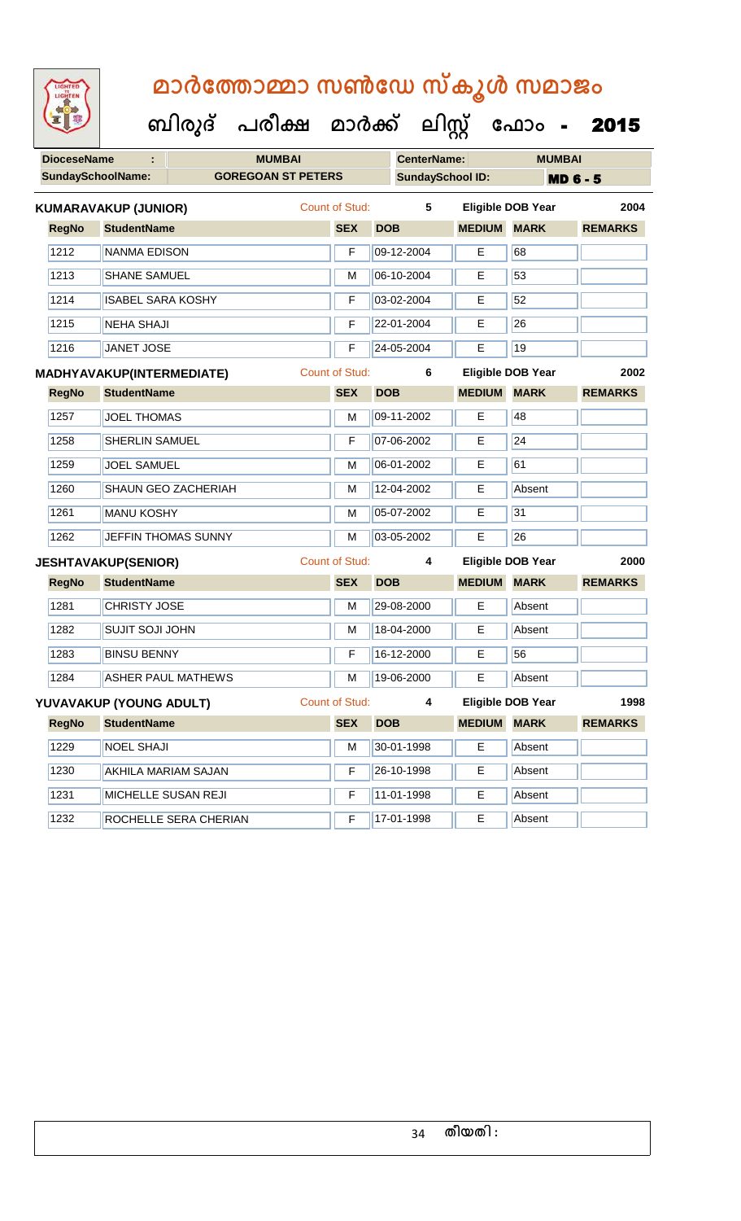# മാർത്തോമ്മാ സൺഡേ സ്കൂൾ സമാജം

## ബിരുദ് പരീക്ഷ മാർക്ക് ലിസ്റ്റ് ഫോം - 2015

| DioceseName : | MUMBAI | CenterName: | MUMBAI |
|---|---|---|---|
| SundaySchoolName: | GOREGOAN ST PETERS | SundaySchool ID: | MD 6 - 5 |

**KUMARAVAKUP (JUNIOR)** Count of Stud: 5 Eligible DOB Year 2004

| RegNo | StudentName | SEX | DOB | MEDIUM | MARK | REMARKS |
|---|---|---|---|---|---|---|
| 1212 | NANMA EDISON | F | 09-12-2004 | E | 68 | |
| 1213 | SHANE SAMUEL | M | 06-10-2004 | E | 53 | |
| 1214 | ISABEL SARA KOSHY | F | 03-02-2004 | E | 52 | |
| 1215 | NEHA SHAJI | F | 22-01-2004 | E | 26 | |
| 1216 | JANET JOSE | F | 24-05-2004 | E | 19 | |

**MADHYAVAKUP(INTERMEDIATE)** Count of Stud: 6 Eligible DOB Year 2002

| RegNo | StudentName | SEX | DOB | MEDIUM | MARK | REMARKS |
|---|---|---|---|---|---|---|
| 1257 | JOEL THOMAS | M | 09-11-2002 | E | 48 | |
| 1258 | SHERLIN SAMUEL | F | 07-06-2002 | E | 24 | |
| 1259 | JOEL SAMUEL | M | 06-01-2002 | E | 61 | |
| 1260 | SHAUN GEO ZACHERIAH | M | 12-04-2002 | E | Absent | |
| 1261 | MANU KOSHY | M | 05-07-2002 | E | 31 | |
| 1262 | JEFFIN THOMAS SUNNY | M | 03-05-2002 | E | 26 | |

**JESHTAVAKUP(SENIOR)** Count of Stud: 4 Eligible DOB Year 2000

| RegNo | StudentName | SEX | DOB | MEDIUM | MARK | REMARKS |
|---|---|---|---|---|---|---|
| 1281 | CHRISTY JOSE | M | 29-08-2000 | E | Absent | |
| 1282 | SUJIT SOJI JOHN | M | 18-04-2000 | E | Absent | |
| 1283 | BINSU BENNY | F | 16-12-2000 | E | 56 | |
| 1284 | ASHER PAUL MATHEWS | M | 19-06-2000 | E | Absent | |

**YUVAVAKUP (YOUNG ADULT)** Count of Stud: 4 Eligible DOB Year 1998

| RegNo | StudentName | SEX | DOB | MEDIUM | MARK | REMARKS |
|---|---|---|---|---|---|---|
| 1229 | NOEL SHAJI | M | 30-01-1998 | E | Absent | |
| 1230 | AKHILA MARIAM SAJAN | F | 26-10-1998 | E | Absent | |
| 1231 | MICHELLE SUSAN REJI | F | 11-01-1998 | E | Absent | |
| 1232 | ROCHELLE SERA CHERIAN | F | 17-01-1998 | E | Absent | |

തീയതി :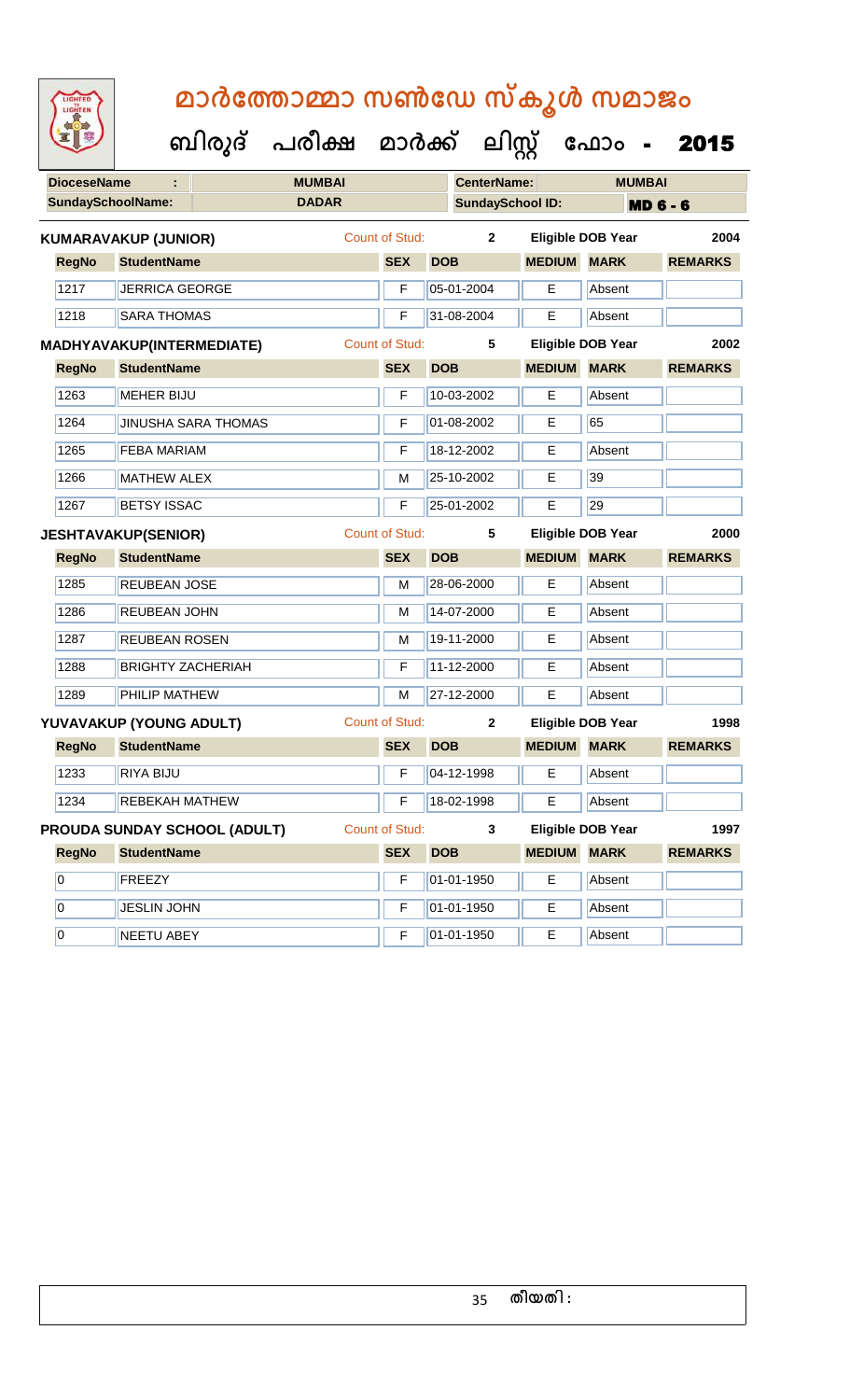# മാർത്തോമ്മാ സൺഡേ സ്കൂൾ സമാജം

**ബിരുദ് പരീക്ഷ മാർക്ക് ലിസ്റ്റ് ഫോം - 2015**

| DioceseName : | MUMBAI | CenterName: | MUMBAI |
|---|---|---|---|
| SundaySchoolName: | DADAR | SundaySchool ID: | MD 6 - 6 |

**KUMARAVAKUP (JUNIOR)** Count of Stud: 2 Eligible DOB Year 2004

| RegNo | StudentName | SEX | DOB | MEDIUM | MARK | REMARKS |
|---|---|---|---|---|---|---|
| 1217 | JERRICA GEORGE | F | 05-01-2004 | E | Absent | |
| 1218 | SARA THOMAS | F | 31-08-2004 | E | Absent | |

**MADHYAVAKUP(INTERMEDIATE)** Count of Stud: 5 Eligible DOB Year 2002

| RegNo | StudentName | SEX | DOB | MEDIUM | MARK | REMARKS |
|---|---|---|---|---|---|---|
| 1263 | MEHER BIJU | F | 10-03-2002 | E | Absent | |
| 1264 | JINUSHA SARA THOMAS | F | 01-08-2002 | E | 65 | |
| 1265 | FEBA MARIAM | F | 18-12-2002 | E | Absent | |
| 1266 | MATHEW ALEX | M | 25-10-2002 | E | 39 | |
| 1267 | BETSY ISSAC | F | 25-01-2002 | E | 29 | |

**JESHTAVAKUP(SENIOR)** Count of Stud: 5 Eligible DOB Year 2000

| RegNo | StudentName | SEX | DOB | MEDIUM | MARK | REMARKS |
|---|---|---|---|---|---|---|
| 1285 | REUBEAN JOSE | M | 28-06-2000 | E | Absent | |
| 1286 | REUBEAN JOHN | M | 14-07-2000 | E | Absent | |
| 1287 | REUBEAN ROSEN | M | 19-11-2000 | E | Absent | |
| 1288 | BRIGHTY ZACHERIAH | F | 11-12-2000 | E | Absent | |
| 1289 | PHILIP MATHEW | M | 27-12-2000 | E | Absent | |

**YUVAVAKUP (YOUNG ADULT)** Count of Stud: 2 Eligible DOB Year 1998

| RegNo | StudentName | SEX | DOB | MEDIUM | MARK | REMARKS |
|---|---|---|---|---|---|---|
| 1233 | RIYA BIJU | F | 04-12-1998 | E | Absent | |
| 1234 | REBEKAH MATHEW | F | 18-02-1998 | E | Absent | |

**PROUDA SUNDAY SCHOOL (ADULT)** Count of Stud: 3 Eligible DOB Year 1997

| RegNo | StudentName | SEX | DOB | MEDIUM | MARK | REMARKS |
|---|---|---|---|---|---|---|
| 0 | FREEZY | F | 01-01-1950 | E | Absent | |
| 0 | JESLIN JOHN | F | 01-01-1950 | E | Absent | |
| 0 | NEETU ABEY | F | 01-01-1950 | E | Absent | |

തീയതി :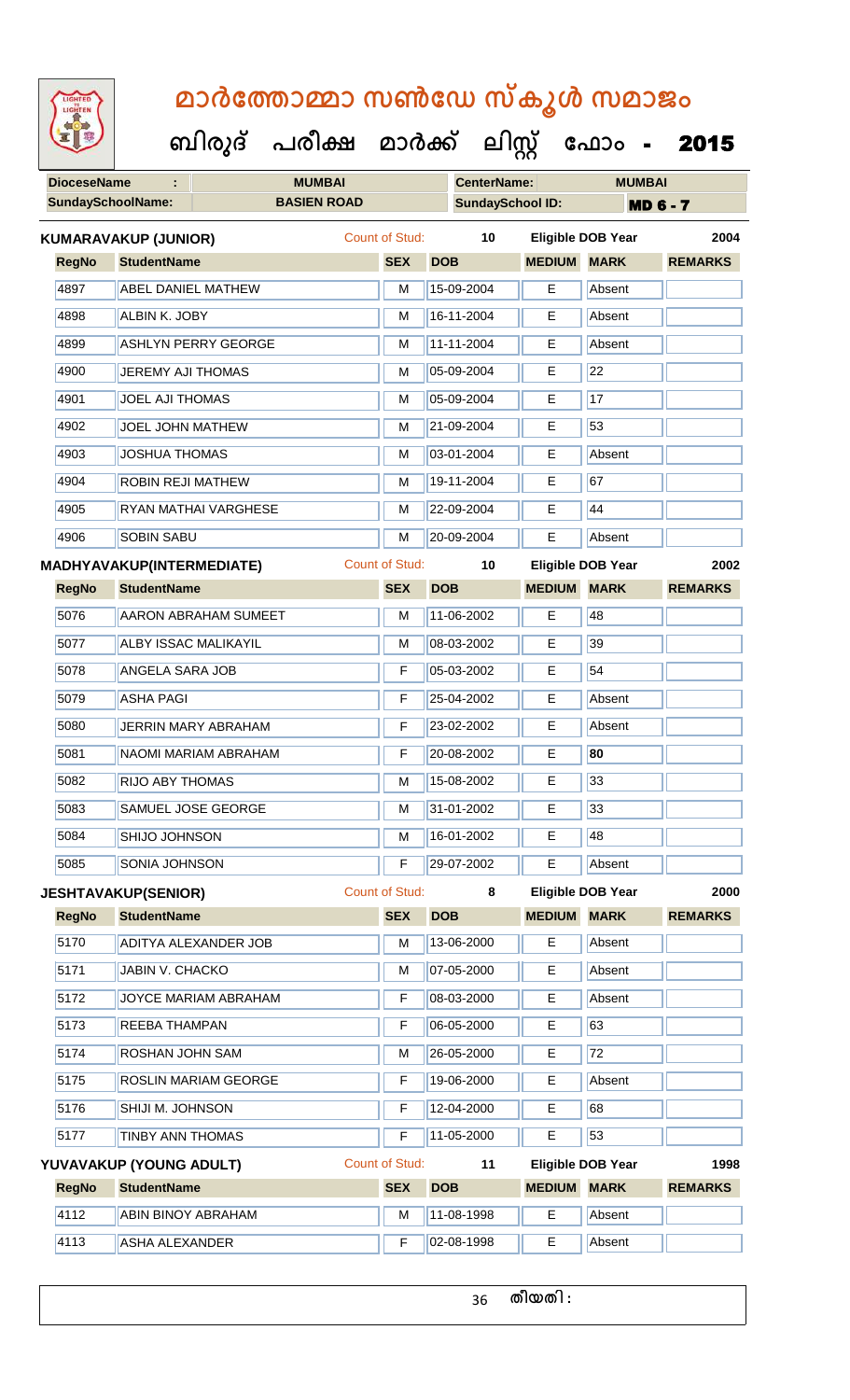# മാർത്തോമ്മാ സൺഡേ സ്കൂൾ സമാജം

## ബിരുദ് പരീക്ഷ മാർക്ക് ലിസ്റ്റ് ഫോം - 2015

| DioceseName | : | MUMBAI | CenterName: | MUMBAI |
|---|---|---|---|---|
| SundaySchoolName: | | BASIEN ROAD | SundaySchool ID: | MD 6 - 7 |

**KUMARAVAKUP (JUNIOR)** Count of Stud: 10 Eligible DOB Year 2004

| RegNo | StudentName | SEX | DOB | MEDIUM | MARK | REMARKS |
|---|---|---|---|---|---|---|
| 4897 | ABEL DANIEL MATHEW | M | 15-09-2004 | E | Absent | |
| 4898 | ALBIN K. JOBY | M | 16-11-2004 | E | Absent | |
| 4899 | ASHLYN PERRY GEORGE | M | 11-11-2004 | E | Absent | |
| 4900 | JEREMY AJI THOMAS | M | 05-09-2004 | E | 22 | |
| 4901 | JOEL AJI THOMAS | M | 05-09-2004 | E | 17 | |
| 4902 | JOEL JOHN MATHEW | M | 21-09-2004 | E | 53 | |
| 4903 | JOSHUA THOMAS | M | 03-01-2004 | E | Absent | |
| 4904 | ROBIN REJI MATHEW | M | 19-11-2004 | E | 67 | |
| 4905 | RYAN MATHAI VARGHESE | M | 22-09-2004 | E | 44 | |
| 4906 | SOBIN SABU | M | 20-09-2004 | E | Absent | |

**MADHYAVAKUP(INTERMEDIATE)** Count of Stud: 10 Eligible DOB Year 2002

| RegNo | StudentName | SEX | DOB | MEDIUM | MARK | REMARKS |
|---|---|---|---|---|---|---|
| 5076 | AARON ABRAHAM SUMEET | M | 11-06-2002 | E | 48 | |
| 5077 | ALBY ISSAC MALIKAYIL | M | 08-03-2002 | E | 39 | |
| 5078 | ANGELA SARA JOB | F | 05-03-2002 | E | 54 | |
| 5079 | ASHA PAGI | F | 25-04-2002 | E | Absent | |
| 5080 | JERRIN MARY ABRAHAM | F | 23-02-2002 | E | Absent | |
| 5081 | NAOMI MARIAM ABRAHAM | F | 20-08-2002 | E | **80** | |
| 5082 | RIJO ABY THOMAS | M | 15-08-2002 | E | 33 | |
| 5083 | SAMUEL JOSE GEORGE | M | 31-01-2002 | E | 33 | |
| 5084 | SHIJO JOHNSON | M | 16-01-2002 | E | 48 | |
| 5085 | SONIA JOHNSON | F | 29-07-2002 | E | Absent | |

**JESHTAVAKUP(SENIOR)** Count of Stud: 8 Eligible DOB Year 2000

| RegNo | StudentName | SEX | DOB | MEDIUM | MARK | REMARKS |
|---|---|---|---|---|---|---|
| 5170 | ADITYA ALEXANDER JOB | M | 13-06-2000 | E | Absent | |
| 5171 | JABIN V. CHACKO | M | 07-05-2000 | E | Absent | |
| 5172 | JOYCE MARIAM ABRAHAM | F | 08-03-2000 | E | Absent | |
| 5173 | REEBA THAMPAN | F | 06-05-2000 | E | 63 | |
| 5174 | ROSHAN JOHN SAM | M | 26-05-2000 | E | 72 | |
| 5175 | ROSLIN MARIAM GEORGE | F | 19-06-2000 | E | Absent | |
| 5176 | SHIJI M. JOHNSON | F | 12-04-2000 | E | 68 | |
| 5177 | TINBY ANN THOMAS | F | 11-05-2000 | E | 53 | |

**YUVAVAKUP (YOUNG ADULT)** Count of Stud: 11 Eligible DOB Year 1998

| RegNo | StudentName | SEX | DOB | MEDIUM | MARK | REMARKS |
|---|---|---|---|---|---|---|
| 4112 | ABIN BINOY ABRAHAM | M | 11-08-1998 | E | Absent | |
| 4113 | ASHA ALEXANDER | F | 02-08-1998 | E | Absent | |

തീയതി :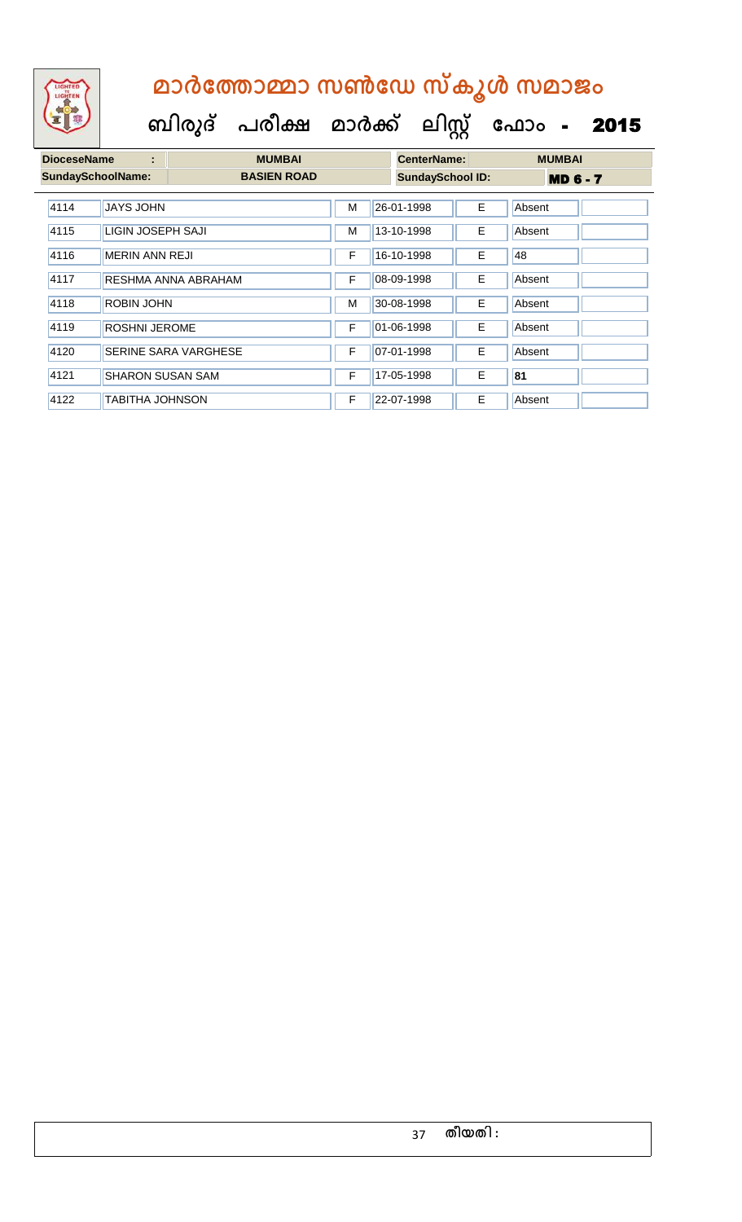# മാർത്തോമ്മാ സൺഡേ സ്കൂൾ സമാജം

## ബിരുദ് പരീക്ഷ മാർക്ക് ലിസ്റ്റ് ഫോം - 2015

| DioceseName : | MUMBAI | CenterName: | MUMBAI |
|---|---|---|---|
| SundaySchoolName: | BASIEN ROAD | SundaySchool ID: | MD 6 - 7 |

| | | | | | | |
|---|---|---|---|---|---|---|
| 4114 | JAYS JOHN | M | 26-01-1998 | E | Absent | |
| 4115 | LIGIN JOSEPH SAJI | M | 13-10-1998 | E | Absent | |
| 4116 | MERIN ANN REJI | F | 16-10-1998 | E | 48 | |
| 4117 | RESHMA ANNA ABRAHAM | F | 08-09-1998 | E | Absent | |
| 4118 | ROBIN JOHN | M | 30-08-1998 | E | Absent | |
| 4119 | ROSHNI JEROME | F | 01-06-1998 | E | Absent | |
| 4120 | SERINE SARA VARGHESE | F | 07-01-1998 | E | Absent | |
| 4121 | SHARON SUSAN SAM | F | 17-05-1998 | E | **81** | |
| 4122 | TABITHA JOHNSON | F | 22-07-1998 | E | Absent | |

തീയതി :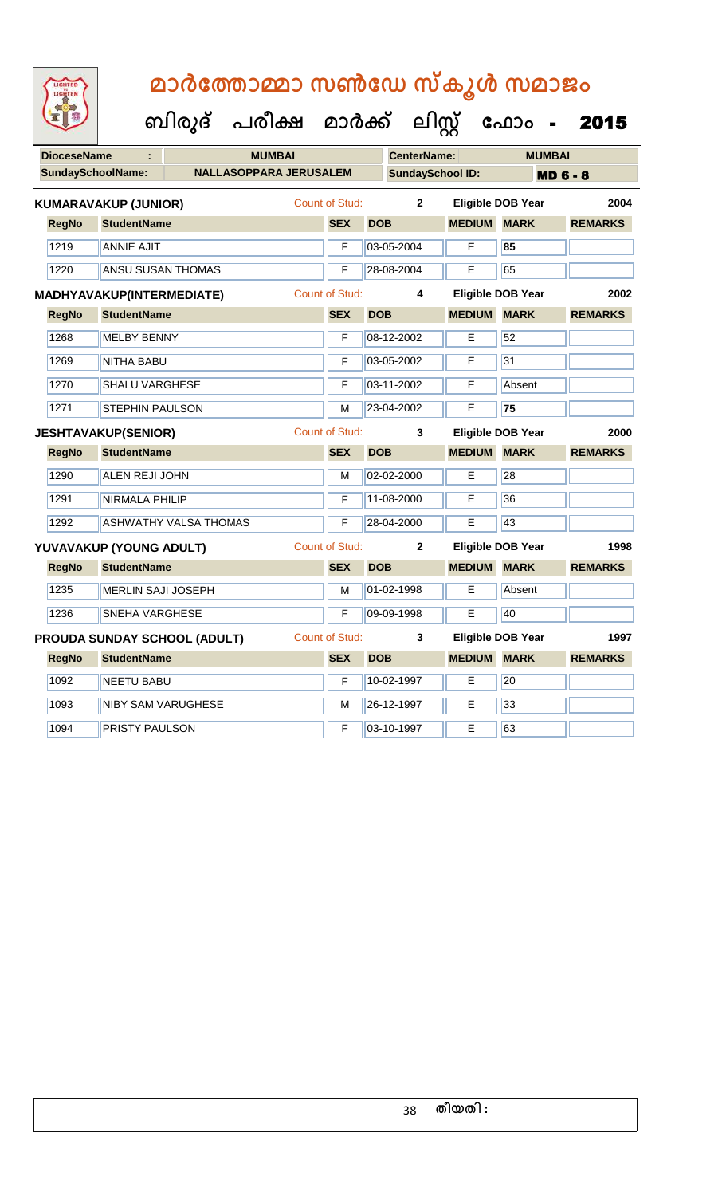# മാർത്തോമ്മാ സൺഡേ സ്കൂൾ സമാജം

## ബിരുദ് പരീക്ഷ മാർക്ക് ലിസ്റ്റ് ഫോം - 2015

**DioceseName :** MUMBAI | **CenterName:** MUMBAI

**SundaySchoolName:** NALLASOPPARA JERUSALEM | **SundaySchool ID:** MD 6 - 8

**KUMARAVAKUP (JUNIOR)** Count of Stud: 2 | Eligible DOB Year 2004

| RegNo | StudentName | SEX | DOB | MEDIUM | MARK | REMARKS |
|---|---|---|---|---|---|---|
| 1219 | ANNIE AJIT | F | 03-05-2004 | E | 85 | |
| 1220 | ANSU SUSAN THOMAS | F | 28-08-2004 | E | 65 | |

**MADHYAVAKUP(INTERMEDIATE)** Count of Stud: 4 | Eligible DOB Year 2002

| RegNo | StudentName | SEX | DOB | MEDIUM | MARK | REMARKS |
|---|---|---|---|---|---|---|
| 1268 | MELBY BENNY | F | 08-12-2002 | E | 52 | |
| 1269 | NITHA BABU | F | 03-05-2002 | E | 31 | |
| 1270 | SHALU VARGHESE | F | 03-11-2002 | E | Absent | |
| 1271 | STEPHIN PAULSON | M | 23-04-2002 | E | 75 | |

**JESHTAVAKUP(SENIOR)** Count of Stud: 3 | Eligible DOB Year 2000

| RegNo | StudentName | SEX | DOB | MEDIUM | MARK | REMARKS |
|---|---|---|---|---|---|---|
| 1290 | ALEN REJI JOHN | M | 02-02-2000 | E | 28 | |
| 1291 | NIRMALA PHILIP | F | 11-08-2000 | E | 36 | |
| 1292 | ASHWATHY VALSA THOMAS | F | 28-04-2000 | E | 43 | |

**YUVAVAKUP (YOUNG ADULT)** Count of Stud: 2 | Eligible DOB Year 1998

| RegNo | StudentName | SEX | DOB | MEDIUM | MARK | REMARKS |
|---|---|---|---|---|---|---|
| 1235 | MERLIN SAJI JOSEPH | M | 01-02-1998 | E | Absent | |
| 1236 | SNEHA VARGHESE | F | 09-09-1998 | E | 40 | |

**PROUDA SUNDAY SCHOOL (ADULT)** Count of Stud: 3 | Eligible DOB Year 1997

| RegNo | StudentName | SEX | DOB | MEDIUM | MARK | REMARKS |
|---|---|---|---|---|---|---|
| 1092 | NEETU BABU | F | 10-02-1997 | E | 20 | |
| 1093 | NIBY SAM VARUGHESE | M | 26-12-1997 | E | 33 | |
| 1094 | PRISTY PAULSON | F | 03-10-1997 | E | 63 | |

തീയതി :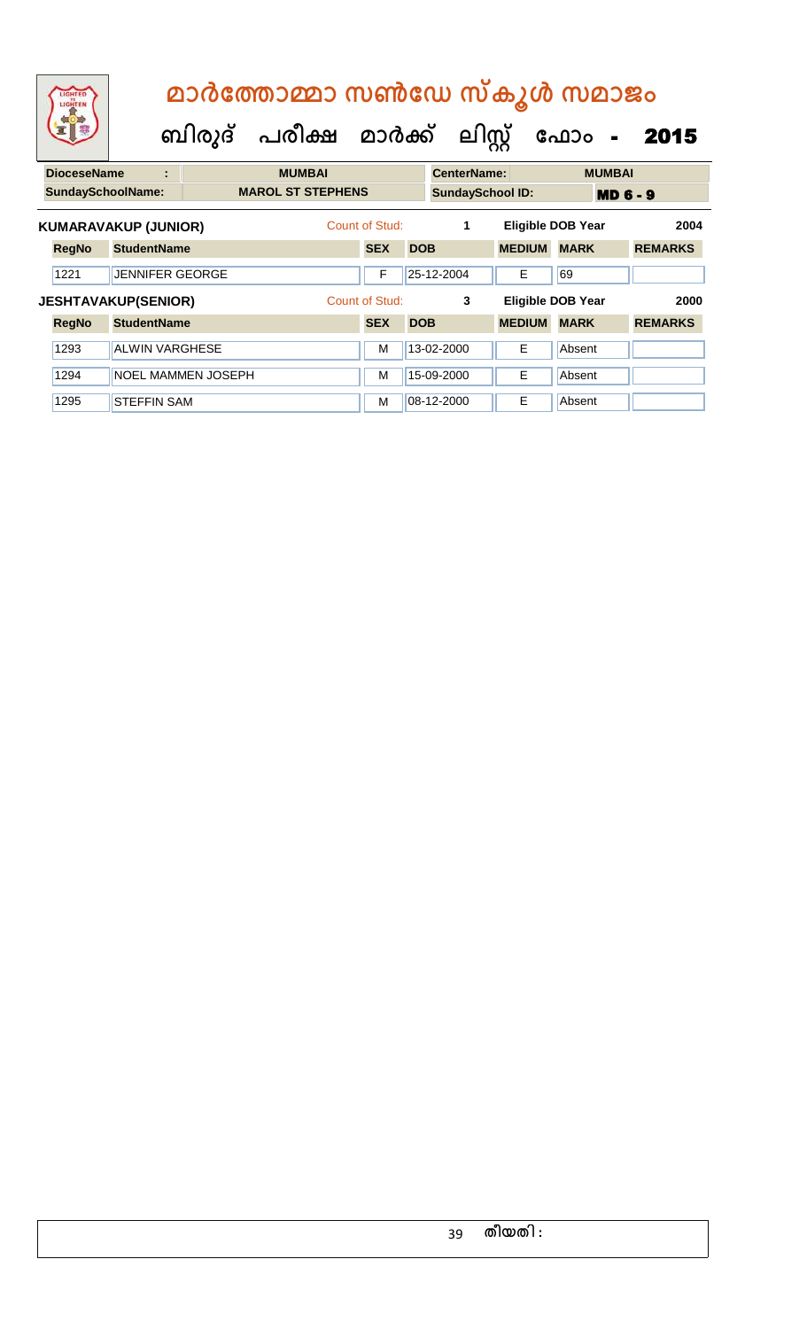# മാർത്തോമ്മാ സൺഡേ സ്കൂൾ സമാജം

## ബിരുദ് പരീക്ഷ മാർക്ക് ലിസ്റ്റ് ഫോം - 2015

| DioceseName : | MUMBAI | CenterName: | MUMBAI |
|---|---|---|---|
| SundaySchoolName: | MAROL ST STEPHENS | SundaySchool ID: | MD 6 - 9 |

**KUMARAVAKUP (JUNIOR)** Count of Stud: 1 Eligible DOB Year 2004

| RegNo | StudentName | SEX | DOB | MEDIUM | MARK | REMARKS |
|---|---|---|---|---|---|---|
| 1221 | JENNIFER GEORGE | F | 25-12-2004 | E | 69 | |

**JESHTAVAKUP(SENIOR)** Count of Stud: 3 Eligible DOB Year 2000

| RegNo | StudentName | SEX | DOB | MEDIUM | MARK | REMARKS |
|---|---|---|---|---|---|---|
| 1293 | ALWIN VARGHESE | M | 13-02-2000 | E | Absent | |
| 1294 | NOEL MAMMEN JOSEPH | M | 15-09-2000 | E | Absent | |
| 1295 | STEFFIN SAM | M | 08-12-2000 | E | Absent | |

തീയതി :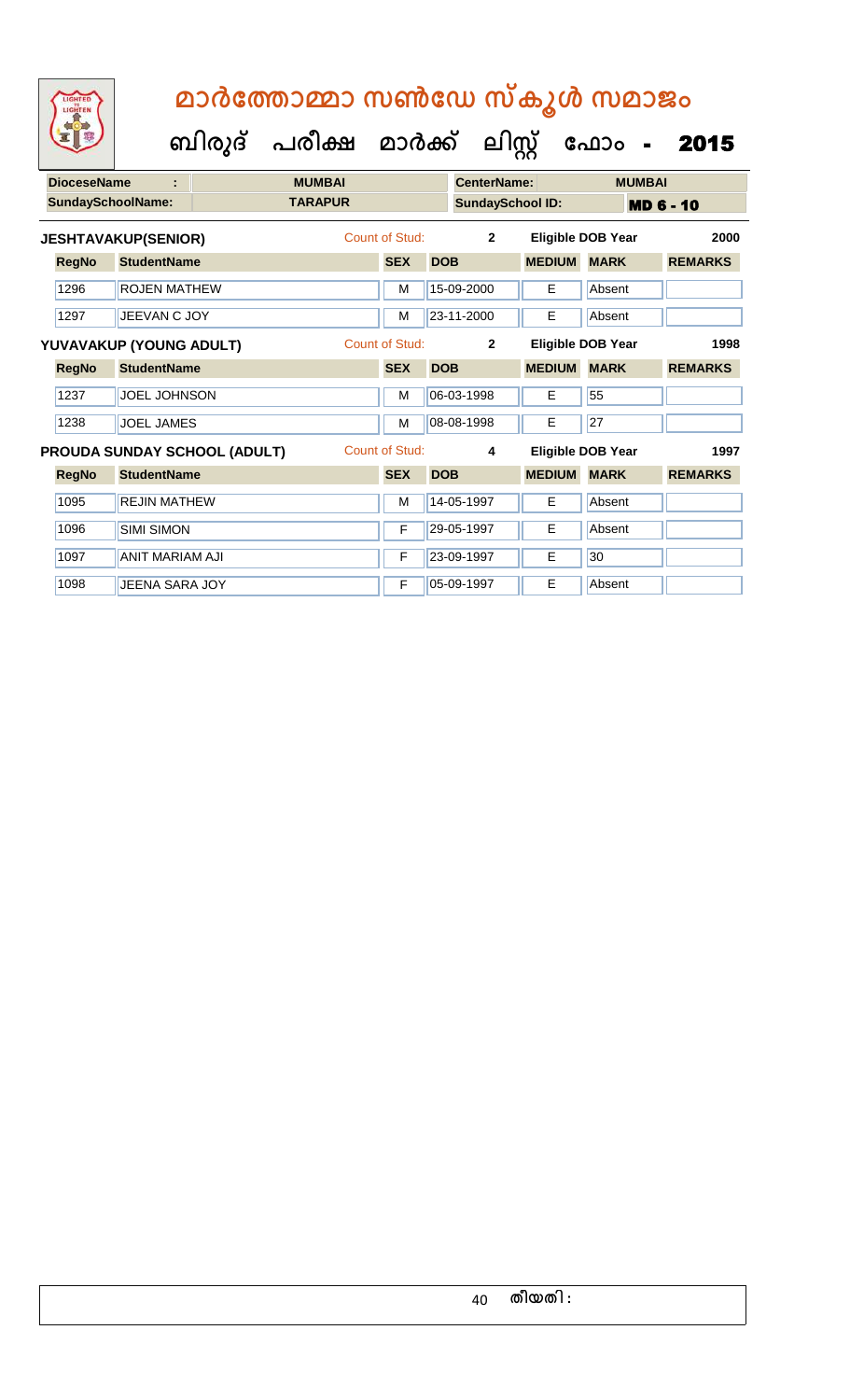# മാർത്തോമ്മാ സൺഡേ സ്കൂൾ സമാജം

**ബിരുദ് പരീക്ഷ മാർക്ക് ലിസ്റ്റ് ഫോം - 2015**

| DioceseName : | MUMBAI | CenterName: | MUMBAI |
|---|---|---|---|
| SundaySchoolName: | TARAPUR | SundaySchool ID: | MD 6 - 10 |

**JESHTAVAKUP(SENIOR)** Count of Stud: 2 Eligible DOB Year 2000

| RegNo | StudentName | SEX | DOB | MEDIUM | MARK | REMARKS |
|---|---|---|---|---|---|---|
| 1296 | ROJEN MATHEW | M | 15-09-2000 | E | Absent | |
| 1297 | JEEVAN C JOY | M | 23-11-2000 | E | Absent | |

**YUVAVAKUP (YOUNG ADULT)** Count of Stud: 2 Eligible DOB Year 1998

| RegNo | StudentName | SEX | DOB | MEDIUM | MARK | REMARKS |
|---|---|---|---|---|---|---|
| 1237 | JOEL JOHNSON | M | 06-03-1998 | E | 55 | |
| 1238 | JOEL JAMES | M | 08-08-1998 | E | 27 | |

**PROUDA SUNDAY SCHOOL (ADULT)** Count of Stud: 4 Eligible DOB Year 1997

| RegNo | StudentName | SEX | DOB | MEDIUM | MARK | REMARKS |
|---|---|---|---|---|---|---|
| 1095 | REJIN MATHEW | M | 14-05-1997 | E | Absent | |
| 1096 | SIMI SIMON | F | 29-05-1997 | E | Absent | |
| 1097 | ANIT MARIAM AJI | F | 23-09-1997 | E | 30 | |
| 1098 | JEENA SARA JOY | F | 05-09-1997 | E | Absent | |

തീയതി :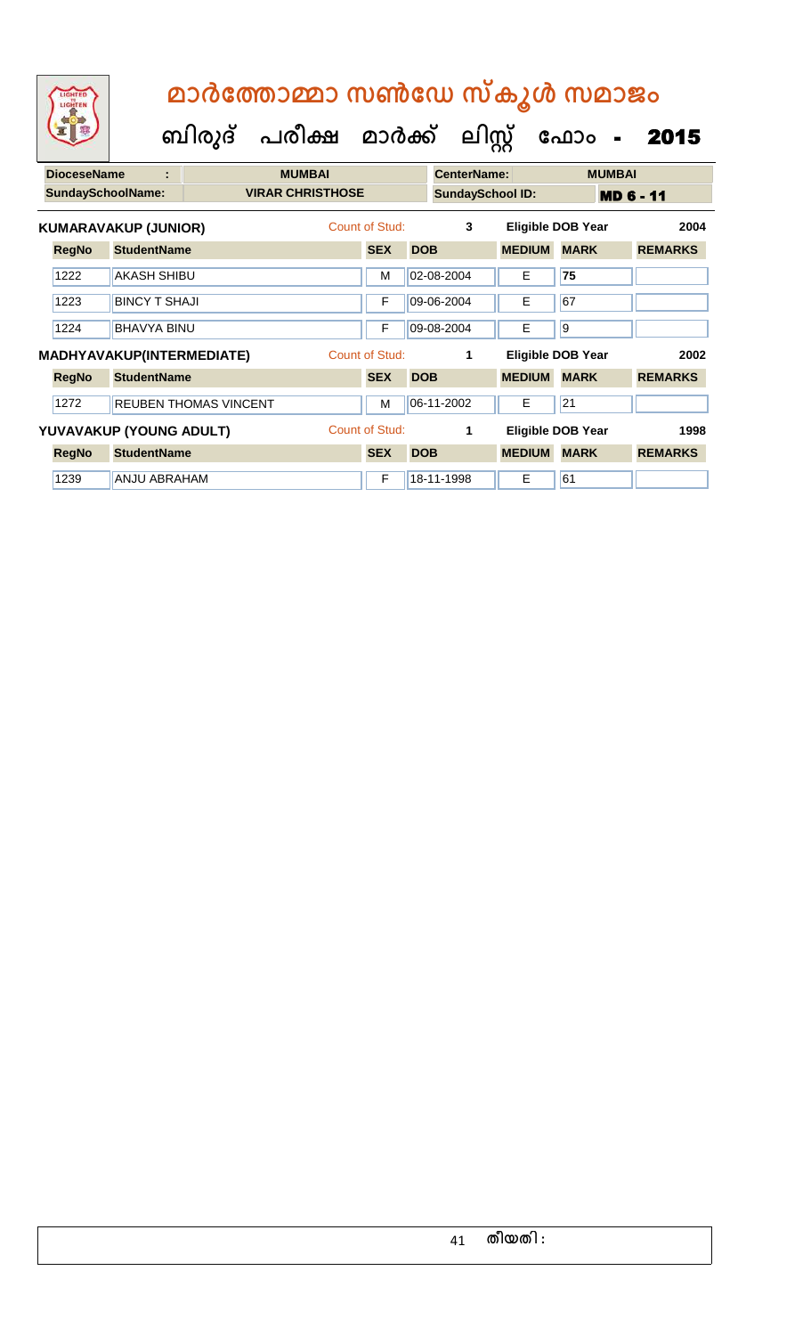# മാർത്തോമ്മാ സൺഡേ സ്കൂൾ സമാജം

## ബിരുദ് പരീക്ഷ മാർക്ക് ലിസ്റ്റ് ഫോം - 2015

| DioceseName | : | MUMBAI | CenterName: | MUMBAI |
|---|---|---|---|---|
| SundaySchoolName: | | VIRAR CHRISTHOSE | SundaySchool ID: | MD 6 - 11 |

**KUMARAVAKUP (JUNIOR)** Count of Stud: 3 Eligible DOB Year 2004

| RegNo | StudentName | SEX | DOB | MEDIUM | MARK | REMARKS |
|---|---|---|---|---|---|---|
| 1222 | AKASH SHIBU | M | 02-08-2004 | E | 75 | |
| 1223 | BINCY T SHAJI | F | 09-06-2004 | E | 67 | |
| 1224 | BHAVYA BINU | F | 09-08-2004 | E | 9 | |

**MADHYAVAKUP(INTERMEDIATE)** Count of Stud: 1 Eligible DOB Year 2002

| RegNo | StudentName | SEX | DOB | MEDIUM | MARK | REMARKS |
|---|---|---|---|---|---|---|
| 1272 | REUBEN THOMAS VINCENT | M | 06-11-2002 | E | 21 | |

**YUVAVAKUP (YOUNG ADULT)** Count of Stud: 1 Eligible DOB Year 1998

| RegNo | StudentName | SEX | DOB | MEDIUM | MARK | REMARKS |
|---|---|---|---|---|---|---|
| 1239 | ANJU ABRAHAM | F | 18-11-1998 | E | 61 | |

തീയതി :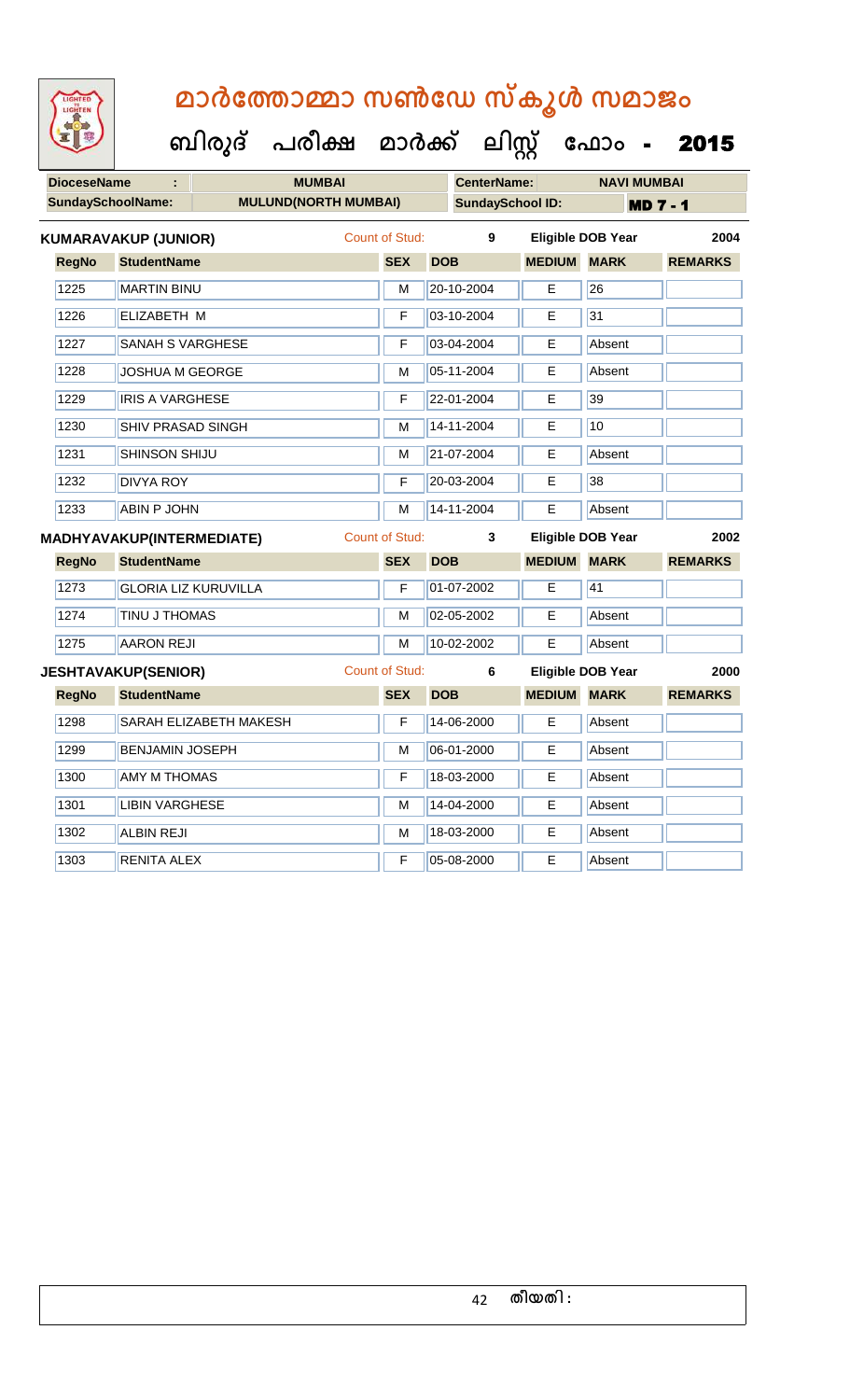# മാർത്തോമ്മാ സൺഡേ സ്കൂൾ സമാജം

## ബിരുദ് പരീക്ഷ മാർക്ക് ലിസ്റ്റ് ഫോം - 2015

| DioceseName : | MUMBAI | CenterName: | NAVI MUMBAI |
|---|---|---|---|
| SundaySchoolName: | MULUND(NORTH MUMBAI) | SundaySchool ID: | MD 7 - 1 |

**KUMARAVAKUP (JUNIOR)** Count of Stud: 9 Eligible DOB Year 2004

| RegNo | StudentName | SEX | DOB | MEDIUM | MARK | REMARKS |
|---|---|---|---|---|---|---|
| 1225 | MARTIN BINU | M | 20-10-2004 | E | 26 | |
| 1226 | ELIZABETH M | F | 03-10-2004 | E | 31 | |
| 1227 | SANAH S VARGHESE | F | 03-04-2004 | E | Absent | |
| 1228 | JOSHUA M GEORGE | M | 05-11-2004 | E | Absent | |
| 1229 | IRIS A VARGHESE | F | 22-01-2004 | E | 39 | |
| 1230 | SHIV PRASAD SINGH | M | 14-11-2004 | E | 10 | |
| 1231 | SHINSON SHIJU | M | 21-07-2004 | E | Absent | |
| 1232 | DIVYA ROY | F | 20-03-2004 | E | 38 | |
| 1233 | ABIN P JOHN | M | 14-11-2004 | E | Absent | |

**MADHYAVAKUP(INTERMEDIATE)** Count of Stud: 3 Eligible DOB Year 2002

| RegNo | StudentName | SEX | DOB | MEDIUM | MARK | REMARKS |
|---|---|---|---|---|---|---|
| 1273 | GLORIA LIZ KURUVILLA | F | 01-07-2002 | E | 41 | |
| 1274 | TINU J THOMAS | M | 02-05-2002 | E | Absent | |
| 1275 | AARON REJI | M | 10-02-2002 | E | Absent | |

**JESHTAVAKUP(SENIOR)** Count of Stud: 6 Eligible DOB Year 2000

| RegNo | StudentName | SEX | DOB | MEDIUM | MARK | REMARKS |
|---|---|---|---|---|---|---|
| 1298 | SARAH ELIZABETH MAKESH | F | 14-06-2000 | E | Absent | |
| 1299 | BENJAMIN JOSEPH | M | 06-01-2000 | E | Absent | |
| 1300 | AMY M THOMAS | F | 18-03-2000 | E | Absent | |
| 1301 | LIBIN VARGHESE | M | 14-04-2000 | E | Absent | |
| 1302 | ALBIN REJI | M | 18-03-2000 | E | Absent | |
| 1303 | RENITA ALEX | F | 05-08-2000 | E | Absent | |

തീയതി :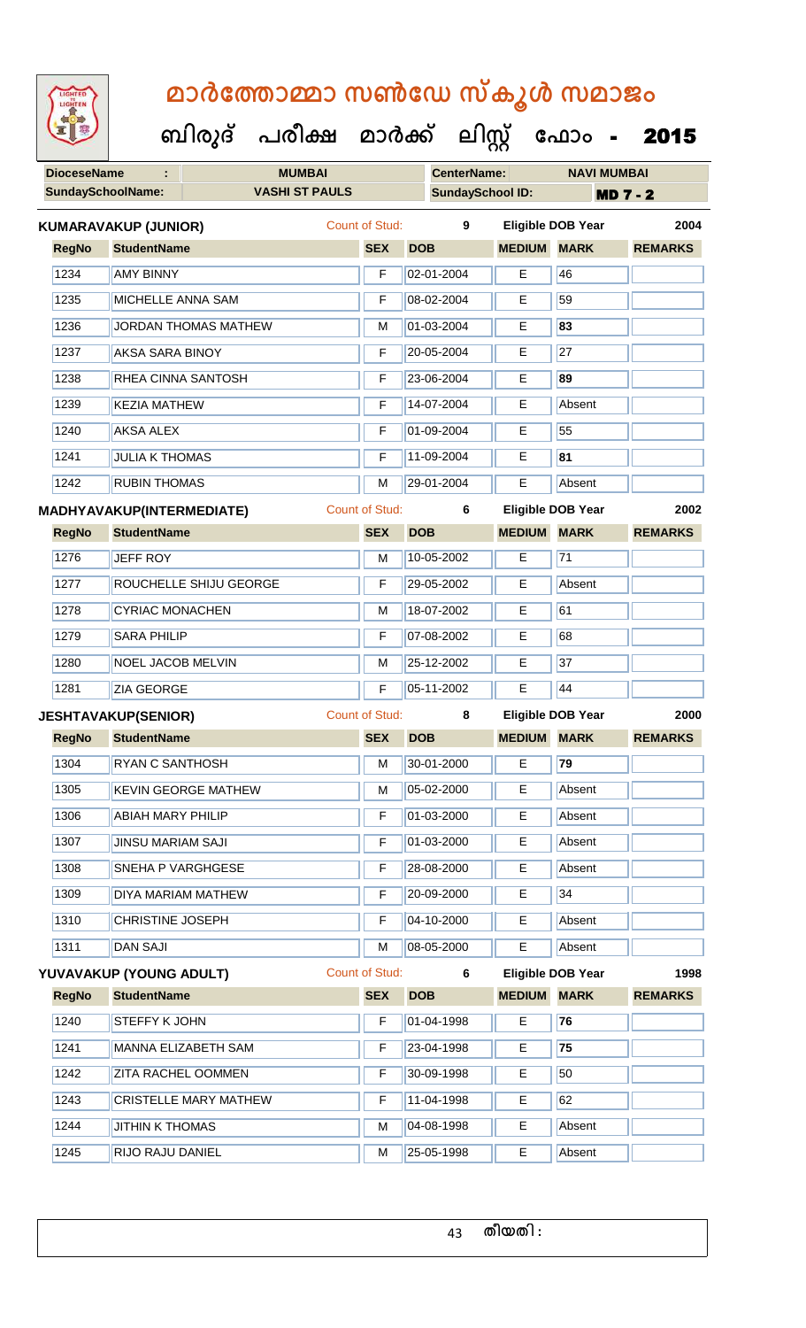# മാർത്തോമ്മാ സൺഡേ സ്കൂൾ സമാജം

**ബിരുദ് പരീക്ഷ മാർക്ക് ലിസ്റ്റ് ഫോം - 2015**

| DioceseName : | MUMBAI | CenterName: | NAVI MUMBAI |
|---|---|---|---|
| SundaySchoolName: | VASHI ST PAULS | SundaySchool ID: | MD 7 - 2 |

**KUMARAVAKUP (JUNIOR)** Count of Stud: 9 Eligible DOB Year 2004

| RegNo | StudentName | SEX | DOB | MEDIUM | MARK | REMARKS |
|---|---|---|---|---|---|---|
| 1234 | AMY BINNY | F | 02-01-2004 | E | 46 | |
| 1235 | MICHELLE ANNA SAM | F | 08-02-2004 | E | 59 | |
| 1236 | JORDAN THOMAS MATHEW | M | 01-03-2004 | E | **83** | |
| 1237 | AKSA SARA BINOY | F | 20-05-2004 | E | 27 | |
| 1238 | RHEA CINNA SANTOSH | F | 23-06-2004 | E | **89** | |
| 1239 | KEZIA MATHEW | F | 14-07-2004 | E | Absent | |
| 1240 | AKSA ALEX | F | 01-09-2004 | E | 55 | |
| 1241 | JULIA K THOMAS | F | 11-09-2004 | E | **81** | |
| 1242 | RUBIN THOMAS | M | 29-01-2004 | E | Absent | |

**MADHYAVAKUP(INTERMEDIATE)** Count of Stud: 6 Eligible DOB Year 2002

| RegNo | StudentName | SEX | DOB | MEDIUM | MARK | REMARKS |
|---|---|---|---|---|---|---|
| 1276 | JEFF ROY | M | 10-05-2002 | E | 71 | |
| 1277 | ROUCHELLE SHIJU GEORGE | F | 29-05-2002 | E | Absent | |
| 1278 | CYRIAC MONACHEN | M | 18-07-2002 | E | 61 | |
| 1279 | SARA PHILIP | F | 07-08-2002 | E | 68 | |
| 1280 | NOEL JACOB MELVIN | M | 25-12-2002 | E | 37 | |
| 1281 | ZIA GEORGE | F | 05-11-2002 | E | 44 | |

**JESHTAVAKUP(SENIOR)** Count of Stud: 8 Eligible DOB Year 2000

| RegNo | StudentName | SEX | DOB | MEDIUM | MARK | REMARKS |
|---|---|---|---|---|---|---|
| 1304 | RYAN C SANTHOSH | M | 30-01-2000 | E | **79** | |
| 1305 | KEVIN GEORGE MATHEW | M | 05-02-2000 | E | Absent | |
| 1306 | ABIAH MARY PHILIP | F | 01-03-2000 | E | Absent | |
| 1307 | JINSU MARIAM SAJI | F | 01-03-2000 | E | Absent | |
| 1308 | SNEHA P VARGHGESE | F | 28-08-2000 | E | Absent | |
| 1309 | DIYA MARIAM MATHEW | F | 20-09-2000 | E | 34 | |
| 1310 | CHRISTINE JOSEPH | F | 04-10-2000 | E | Absent | |
| 1311 | DAN SAJI | M | 08-05-2000 | E | Absent | |

**YUVAVAKUP (YOUNG ADULT)** Count of Stud: 6 Eligible DOB Year 1998

| RegNo | StudentName | SEX | DOB | MEDIUM | MARK | REMARKS |
|---|---|---|---|---|---|---|
| 1240 | STEFFY K JOHN | F | 01-04-1998 | E | **76** | |
| 1241 | MANNA ELIZABETH SAM | F | 23-04-1998 | E | **75** | |
| 1242 | ZITA RACHEL OOMMEN | F | 30-09-1998 | E | 50 | |
| 1243 | CRISTELLE MARY MATHEW | F | 11-04-1998 | E | 62 | |
| 1244 | JITHIN K THOMAS | M | 04-08-1998 | E | Absent | |
| 1245 | RIJO RAJU DANIEL | M | 25-05-1998 | E | Absent | |

തീയതി :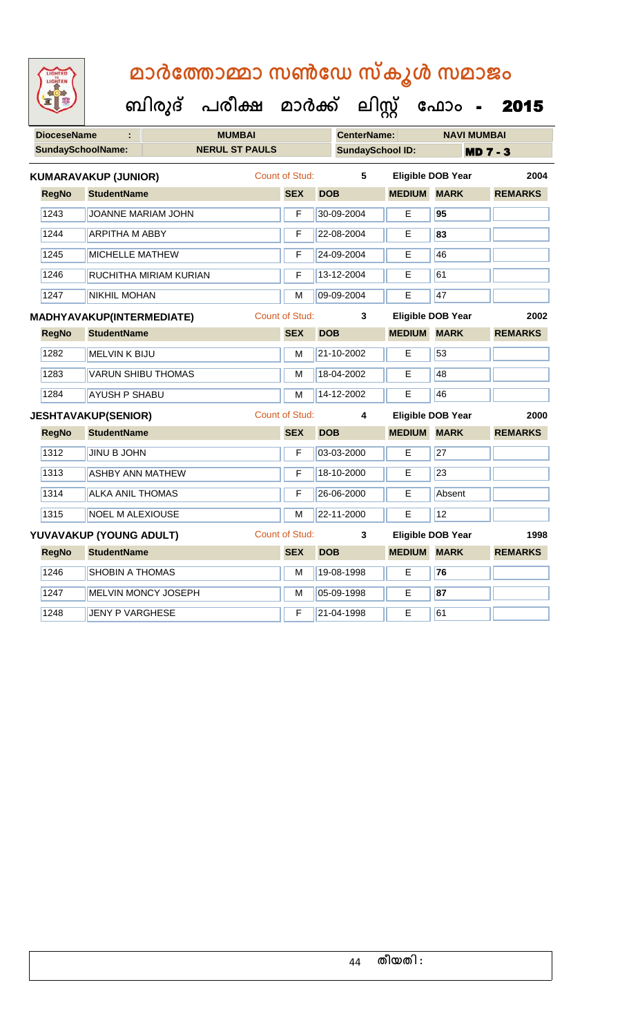# മാർത്തോമ്മാ സൺഡേ സ്കൂൾ സമാജം

## ബിരുദ് പരീക്ഷ മാർക്ക് ലിസ്റ്റ് ഫോം - 2015

**DioceseName :** MUMBAI **CenterName:** NAVI MUMBAI

**SundaySchoolName:** NERUL ST PAULS **SundaySchool ID:** MD 7 - 3

**KUMARAVAKUP (JUNIOR)** Count of Stud: 5 Eligible DOB Year 2004

| RegNo | StudentName | SEX | DOB | MEDIUM | MARK | REMARKS |
|---|---|---|---|---|---|---|
| 1243 | JOANNE MARIAM JOHN | F | 30-09-2004 | E | 95 | |
| 1244 | ARPITHA M ABBY | F | 22-08-2004 | E | 83 | |
| 1245 | MICHELLE MATHEW | F | 24-09-2004 | E | 46 | |
| 1246 | RUCHITHA MIRIAM KURIAN | F | 13-12-2004 | E | 61 | |
| 1247 | NIKHIL MOHAN | M | 09-09-2004 | E | 47 | |

**MADHYAVAKUP(INTERMEDIATE)** Count of Stud: 3 Eligible DOB Year 2002

| RegNo | StudentName | SEX | DOB | MEDIUM | MARK | REMARKS |
|---|---|---|---|---|---|---|
| 1282 | MELVIN K BIJU | M | 21-10-2002 | E | 53 | |
| 1283 | VARUN SHIBU THOMAS | M | 18-04-2002 | E | 48 | |
| 1284 | AYUSH P SHABU | M | 14-12-2002 | E | 46 | |

**JESHTAVAKUP(SENIOR)** Count of Stud: 4 Eligible DOB Year 2000

| RegNo | StudentName | SEX | DOB | MEDIUM | MARK | REMARKS |
|---|---|---|---|---|---|---|
| 1312 | JINU B JOHN | F | 03-03-2000 | E | 27 | |
| 1313 | ASHBY ANN MATHEW | F | 18-10-2000 | E | 23 | |
| 1314 | ALKA ANIL THOMAS | F | 26-06-2000 | E | Absent | |
| 1315 | NOEL M ALEXIOUSE | M | 22-11-2000 | E | 12 | |

**YUVAVAKUP (YOUNG ADULT)** Count of Stud: 3 Eligible DOB Year 1998

| RegNo | StudentName | SEX | DOB | MEDIUM | MARK | REMARKS |
|---|---|---|---|---|---|---|
| 1246 | SHOBIN A THOMAS | M | 19-08-1998 | E | 76 | |
| 1247 | MELVIN MONCY JOSEPH | M | 05-09-1998 | E | 87 | |
| 1248 | JENY P VARGHESE | F | 21-04-1998 | E | 61 | |

തീയതി :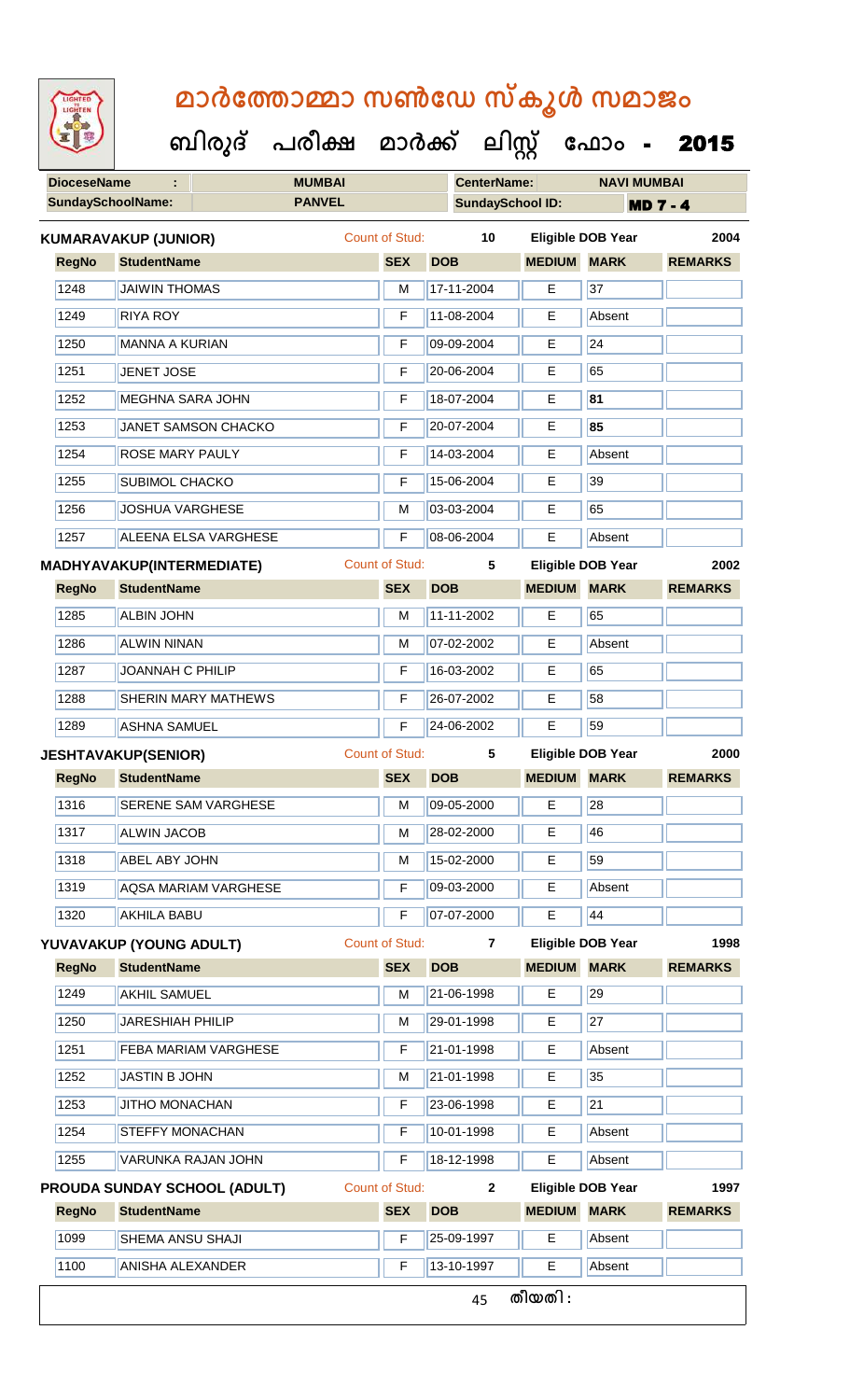# മാർത്തോമ്മാ സൺഡേ സ്കൂൾ സമാജം

## ബിരുദ് പരീക്ഷ മാർക്ക് ലിസ്റ്റ് ഫോം - 2015

| **DioceseName** : | **MUMBAI** | **CenterName:** | **NAVI MUMBAI** |
|---|---|---|---|
| **SundaySchoolName:** | **PANVEL** | **SundaySchool ID:** | **MD 7 - 4** |

**KUMARAVAKUP (JUNIOR)** Count of Stud: **10** **Eligible DOB Year** **2004**

| RegNo | StudentName | SEX | DOB | MEDIUM | MARK | REMARKS |
|---|---|---|---|---|---|---|
| 1248 | JAIWIN THOMAS | M | 17-11-2004 | E | 37 | |
| 1249 | RIYA ROY | F | 11-08-2004 | E | Absent | |
| 1250 | MANNA A KURIAN | F | 09-09-2004 | E | 24 | |
| 1251 | JENET JOSE | F | 20-06-2004 | E | 65 | |
| 1252 | MEGHNA SARA JOHN | F | 18-07-2004 | E | **81** | |
| 1253 | JANET SAMSON CHACKO | F | 20-07-2004 | E | **85** | |
| 1254 | ROSE MARY PAULY | F | 14-03-2004 | E | Absent | |
| 1255 | SUBIMOL CHACKO | F | 15-06-2004 | E | 39 | |
| 1256 | JOSHUA VARGHESE | M | 03-03-2004 | E | 65 | |
| 1257 | ALEENA ELSA VARGHESE | F | 08-06-2004 | E | Absent | |

**MADHYAVAKUP(INTERMEDIATE)** Count of Stud: **5** **Eligible DOB Year** **2002**

| RegNo | StudentName | SEX | DOB | MEDIUM | MARK | REMARKS |
|---|---|---|---|---|---|---|
| 1285 | ALBIN JOHN | M | 11-11-2002 | E | 65 | |
| 1286 | ALWIN NINAN | M | 07-02-2002 | E | Absent | |
| 1287 | JOANNAH C PHILIP | F | 16-03-2002 | E | 65 | |
| 1288 | SHERIN MARY MATHEWS | F | 26-07-2002 | E | 58 | |
| 1289 | ASHNA SAMUEL | F | 24-06-2002 | E | 59 | |

**JESHTAVAKUP(SENIOR)** Count of Stud: **5** **Eligible DOB Year** **2000**

| RegNo | StudentName | SEX | DOB | MEDIUM | MARK | REMARKS |
|---|---|---|---|---|---|---|
| 1316 | SERENE SAM VARGHESE | M | 09-05-2000 | E | 28 | |
| 1317 | ALWIN JACOB | M | 28-02-2000 | E | 46 | |
| 1318 | ABEL ABY JOHN | M | 15-02-2000 | E | 59 | |
| 1319 | AQSA MARIAM VARGHESE | F | 09-03-2000 | E | Absent | |
| 1320 | AKHILA BABU | F | 07-07-2000 | E | 44 | |

**YUVAVAKUP (YOUNG ADULT)** Count of Stud: **7** **Eligible DOB Year** **1998**

| RegNo | StudentName | SEX | DOB | MEDIUM | MARK | REMARKS |
|---|---|---|---|---|---|---|
| 1249 | AKHIL SAMUEL | M | 21-06-1998 | E | 29 | |
| 1250 | JARESHIAH PHILIP | M | 29-01-1998 | E | 27 | |
| 1251 | FEBA MARIAM VARGHESE | F | 21-01-1998 | E | Absent | |
| 1252 | JASTIN B JOHN | M | 21-01-1998 | E | 35 | |
| 1253 | JITHO MONACHAN | F | 23-06-1998 | E | 21 | |
| 1254 | STEFFY MONACHAN | F | 10-01-1998 | E | Absent | |
| 1255 | VARUNKA RAJAN JOHN | F | 18-12-1998 | E | Absent | |

**PROUDA SUNDAY SCHOOL (ADULT)** Count of Stud: **2** **Eligible DOB Year** **1997**

| RegNo | StudentName | SEX | DOB | MEDIUM | MARK | REMARKS |
|---|---|---|---|---|---|---|
| 1099 | SHEMA ANSU SHAJI | F | 25-09-1997 | E | Absent | |
| 1100 | ANISHA ALEXANDER | F | 13-10-1997 | E | Absent | |

തീയതി :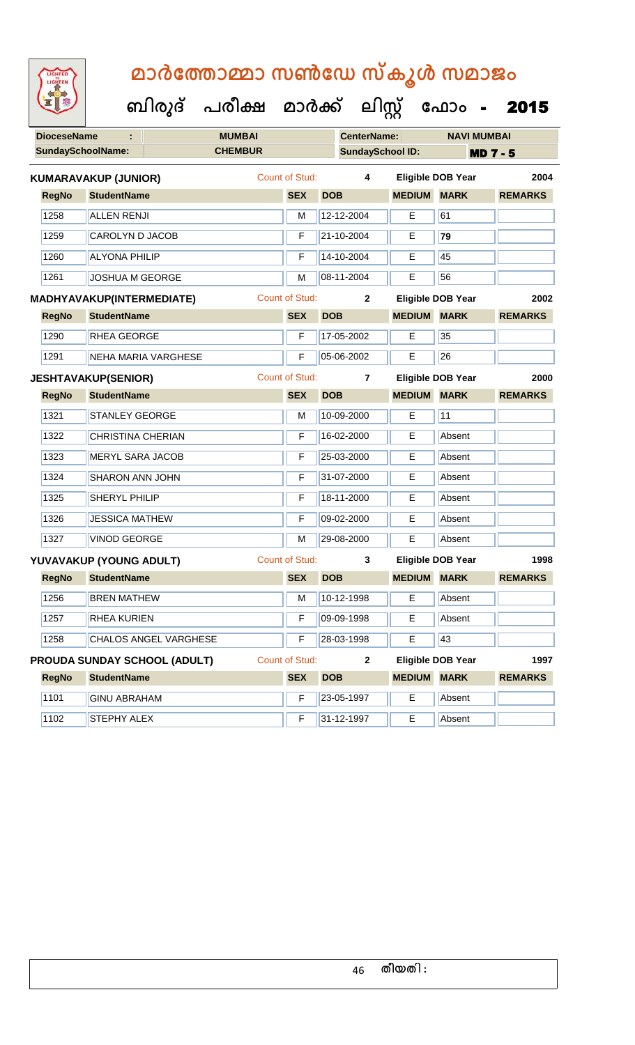# മാർത്തോമ്മാ സൺഡേ സ്കൂൾ സമാജം

## ബിരുദ് പരീക്ഷ മാർക്ക് ലിസ്റ്റ് ഫോം - 2015

| DioceseName : | MUMBAI | CenterName: | NAVI MUMBAI |
|---|---|---|---|
| SundaySchoolName: | CHEMBUR | SundaySchool ID: | MD 7 - 5 |

**KUMARAVAKUP (JUNIOR)** Count of Stud: 4 Eligible DOB Year 2004

| RegNo | StudentName | SEX | DOB | MEDIUM | MARK | REMARKS |
|---|---|---|---|---|---|---|
| 1258 | ALLEN RENJI | M | 12-12-2004 | E | 61 | |
| 1259 | CAROLYN D JACOB | F | 21-10-2004 | E | **79** | |
| 1260 | ALYONA PHILIP | F | 14-10-2004 | E | 45 | |
| 1261 | JOSHUA M GEORGE | M | 08-11-2004 | E | 56 | |

**MADHYAVAKUP(INTERMEDIATE)** Count of Stud: 2 Eligible DOB Year 2002

| RegNo | StudentName | SEX | DOB | MEDIUM | MARK | REMARKS |
|---|---|---|---|---|---|---|
| 1290 | RHEA GEORGE | F | 17-05-2002 | E | 35 | |
| 1291 | NEHA MARIA VARGHESE | F | 05-06-2002 | E | 26 | |

**JESHTAVAKUP(SENIOR)** Count of Stud: 7 Eligible DOB Year 2000

| RegNo | StudentName | SEX | DOB | MEDIUM | MARK | REMARKS |
|---|---|---|---|---|---|---|
| 1321 | STANLEY GEORGE | M | 10-09-2000 | E | 11 | |
| 1322 | CHRISTINA CHERIAN | F | 16-02-2000 | E | Absent | |
| 1323 | MERYL SARA JACOB | F | 25-03-2000 | E | Absent | |
| 1324 | SHARON ANN JOHN | F | 31-07-2000 | E | Absent | |
| 1325 | SHERYL PHILIP | F | 18-11-2000 | E | Absent | |
| 1326 | JESSICA MATHEW | F | 09-02-2000 | E | Absent | |
| 1327 | VINOD GEORGE | M | 29-08-2000 | E | Absent | |

**YUVAVAKUP (YOUNG ADULT)** Count of Stud: 3 Eligible DOB Year 1998

| RegNo | StudentName | SEX | DOB | MEDIUM | MARK | REMARKS |
|---|---|---|---|---|---|---|
| 1256 | BREN MATHEW | M | 10-12-1998 | E | Absent | |
| 1257 | RHEA KURIEN | F | 09-09-1998 | E | Absent | |
| 1258 | CHALOS ANGEL VARGHESE | F | 28-03-1998 | E | 43 | |

**PROUDA SUNDAY SCHOOL (ADULT)** Count of Stud: 2 Eligible DOB Year 1997

| RegNo | StudentName | SEX | DOB | MEDIUM | MARK | REMARKS |
|---|---|---|---|---|---|---|
| 1101 | GINU ABRAHAM | F | 23-05-1997 | E | Absent | |
| 1102 | STEPHY ALEX | F | 31-12-1997 | E | Absent | |

തീയതി :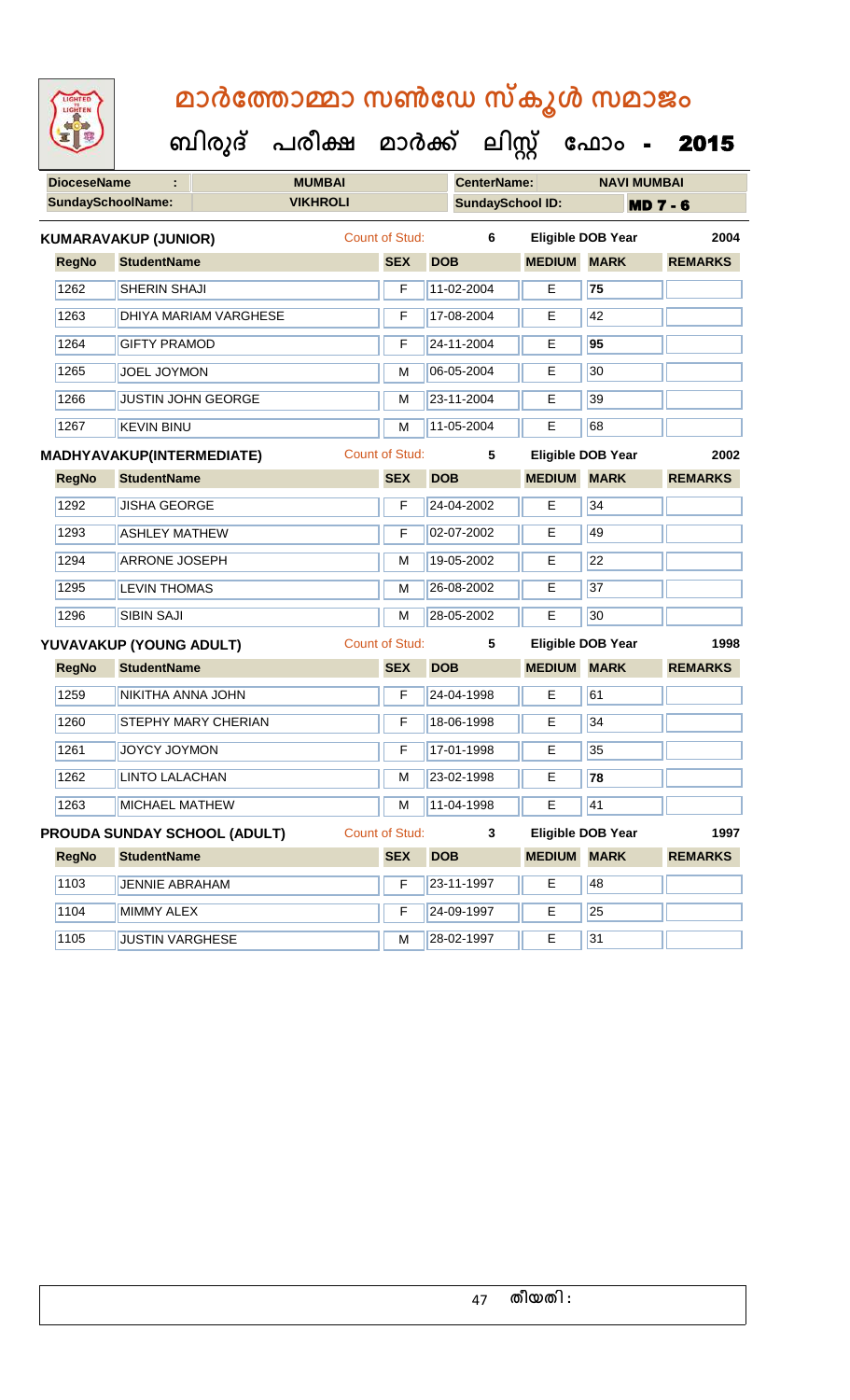# മാർത്തോമ്മാ സൺഡേ സ്കൂൾ സമാജം

## ബിരുദ് പരീക്ഷ മാർക്ക് ലിസ്റ്റ് ഫോം - 2015

| DioceseName : | MUMBAI | CenterName: | NAVI MUMBAI |
|---|---|---|---|
| SundaySchoolName: | VIKHROLI | SundaySchool ID: | MD 7 - 6 |

**KUMARAVAKUP (JUNIOR)** Count of Stud: 6 Eligible DOB Year 2004

| RegNo | StudentName | SEX | DOB | MEDIUM | MARK | REMARKS |
|---|---|---|---|---|---|---|
| 1262 | SHERIN SHAJI | F | 11-02-2004 | E | **75** | |
| 1263 | DHIYA MARIAM VARGHESE | F | 17-08-2004 | E | 42 | |
| 1264 | GIFTY PRAMOD | F | 24-11-2004 | E | **95** | |
| 1265 | JOEL JOYMON | M | 06-05-2004 | E | 30 | |
| 1266 | JUSTIN JOHN GEORGE | M | 23-11-2004 | E | 39 | |
| 1267 | KEVIN BINU | M | 11-05-2004 | E | 68 | |

**MADHYAVAKUP(INTERMEDIATE)** Count of Stud: 5 Eligible DOB Year 2002

| RegNo | StudentName | SEX | DOB | MEDIUM | MARK | REMARKS |
|---|---|---|---|---|---|---|
| 1292 | JISHA GEORGE | F | 24-04-2002 | E | 34 | |
| 1293 | ASHLEY MATHEW | F | 02-07-2002 | E | 49 | |
| 1294 | ARRONE JOSEPH | M | 19-05-2002 | E | 22 | |
| 1295 | LEVIN THOMAS | M | 26-08-2002 | E | 37 | |
| 1296 | SIBIN SAJI | M | 28-05-2002 | E | 30 | |

**YUVAVAKUP (YOUNG ADULT)** Count of Stud: 5 Eligible DOB Year 1998

| RegNo | StudentName | SEX | DOB | MEDIUM | MARK | REMARKS |
|---|---|---|---|---|---|---|
| 1259 | NIKITHA ANNA JOHN | F | 24-04-1998 | E | 61 | |
| 1260 | STEPHY MARY CHERIAN | F | 18-06-1998 | E | 34 | |
| 1261 | JOYCY JOYMON | F | 17-01-1998 | E | 35 | |
| 1262 | LINTO LALACHAN | M | 23-02-1998 | E | **78** | |
| 1263 | MICHAEL MATHEW | M | 11-04-1998 | E | 41 | |

**PROUDA SUNDAY SCHOOL (ADULT)** Count of Stud: 3 Eligible DOB Year 1997

| RegNo | StudentName | SEX | DOB | MEDIUM | MARK | REMARKS |
|---|---|---|---|---|---|---|
| 1103 | JENNIE ABRAHAM | F | 23-11-1997 | E | 48 | |
| 1104 | MIMMY ALEX | F | 24-09-1997 | E | 25 | |
| 1105 | JUSTIN VARGHESE | M | 28-02-1997 | E | 31 | |

തീയതി :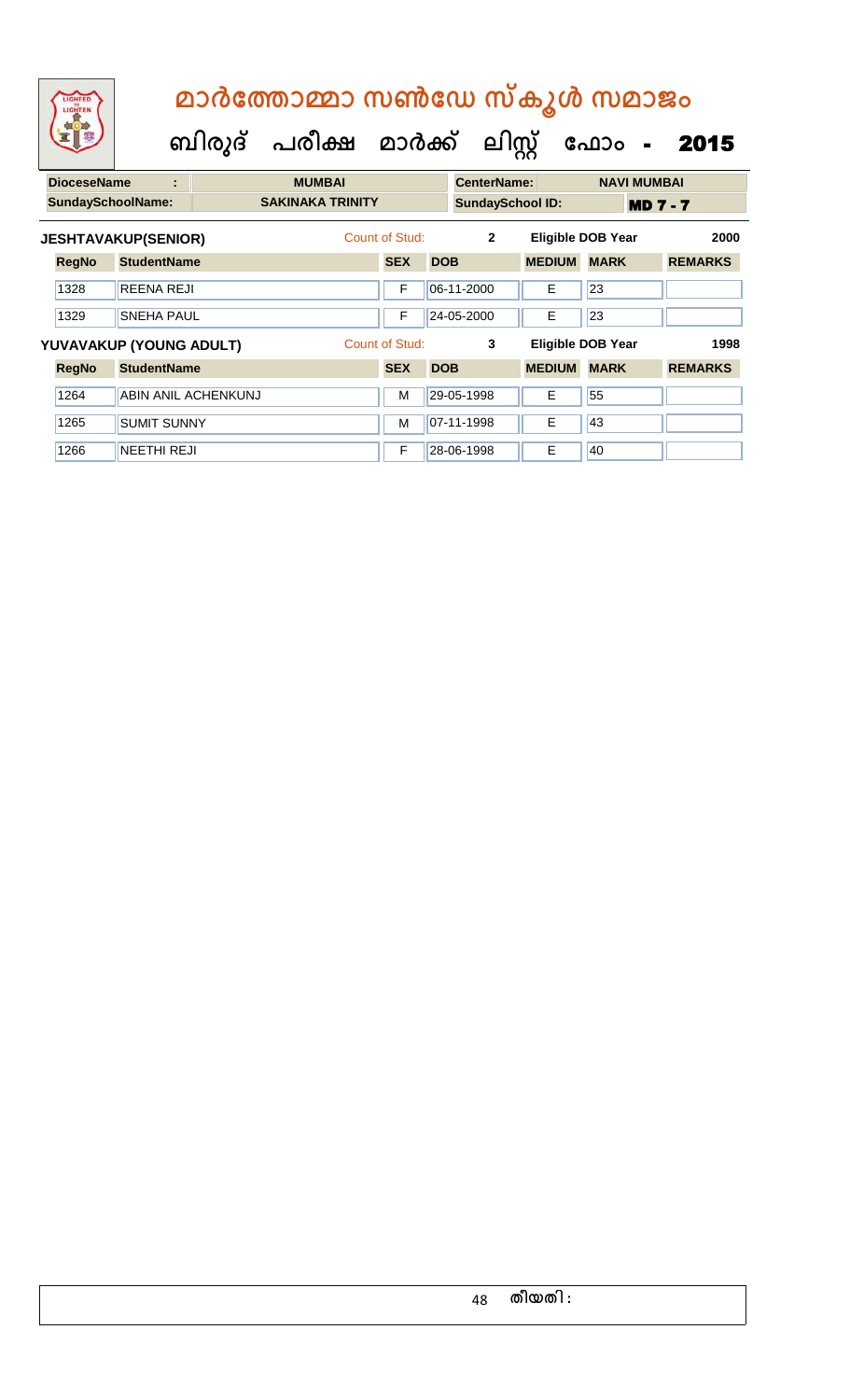# മാർത്തോമ്മാ സൺഡേ സ്കൂൾ സമാജം

## ബിരുദ് പരീക്ഷ മാർക്ക് ലിസ്റ്റ് ഫോം - 2015

| DioceseName : | MUMBAI | CenterName: | NAVI MUMBAI |
|---|---|---|---|
| SundaySchoolName: | SAKINAKA TRINITY | SundaySchool ID: | MD 7 - 7 |

**JESHTAVAKUP(SENIOR)** Count of Stud: 2 Eligible DOB Year 2000

| RegNo | StudentName | SEX | DOB | MEDIUM | MARK | REMARKS |
|---|---|---|---|---|---|---|
| 1328 | REENA REJI | F | 06-11-2000 | E | 23 | |
| 1329 | SNEHA PAUL | F | 24-05-2000 | E | 23 | |

**YUVAVAKUP (YOUNG ADULT)** Count of Stud: 3 Eligible DOB Year 1998

| RegNo | StudentName | SEX | DOB | MEDIUM | MARK | REMARKS |
|---|---|---|---|---|---|---|
| 1264 | ABIN ANIL ACHENKUNJ | M | 29-05-1998 | E | 55 | |
| 1265 | SUMIT SUNNY | M | 07-11-1998 | E | 43 | |
| 1266 | NEETHI REJI | F | 28-06-1998 | E | 40 | |

തീയതി :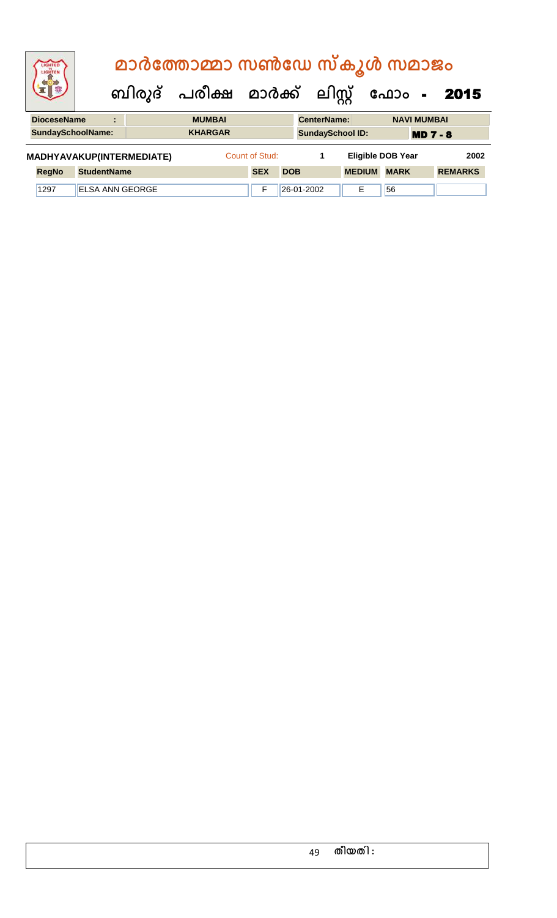# മാർത്തോമ്മാ സൺഡേ സ്കൂൾ സമാജം

## ബിരുദ് പരീക്ഷ മാർക്ക് ലിസ്റ്റ് ഫോം - 2015

| DioceseName | : | MUMBAI | CenterName: | NAVI MUMBAI |
|---|---|---|---|---|
| SundaySchoolName: | | KHARGAR | SundaySchool ID: | MD 7 - 8 |

**MADHYAVAKUP(INTERMEDIATE)** Count of Stud: 1 Eligible DOB Year 2002

| RegNo | StudentName | SEX | DOB | MEDIUM | MARK | REMARKS |
|---|---|---|---|---|---|---|
| 1297 | ELSA ANN GEORGE | F | 26-01-2002 | E | 56 | |

തീയതി :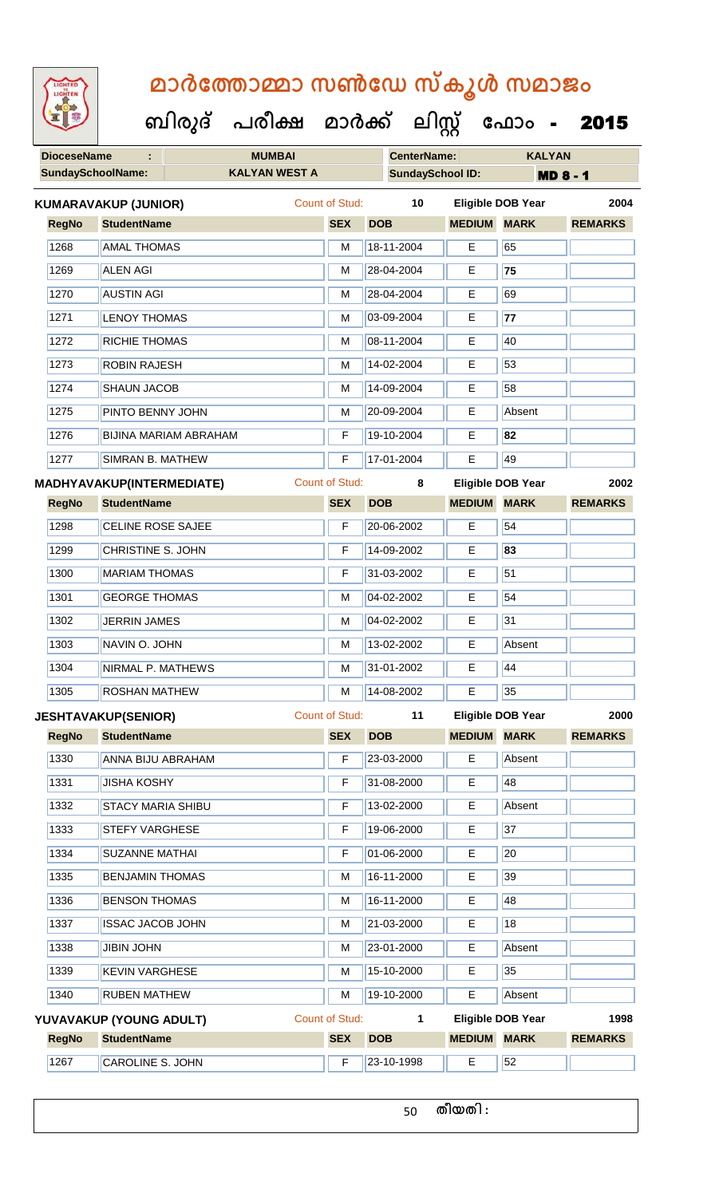# മാർത്തോമ്മാ സൺഡേ സ്കൂൾ സമാജം

**ബിരുദ് പരീക്ഷ മാർക്ക് ലിസ്റ്റ് ഫോം - 2015**

| DioceseName : | MUMBAI | CenterName: | KALYAN |
|---|---|---|---|
| SundaySchoolName: | KALYAN WEST A | SundaySchool ID: | MD 8 - 1 |

**KUMARAVAKUP (JUNIOR)** Count of Stud: 10 Eligible DOB Year 2004

| RegNo | StudentName | SEX | DOB | MEDIUM | MARK | REMARKS |
|---|---|---|---|---|---|---|
| 1268 | AMAL THOMAS | M | 18-11-2004 | E | 65 | |
| 1269 | ALEN AGI | M | 28-04-2004 | E | **75** | |
| 1270 | AUSTIN AGI | M | 28-04-2004 | E | 69 | |
| 1271 | LENOY THOMAS | M | 03-09-2004 | E | **77** | |
| 1272 | RICHIE THOMAS | M | 08-11-2004 | E | 40 | |
| 1273 | ROBIN RAJESH | M | 14-02-2004 | E | 53 | |
| 1274 | SHAUN JACOB | M | 14-09-2004 | E | 58 | |
| 1275 | PINTO BENNY JOHN | M | 20-09-2004 | E | Absent | |
| 1276 | BIJINA MARIAM ABRAHAM | F | 19-10-2004 | E | **82** | |
| 1277 | SIMRAN B. MATHEW | F | 17-01-2004 | E | 49 | |

**MADHYAVAKUP(INTERMEDIATE)** Count of Stud: 8 Eligible DOB Year 2002

| RegNo | StudentName | SEX | DOB | MEDIUM | MARK | REMARKS |
|---|---|---|---|---|---|---|
| 1298 | CELINE ROSE SAJEE | F | 20-06-2002 | E | 54 | |
| 1299 | CHRISTINE S. JOHN | F | 14-09-2002 | E | **83** | |
| 1300 | MARIAM THOMAS | F | 31-03-2002 | E | 51 | |
| 1301 | GEORGE THOMAS | M | 04-02-2002 | E | 54 | |
| 1302 | JERRIN JAMES | M | 04-02-2002 | E | 31 | |
| 1303 | NAVIN O. JOHN | M | 13-02-2002 | E | Absent | |
| 1304 | NIRMAL P. MATHEWS | M | 31-01-2002 | E | 44 | |
| 1305 | ROSHAN MATHEW | M | 14-08-2002 | E | 35 | |

**JESHTAVAKUP(SENIOR)** Count of Stud: 11 Eligible DOB Year 2000

| RegNo | StudentName | SEX | DOB | MEDIUM | MARK | REMARKS |
|---|---|---|---|---|---|---|
| 1330 | ANNA BIJU ABRAHAM | F | 23-03-2000 | E | Absent | |
| 1331 | JISHA KOSHY | F | 31-08-2000 | E | 48 | |
| 1332 | STACY MARIA SHIBU | F | 13-02-2000 | E | Absent | |
| 1333 | STEFY VARGHESE | F | 19-06-2000 | E | 37 | |
| 1334 | SUZANNE MATHAI | F | 01-06-2000 | E | 20 | |
| 1335 | BENJAMIN THOMAS | M | 16-11-2000 | E | 39 | |
| 1336 | BENSON THOMAS | M | 16-11-2000 | E | 48 | |
| 1337 | ISSAC JACOB JOHN | M | 21-03-2000 | E | 18 | |
| 1338 | JIBIN JOHN | M | 23-01-2000 | E | Absent | |
| 1339 | KEVIN VARGHESE | M | 15-10-2000 | E | 35 | |
| 1340 | RUBEN MATHEW | M | 19-10-2000 | E | Absent | |

**YUVAVAKUP (YOUNG ADULT)** Count of Stud: 1 Eligible DOB Year 1998

| RegNo | StudentName | SEX | DOB | MEDIUM | MARK | REMARKS |
|---|---|---|---|---|---|---|
| 1267 | CAROLINE S. JOHN | F | 23-10-1998 | E | 52 | |

തീയതി :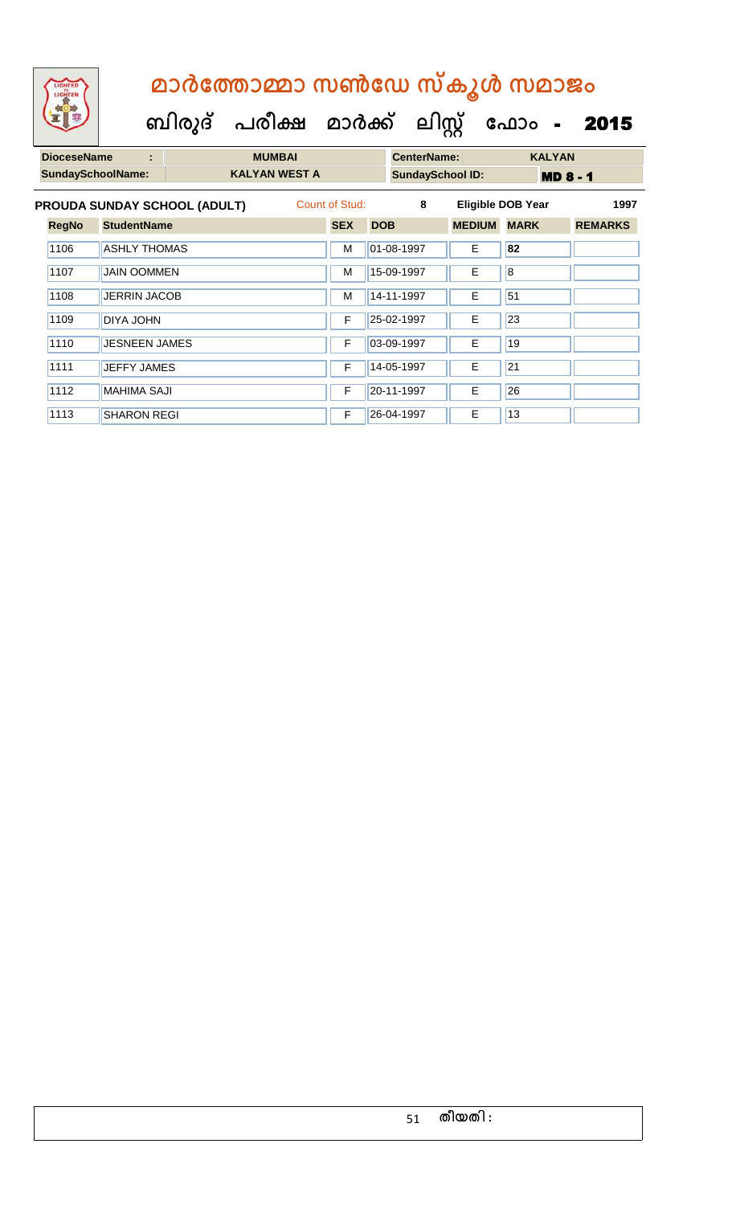# മാർത്തോമ്മാ സൺഡേ സ്കൂൾ സമാജം

## ബിരുദ് പരീക്ഷ മാർക്ക് ലിസ്റ്റ് ഫോം - 2015

| DioceseName : | MUMBAI | CenterName: | KALYAN |
|---|---|---|---|
| SundaySchoolName: | KALYAN WEST A | SundaySchool ID: | MD 8 - 1 |

**PROUDA SUNDAY SCHOOL (ADULT)** Count of Stud: 8 Eligible DOB Year 1997

| RegNo | StudentName | SEX | DOB | MEDIUM | MARK | REMARKS |
|---|---|---|---|---|---|---|
| 1106 | ASHLY THOMAS | M | 01-08-1997 | E | 82 | |
| 1107 | JAIN OOMMEN | M | 15-09-1997 | E | 8 | |
| 1108 | JERRIN JACOB | M | 14-11-1997 | E | 51 | |
| 1109 | DIYA JOHN | F | 25-02-1997 | E | 23 | |
| 1110 | JESNEEN JAMES | F | 03-09-1997 | E | 19 | |
| 1111 | JEFFY JAMES | F | 14-05-1997 | E | 21 | |
| 1112 | MAHIMA SAJI | F | 20-11-1997 | E | 26 | |
| 1113 | SHARON REGI | F | 26-04-1997 | E | 13 | |

തീയതി :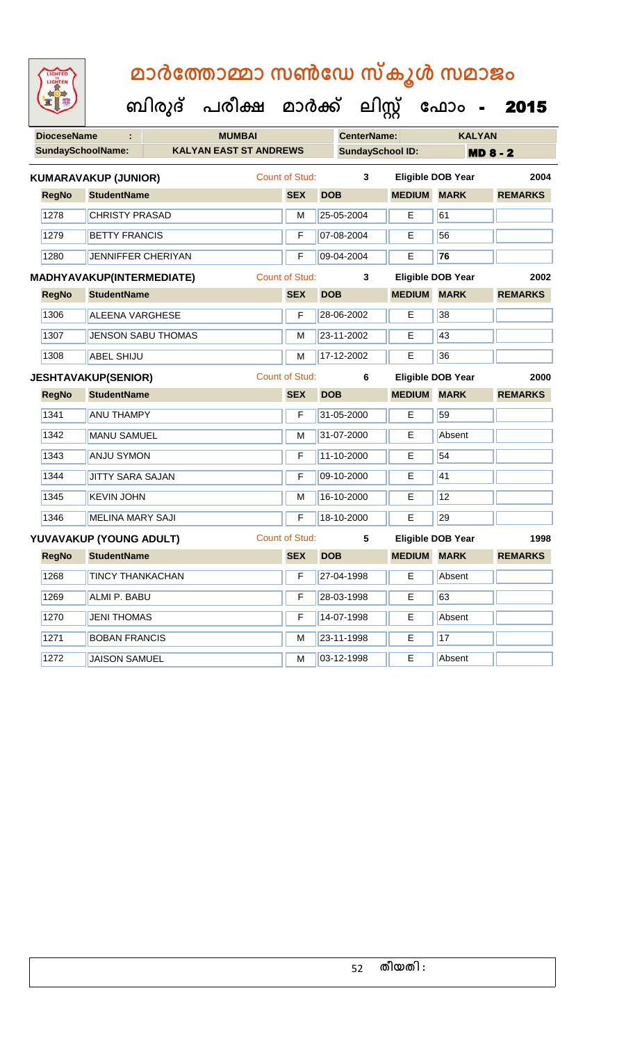# മാർത്തോമ്മാ സൺഡേ സ്കൂൾ സമാജം

**ബിരുദ് പരീക്ഷ മാർക്ക് ലിസ്റ്റ് ഫോം - 2015**

| DioceseName : | MUMBAI | CenterName: | KALYAN |
|---|---|---|---|
| SundaySchoolName: | KALYAN EAST ST ANDREWS | SundaySchool ID: | MD 8 - 2 |

**KUMARAVAKUP (JUNIOR)** Count of Stud: 3 Eligible DOB Year 2004

| RegNo | StudentName | SEX | DOB | MEDIUM | MARK | REMARKS |
|---|---|---|---|---|---|---|
| 1278 | CHRISTY PRASAD | M | 25-05-2004 | E | 61 | |
| 1279 | BETTY FRANCIS | F | 07-08-2004 | E | 56 | |
| 1280 | JENNIFFER CHERIYAN | F | 09-04-2004 | E | 76 | |

**MADHYAVAKUP(INTERMEDIATE)** Count of Stud: 3 Eligible DOB Year 2002

| RegNo | StudentName | SEX | DOB | MEDIUM | MARK | REMARKS |
|---|---|---|---|---|---|---|
| 1306 | ALEENA VARGHESE | F | 28-06-2002 | E | 38 | |
| 1307 | JENSON SABU THOMAS | M | 23-11-2002 | E | 43 | |
| 1308 | ABEL SHIJU | M | 17-12-2002 | E | 36 | |

**JESHTAVAKUP(SENIOR)** Count of Stud: 6 Eligible DOB Year 2000

| RegNo | StudentName | SEX | DOB | MEDIUM | MARK | REMARKS |
|---|---|---|---|---|---|---|
| 1341 | ANU THAMPY | F | 31-05-2000 | E | 59 | |
| 1342 | MANU SAMUEL | M | 31-07-2000 | E | Absent | |
| 1343 | ANJU SYMON | F | 11-10-2000 | E | 54 | |
| 1344 | JITTY SARA SAJAN | F | 09-10-2000 | E | 41 | |
| 1345 | KEVIN JOHN | M | 16-10-2000 | E | 12 | |
| 1346 | MELINA MARY SAJI | F | 18-10-2000 | E | 29 | |

**YUVAVAKUP (YOUNG ADULT)** Count of Stud: 5 Eligible DOB Year 1998

| RegNo | StudentName | SEX | DOB | MEDIUM | MARK | REMARKS |
|---|---|---|---|---|---|---|
| 1268 | TINCY THANKACHAN | F | 27-04-1998 | E | Absent | |
| 1269 | ALMI P. BABU | F | 28-03-1998 | E | 63 | |
| 1270 | JENI THOMAS | F | 14-07-1998 | E | Absent | |
| 1271 | BOBAN FRANCIS | M | 23-11-1998 | E | 17 | |
| 1272 | JAISON SAMUEL | M | 03-12-1998 | E | Absent | |

തീയതി :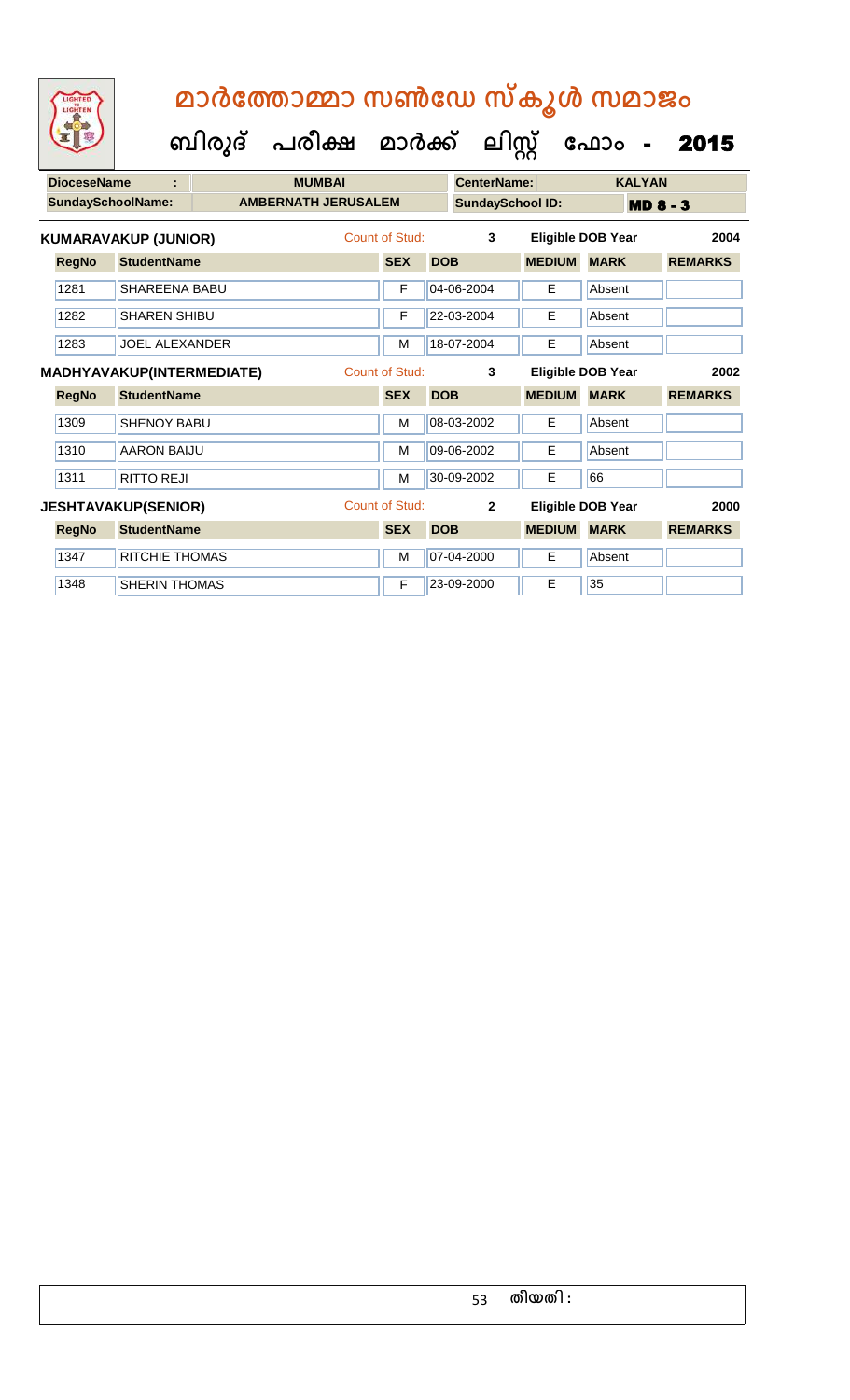# മാർത്തോമ്മാ സൺഡേ സ്കൂൾ സമാജം

## ബിരുദ് പരീക്ഷ മാർക്ക് ലിസ്റ്റ് ഫോം - 2015

| DioceseName : | MUMBAI | CenterName: | KALYAN |
|---|---|---|---|
| SundaySchoolName: | AMBERNATH JERUSALEM | SundaySchool ID: | MD 8 - 3 |

**KUMARAVAKUP (JUNIOR)** Count of Stud: 3 Eligible DOB Year 2004

| RegNo | StudentName | SEX | DOB | MEDIUM | MARK | REMARKS |
|---|---|---|---|---|---|---|
| 1281 | SHAREENA BABU | F | 04-06-2004 | E | Absent | |
| 1282 | SHAREN SHIBU | F | 22-03-2004 | E | Absent | |
| 1283 | JOEL ALEXANDER | M | 18-07-2004 | E | Absent | |

**MADHYAVAKUP(INTERMEDIATE)** Count of Stud: 3 Eligible DOB Year 2002

| RegNo | StudentName | SEX | DOB | MEDIUM | MARK | REMARKS |
|---|---|---|---|---|---|---|
| 1309 | SHENOY BABU | M | 08-03-2002 | E | Absent | |
| 1310 | AARON BAIJU | M | 09-06-2002 | E | Absent | |
| 1311 | RITTO REJI | M | 30-09-2002 | E | 66 | |

**JESHTAVAKUP(SENIOR)** Count of Stud: 2 Eligible DOB Year 2000

| RegNo | StudentName | SEX | DOB | MEDIUM | MARK | REMARKS |
|---|---|---|---|---|---|---|
| 1347 | RITCHIE THOMAS | M | 07-04-2000 | E | Absent | |
| 1348 | SHERIN THOMAS | F | 23-09-2000 | E | 35 | |

തീയതി :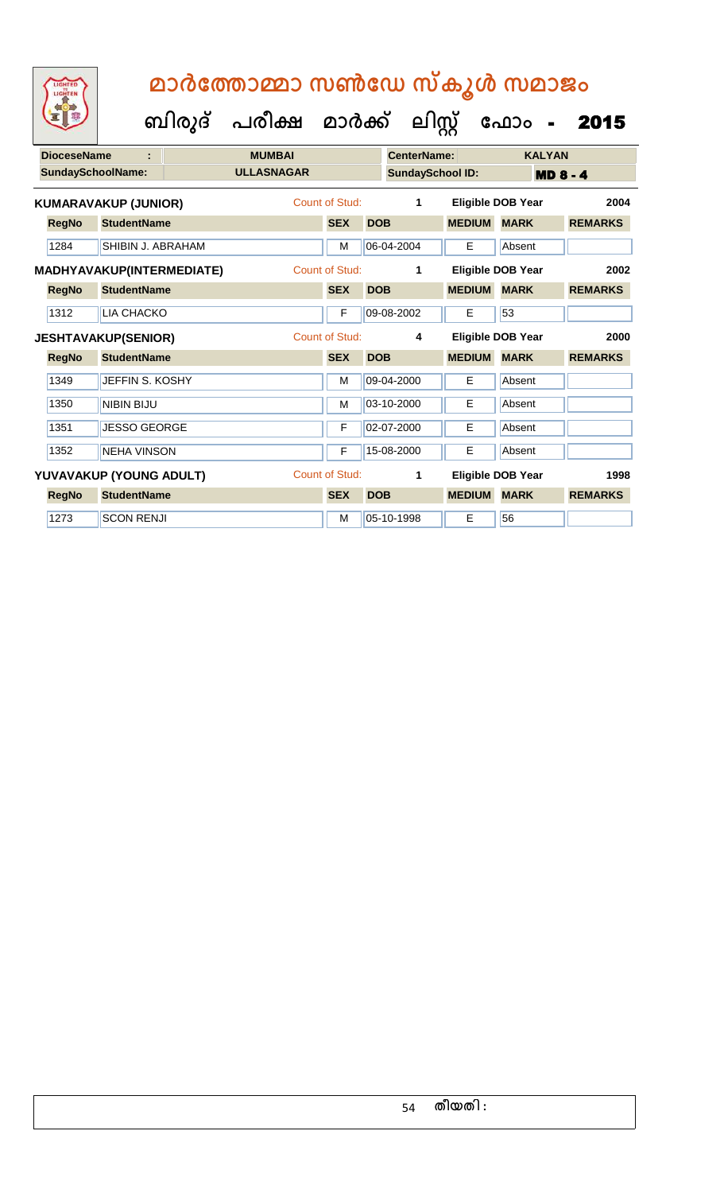# മാർത്തോമ്മാ സൺഡേ സ്കൂൾ സമാജം

## ബിരുദ് പരീക്ഷ മാർക്ക് ലിസ്റ്റ് ഫോം - 2015

| DioceseName : | MUMBAI | CenterName: | KALYAN |
|---|---|---|---|
| SundaySchoolName: | ULLASNAGAR | SundaySchool ID: | MD 8 - 4 |

**KUMARAVAKUP (JUNIOR)** Count of Stud: 1 Eligible DOB Year 2004

| RegNo | StudentName | SEX | DOB | MEDIUM | MARK | REMARKS |
|---|---|---|---|---|---|---|
| 1284 | SHIBIN J. ABRAHAM | M | 06-04-2004 | E | Absent | |

**MADHYAVAKUP(INTERMEDIATE)** Count of Stud: 1 Eligible DOB Year 2002

| RegNo | StudentName | SEX | DOB | MEDIUM | MARK | REMARKS |
|---|---|---|---|---|---|---|
| 1312 | LIA CHACKO | F | 09-08-2002 | E | 53 | |

**JESHTAVAKUP(SENIOR)** Count of Stud: 4 Eligible DOB Year 2000

| RegNo | StudentName | SEX | DOB | MEDIUM | MARK | REMARKS |
|---|---|---|---|---|---|---|
| 1349 | JEFFIN S. KOSHY | M | 09-04-2000 | E | Absent | |
| 1350 | NIBIN BIJU | M | 03-10-2000 | E | Absent | |
| 1351 | JESSO GEORGE | F | 02-07-2000 | E | Absent | |
| 1352 | NEHA VINSON | F | 15-08-2000 | E | Absent | |

**YUVAVAKUP (YOUNG ADULT)** Count of Stud: 1 Eligible DOB Year 1998

| RegNo | StudentName | SEX | DOB | MEDIUM | MARK | REMARKS |
|---|---|---|---|---|---|---|
| 1273 | SCON RENJI | M | 05-10-1998 | E | 56 | |

തീയതി :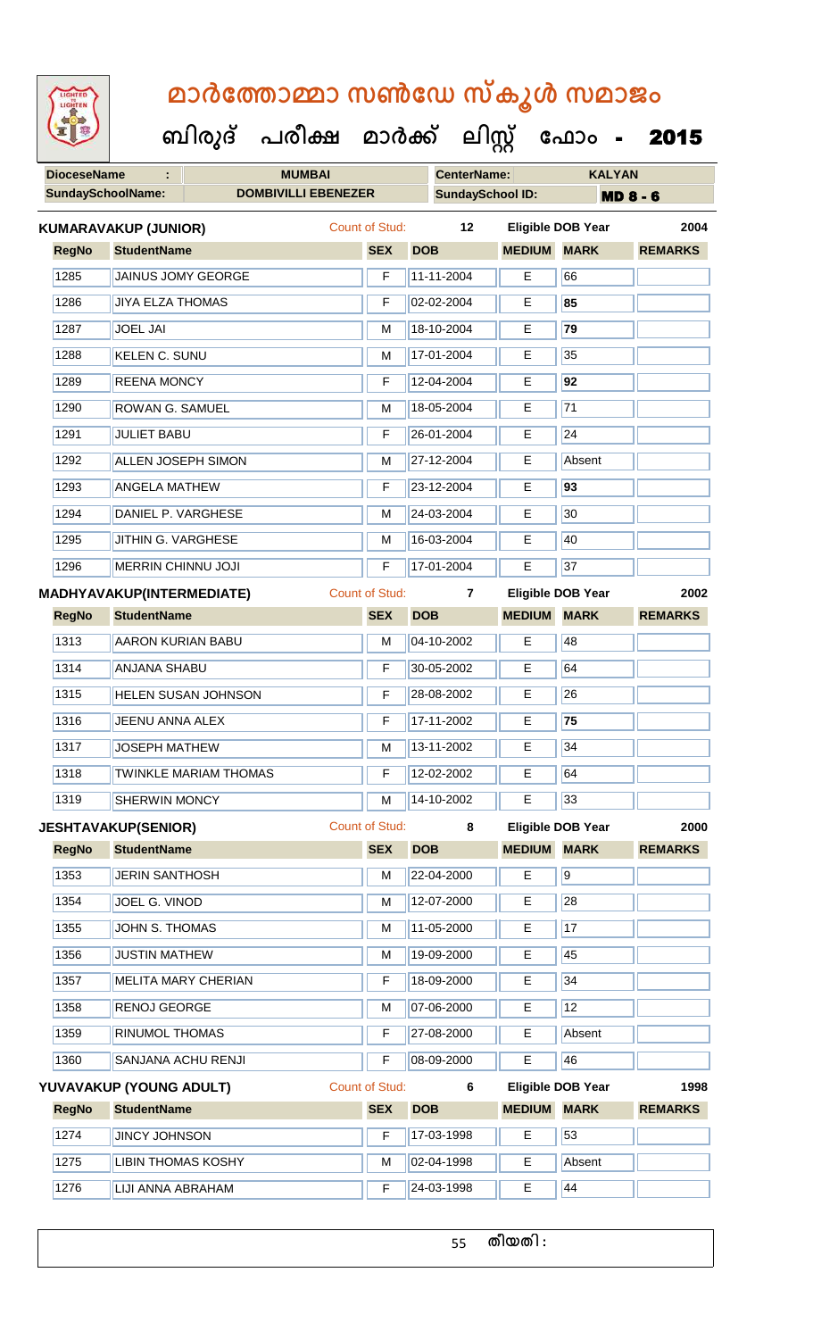# മാർത്തോമ്മാ സൺഡേ സ്കൂൾ സമാജം

**ബിരുദ് പരീക്ഷ മാർക്ക് ലിസ്റ്റ് ഫോം - 2015**

| DioceseName : | MUMBAI | CenterName: | KALYAN |
|---|---|---|---|
| SundaySchoolName: | DOMBIVILLI EBENEZER | SundaySchool ID: | MD 8 - 6 |

**KUMARAVAKUP (JUNIOR)** Count of Stud: 12 Eligible DOB Year 2004

| RegNo | StudentName | SEX | DOB | MEDIUM | MARK | REMARKS |
|---|---|---|---|---|---|---|
| 1285 | JAINUS JOMY GEORGE | F | 11-11-2004 | E | 66 | |
| 1286 | JIYA ELZA THOMAS | F | 02-02-2004 | E | **85** | |
| 1287 | JOEL JAI | M | 18-10-2004 | E | **79** | |
| 1288 | KELEN C. SUNU | M | 17-01-2004 | E | 35 | |
| 1289 | REENA MONCY | F | 12-04-2004 | E | **92** | |
| 1290 | ROWAN G. SAMUEL | M | 18-05-2004 | E | 71 | |
| 1291 | JULIET BABU | F | 26-01-2004 | E | 24 | |
| 1292 | ALLEN JOSEPH SIMON | M | 27-12-2004 | E | Absent | |
| 1293 | ANGELA MATHEW | F | 23-12-2004 | E | **93** | |
| 1294 | DANIEL P. VARGHESE | M | 24-03-2004 | E | 30 | |
| 1295 | JITHIN G. VARGHESE | M | 16-03-2004 | E | 40 | |
| 1296 | MERRIN CHINNU JOJI | F | 17-01-2004 | E | 37 | |

**MADHYAVAKUP(INTERMEDIATE)** Count of Stud: 7 Eligible DOB Year 2002

| RegNo | StudentName | SEX | DOB | MEDIUM | MARK | REMARKS |
|---|---|---|---|---|---|---|
| 1313 | AARON KURIAN BABU | M | 04-10-2002 | E | 48 | |
| 1314 | ANJANA SHABU | F | 30-05-2002 | E | 64 | |
| 1315 | HELEN SUSAN JOHNSON | F | 28-08-2002 | E | 26 | |
| 1316 | JEENU ANNA ALEX | F | 17-11-2002 | E | **75** | |
| 1317 | JOSEPH MATHEW | M | 13-11-2002 | E | 34 | |
| 1318 | TWINKLE MARIAM THOMAS | F | 12-02-2002 | E | 64 | |
| 1319 | SHERWIN MONCY | M | 14-10-2002 | E | 33 | |

**JESHTAVAKUP(SENIOR)** Count of Stud: 8 Eligible DOB Year 2000

| RegNo | StudentName | SEX | DOB | MEDIUM | MARK | REMARKS |
|---|---|---|---|---|---|---|
| 1353 | JERIN SANTHOSH | M | 22-04-2000 | E | 9 | |
| 1354 | JOEL G. VINOD | M | 12-07-2000 | E | 28 | |
| 1355 | JOHN S. THOMAS | M | 11-05-2000 | E | 17 | |
| 1356 | JUSTIN MATHEW | M | 19-09-2000 | E | 45 | |
| 1357 | MELITA MARY CHERIAN | F | 18-09-2000 | E | 34 | |
| 1358 | RENOJ GEORGE | M | 07-06-2000 | E | 12 | |
| 1359 | RINUMOL THOMAS | F | 27-08-2000 | E | Absent | |
| 1360 | SANJANA ACHU RENJI | F | 08-09-2000 | E | 46 | |

**YUVAVAKUP (YOUNG ADULT)** Count of Stud: 6 Eligible DOB Year 1998

| RegNo | StudentName | SEX | DOB | MEDIUM | MARK | REMARKS |
|---|---|---|---|---|---|---|
| 1274 | JINCY JOHNSON | F | 17-03-1998 | E | 53 | |
| 1275 | LIBIN THOMAS KOSHY | M | 02-04-1998 | E | Absent | |
| 1276 | LIJI ANNA ABRAHAM | F | 24-03-1998 | E | 44 | |

തീയതി :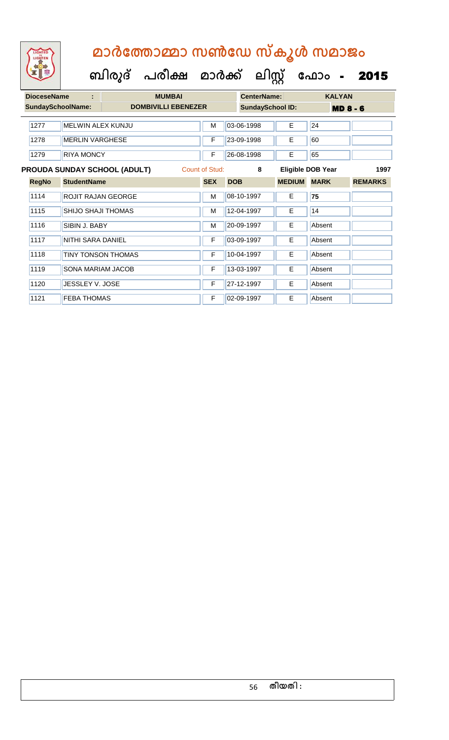# മാർത്തോമ്മാ സൺഡേ സ്കൂൾ സമാജം

## ബിരുദ് പരീക്ഷ മാർക്ക് ലിസ്റ്റ് ഫോം - 2015

| DioceseName : | MUMBAI | CenterName: | KALYAN |
|---|---|---|---|
| SundaySchoolName: | DOMBIVILLI EBENEZER | SundaySchool ID: | MD 8 - 6 |

| RegNo | StudentName | SEX | DOB | MEDIUM | MARK | REMARKS |
|---|---|---|---|---|---|---|
| 1277 | MELWIN ALEX KUNJU | M | 03-06-1998 | E | 24 | |
| 1278 | MERLIN VARGHESE | F | 23-09-1998 | E | 60 | |
| 1279 | RIYA MONCY | F | 26-08-1998 | E | 65 | |

**PROUDA SUNDAY SCHOOL (ADULT)** Count of Stud: 8 Eligible DOB Year 1997

| RegNo | StudentName | SEX | DOB | MEDIUM | MARK | REMARKS |
|---|---|---|---|---|---|---|
| 1114 | ROJIT RAJAN GEORGE | M | 08-10-1997 | E | 75 | |
| 1115 | SHIJO SHAJI THOMAS | M | 12-04-1997 | E | 14 | |
| 1116 | SIBIN J. BABY | M | 20-09-1997 | E | Absent | |
| 1117 | NITHI SARA DANIEL | F | 03-09-1997 | E | Absent | |
| 1118 | TINY TONSON THOMAS | F | 10-04-1997 | E | Absent | |
| 1119 | SONA MARIAM JACOB | F | 13-03-1997 | E | Absent | |
| 1120 | JESSLEY V. JOSE | F | 27-12-1997 | E | Absent | |
| 1121 | FEBA THOMAS | F | 02-09-1997 | E | Absent | |

തീയതി :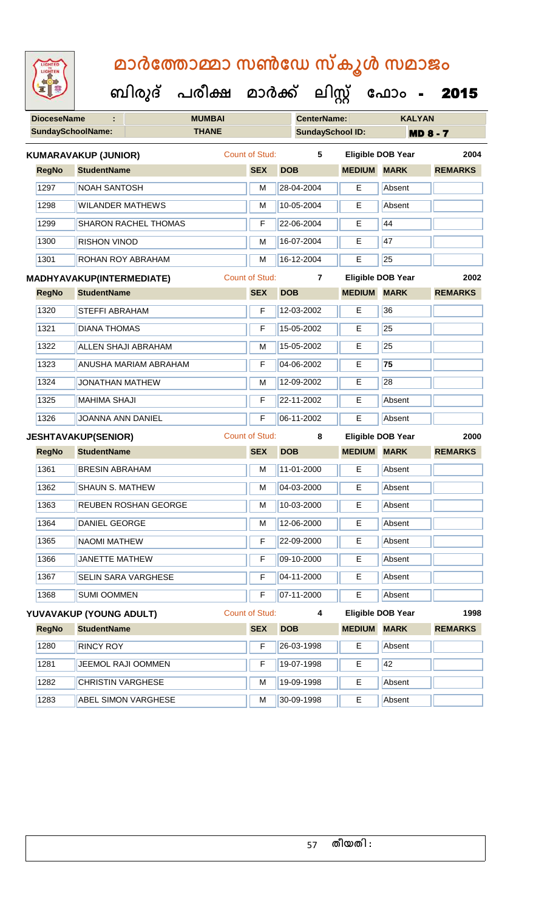# മാർത്തോമ്മാ സൺഡേ സ്കൂൾ സമാജം

## ബിരുദ് പരീക്ഷ മാർക്ക് ലിസ്റ്റ് ഫോം - 2015

**DioceseName :** MUMBAI **CenterName:** KALYAN

**SundaySchoolName:** THANE **SundaySchool ID:** MD 8 - 7

**KUMARAVAKUP (JUNIOR)** Count of Stud: 5 Eligible DOB Year 2004

| RegNo | StudentName | SEX | DOB | MEDIUM | MARK | REMARKS |
|---|---|---|---|---|---|---|
| 1297 | NOAH SANTOSH | M | 28-04-2004 | E | Absent | |
| 1298 | WILANDER MATHEWS | M | 10-05-2004 | E | Absent | |
| 1299 | SHARON RACHEL THOMAS | F | 22-06-2004 | E | 44 | |
| 1300 | RISHON VINOD | M | 16-07-2004 | E | 47 | |
| 1301 | ROHAN ROY ABRAHAM | M | 16-12-2004 | E | 25 | |

**MADHYAVAKUP(INTERMEDIATE)** Count of Stud: 7 Eligible DOB Year 2002

| RegNo | StudentName | SEX | DOB | MEDIUM | MARK | REMARKS |
|---|---|---|---|---|---|---|
| 1320 | STEFFI ABRAHAM | F | 12-03-2002 | E | 36 | |
| 1321 | DIANA THOMAS | F | 15-05-2002 | E | 25 | |
| 1322 | ALLEN SHAJI ABRAHAM | M | 15-05-2002 | E | 25 | |
| 1323 | ANUSHA MARIAM ABRAHAM | F | 04-06-2002 | E | **75** | |
| 1324 | JONATHAN MATHEW | M | 12-09-2002 | E | 28 | |
| 1325 | MAHIMA SHAJI | F | 22-11-2002 | E | Absent | |
| 1326 | JOANNA ANN DANIEL | F | 06-11-2002 | E | Absent | |

**JESHTAVAKUP(SENIOR)** Count of Stud: 8 Eligible DOB Year 2000

| RegNo | StudentName | SEX | DOB | MEDIUM | MARK | REMARKS |
|---|---|---|---|---|---|---|
| 1361 | BRESIN ABRAHAM | M | 11-01-2000 | E | Absent | |
| 1362 | SHAUN S. MATHEW | M | 04-03-2000 | E | Absent | |
| 1363 | REUBEN ROSHAN GEORGE | M | 10-03-2000 | E | Absent | |
| 1364 | DANIEL GEORGE | M | 12-06-2000 | E | Absent | |
| 1365 | NAOMI MATHEW | F | 22-09-2000 | E | Absent | |
| 1366 | JANETTE MATHEW | F | 09-10-2000 | E | Absent | |
| 1367 | SELIN SARA VARGHESE | F | 04-11-2000 | E | Absent | |
| 1368 | SUMI OOMMEN | F | 07-11-2000 | E | Absent | |

**YUVAVAKUP (YOUNG ADULT)** Count of Stud: 4 Eligible DOB Year 1998

| RegNo | StudentName | SEX | DOB | MEDIUM | MARK | REMARKS |
|---|---|---|---|---|---|---|
| 1280 | RINCY ROY | F | 26-03-1998 | E | Absent | |
| 1281 | JEEMOL RAJI OOMMEN | F | 19-07-1998 | E | 42 | |
| 1282 | CHRISTIN VARGHESE | M | 19-09-1998 | E | Absent | |
| 1283 | ABEL SIMON VARGHESE | M | 30-09-1998 | E | Absent | |

തീയതി :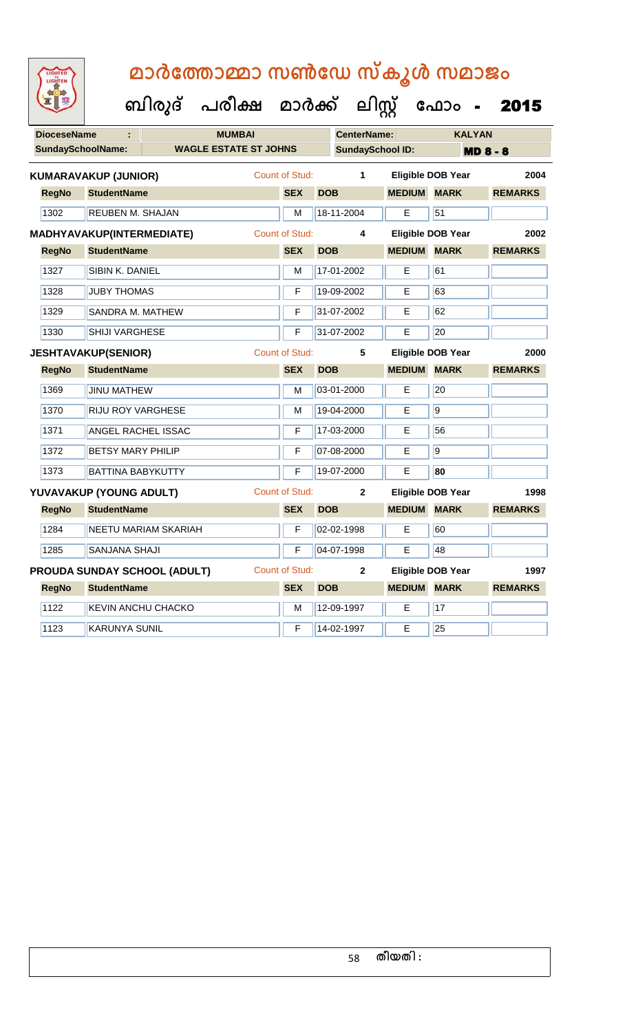# മാർത്തോമ്മാ സൺഡേ സ്കൂൾ സമാജം

**ബിരുദ് പരീക്ഷ മാർക്ക് ലിസ്റ്റ് ഫോം - 2015**

| DioceseName : | MUMBAI | CenterName: | KALYAN |
|---|---|---|---|
| SundaySchoolName: | WAGLE ESTATE ST JOHNS | SundaySchool ID: | MD 8 - 8 |

**KUMARAVAKUP (JUNIOR)** Count of Stud: 1 Eligible DOB Year 2004

| RegNo | StudentName | SEX | DOB | MEDIUM | MARK | REMARKS |
|---|---|---|---|---|---|---|
| 1302 | REUBEN M. SHAJAN | M | 18-11-2004 | E | 51 | |

**MADHYAVAKUP(INTERMEDIATE)** Count of Stud: 4 Eligible DOB Year 2002

| RegNo | StudentName | SEX | DOB | MEDIUM | MARK | REMARKS |
|---|---|---|---|---|---|---|
| 1327 | SIBIN K. DANIEL | M | 17-01-2002 | E | 61 | |
| 1328 | JUBY THOMAS | F | 19-09-2002 | E | 63 | |
| 1329 | SANDRA M. MATHEW | F | 31-07-2002 | E | 62 | |
| 1330 | SHIJI VARGHESE | F | 31-07-2002 | E | 20 | |

**JESHTAVAKUP(SENIOR)** Count of Stud: 5 Eligible DOB Year 2000

| RegNo | StudentName | SEX | DOB | MEDIUM | MARK | REMARKS |
|---|---|---|---|---|---|---|
| 1369 | JINU MATHEW | M | 03-01-2000 | E | 20 | |
| 1370 | RIJU ROY VARGHESE | M | 19-04-2000 | E | 9 | |
| 1371 | ANGEL RACHEL ISSAC | F | 17-03-2000 | E | 56 | |
| 1372 | BETSY MARY PHILIP | F | 07-08-2000 | E | 9 | |
| 1373 | BATTINA BABYKUTTY | F | 19-07-2000 | E | **80** | |

**YUVAVAKUP (YOUNG ADULT)** Count of Stud: 2 Eligible DOB Year 1998

| RegNo | StudentName | SEX | DOB | MEDIUM | MARK | REMARKS |
|---|---|---|---|---|---|---|
| 1284 | NEETU MARIAM SKARIAH | F | 02-02-1998 | E | 60 | |
| 1285 | SANJANA SHAJI | F | 04-07-1998 | E | 48 | |

**PROUDA SUNDAY SCHOOL (ADULT)** Count of Stud: 2 Eligible DOB Year 1997

| RegNo | StudentName | SEX | DOB | MEDIUM | MARK | REMARKS |
|---|---|---|---|---|---|---|
| 1122 | KEVIN ANCHU CHACKO | M | 12-09-1997 | E | 17 | |
| 1123 | KARUNYA SUNIL | F | 14-02-1997 | E | 25 | |

തീയതി :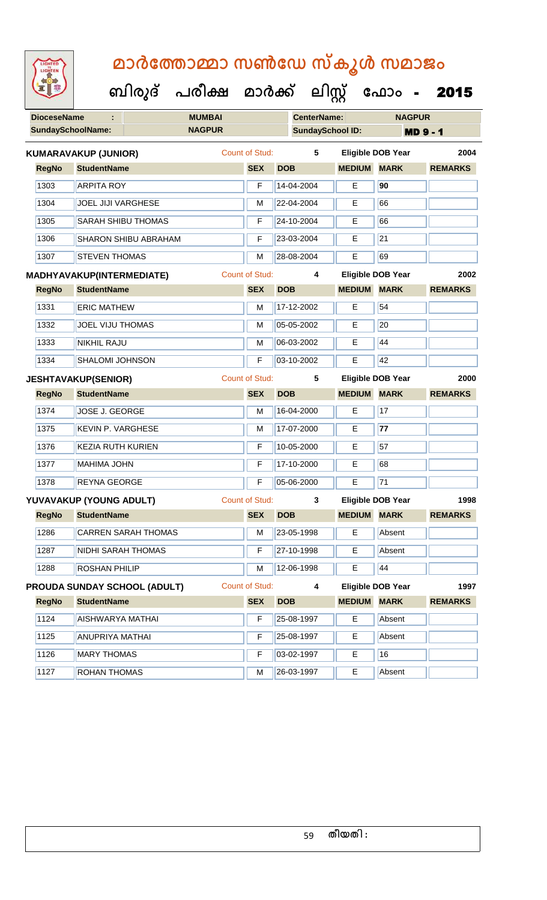# മാർത്തോമ്മാ സൺഡേ സ്കൂൾ സമാജം

## ബിരുദ് പരീക്ഷ മാർക്ക് ലിസ്റ്റ് ഫോം - 2015

| | | | |
|---|---|---|---|
| **DioceseName** : | **MUMBAI** | **CenterName:** | **NAGPUR** |
| **SundaySchoolName:** | **NAGPUR** | **SundaySchool ID:** | **MD 9 - 1** |

**KUMARAVAKUP (JUNIOR)** Count of Stud: **5** **Eligible DOB Year** **2004**

| RegNo | StudentName | SEX | DOB | MEDIUM | MARK | REMARKS |
|---|---|---|---|---|---|---|
| 1303 | ARPITA ROY | F | 14-04-2004 | E | **90** | |
| 1304 | JOEL JIJI VARGHESE | M | 22-04-2004 | E | 66 | |
| 1305 | SARAH SHIBU THOMAS | F | 24-10-2004 | E | 66 | |
| 1306 | SHARON SHIBU ABRAHAM | F | 23-03-2004 | E | 21 | |
| 1307 | STEVEN THOMAS | M | 28-08-2004 | E | 69 | |

**MADHYAVAKUP(INTERMEDIATE)** Count of Stud: **4** **Eligible DOB Year** **2002**

| RegNo | StudentName | SEX | DOB | MEDIUM | MARK | REMARKS |
|---|---|---|---|---|---|---|
| 1331 | ERIC MATHEW | M | 17-12-2002 | E | 54 | |
| 1332 | JOEL VIJU THOMAS | M | 05-05-2002 | E | 20 | |
| 1333 | NIKHIL RAJU | M | 06-03-2002 | E | 44 | |
| 1334 | SHALOMI JOHNSON | F | 03-10-2002 | E | 42 | |

**JESHTAVAKUP(SENIOR)** Count of Stud: **5** **Eligible DOB Year** **2000**

| RegNo | StudentName | SEX | DOB | MEDIUM | MARK | REMARKS |
|---|---|---|---|---|---|---|
| 1374 | JOSE J. GEORGE | M | 16-04-2000 | E | 17 | |
| 1375 | KEVIN P. VARGHESE | M | 17-07-2000 | E | **77** | |
| 1376 | KEZIA RUTH KURIEN | F | 10-05-2000 | E | 57 | |
| 1377 | MAHIMA JOHN | F | 17-10-2000 | E | 68 | |
| 1378 | REYNA GEORGE | F | 05-06-2000 | E | 71 | |

**YUVAVAKUP (YOUNG ADULT)** Count of Stud: **3** **Eligible DOB Year** **1998**

| RegNo | StudentName | SEX | DOB | MEDIUM | MARK | REMARKS |
|---|---|---|---|---|---|---|
| 1286 | CARREN SARAH THOMAS | M | 23-05-1998 | E | Absent | |
| 1287 | NIDHI SARAH THOMAS | F | 27-10-1998 | E | Absent | |
| 1288 | ROSHAN PHILIP | M | 12-06-1998 | E | 44 | |

**PROUDA SUNDAY SCHOOL (ADULT)** Count of Stud: **4** **Eligible DOB Year** **1997**

| RegNo | StudentName | SEX | DOB | MEDIUM | MARK | REMARKS |
|---|---|---|---|---|---|---|
| 1124 | AISHWARYA MATHAI | F | 25-08-1997 | E | Absent | |
| 1125 | ANUPRIYA MATHAI | F | 25-08-1997 | E | Absent | |
| 1126 | MARY THOMAS | F | 03-02-1997 | E | 16 | |
| 1127 | ROHAN THOMAS | M | 26-03-1997 | E | Absent | |

തീയതി :